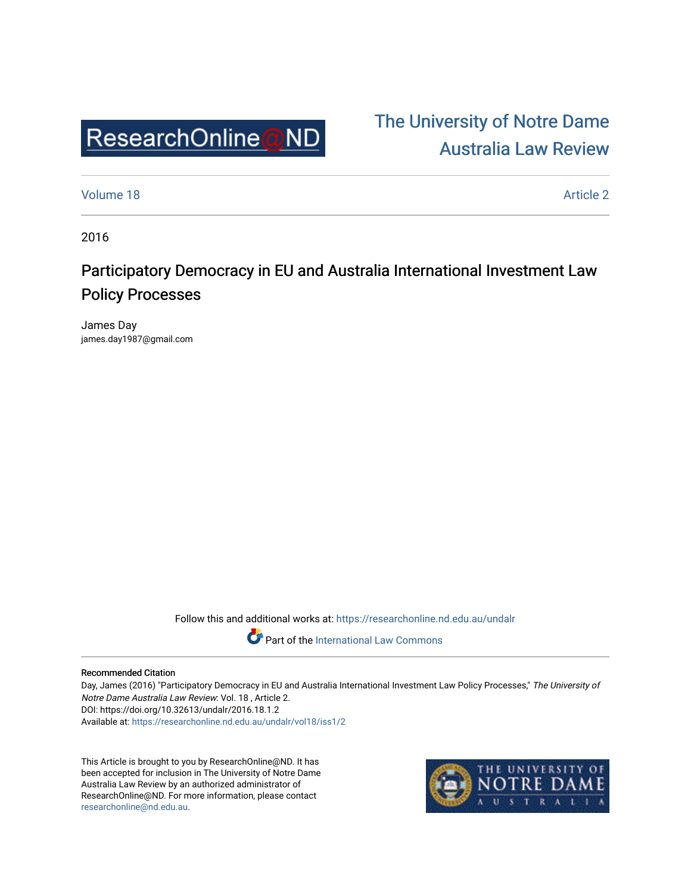ResearchOnline@ND

The University of Notre Dame Australia Law Review

Volume 18

Article 2

2016

# Participatory Democracy in EU and Australia International Investment Law Policy Processes

James Day
james.day1987@gmail.com

Follow this and additional works at: https://researchonline.nd.edu.au/undalr

Part of the International Law Commons

**Recommended Citation**

Day, James (2016) "Participatory Democracy in EU and Australia International Investment Law Policy Processes," *The University of Notre Dame Australia Law Review*: Vol. 18 , Article 2.
DOI: https://doi.org/10.32613/undalr/2016.18.1.2
Available at: https://researchonline.nd.edu.au/undalr/vol18/iss1/2

This Article is brought to you by ResearchOnline@ND. It has been accepted for inclusion in The University of Notre Dame Australia Law Review by an authorized administrator of ResearchOnline@ND. For more information, please contact researchonline@nd.edu.au.

THE UNIVERSITY OF NOTRE DAME AUSTRALIA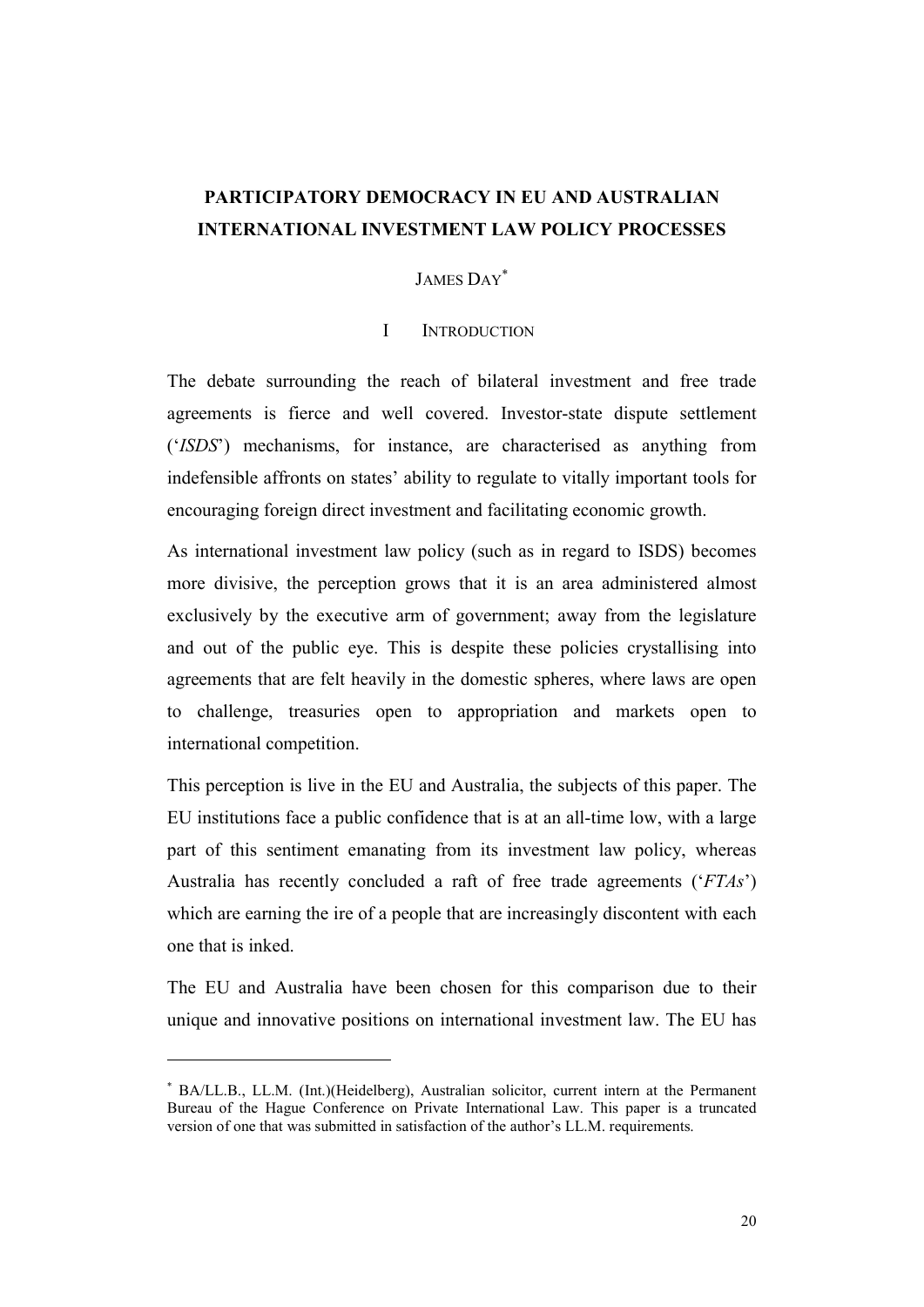# PARTICIPATORY DEMOCRACY IN EU AND AUSTRALIAN INTERNATIONAL INVESTMENT LAW POLICY PROCESSES

JAMES DAY[*]

## I INTRODUCTION

The debate surrounding the reach of bilateral investment and free trade agreements is fierce and well covered. Investor-state dispute settlement ('*ISDS*') mechanisms, for instance, are characterised as anything from indefensible affronts on states' ability to regulate to vitally important tools for encouraging foreign direct investment and facilitating economic growth.

As international investment law policy (such as in regard to ISDS) becomes more divisive, the perception grows that it is an area administered almost exclusively by the executive arm of government; away from the legislature and out of the public eye. This is despite these policies crystallising into agreements that are felt heavily in the domestic spheres, where laws are open to challenge, treasuries open to appropriation and markets open to international competition.

This perception is live in the EU and Australia, the subjects of this paper. The EU institutions face a public confidence that is at an all-time low, with a large part of this sentiment emanating from its investment law policy, whereas Australia has recently concluded a raft of free trade agreements ('*FTAs*') which are earning the ire of a people that are increasingly discontent with each one that is inked.

The EU and Australia have been chosen for this comparison due to their unique and innovative positions on international investment law. The EU has

[*] BA/LL.B., LL.M. (Int.)(Heidelberg), Australian solicitor, current intern at the Permanent Bureau of the Hague Conference on Private International Law. This paper is a truncated version of one that was submitted in satisfaction of the author's LL.M. requirements.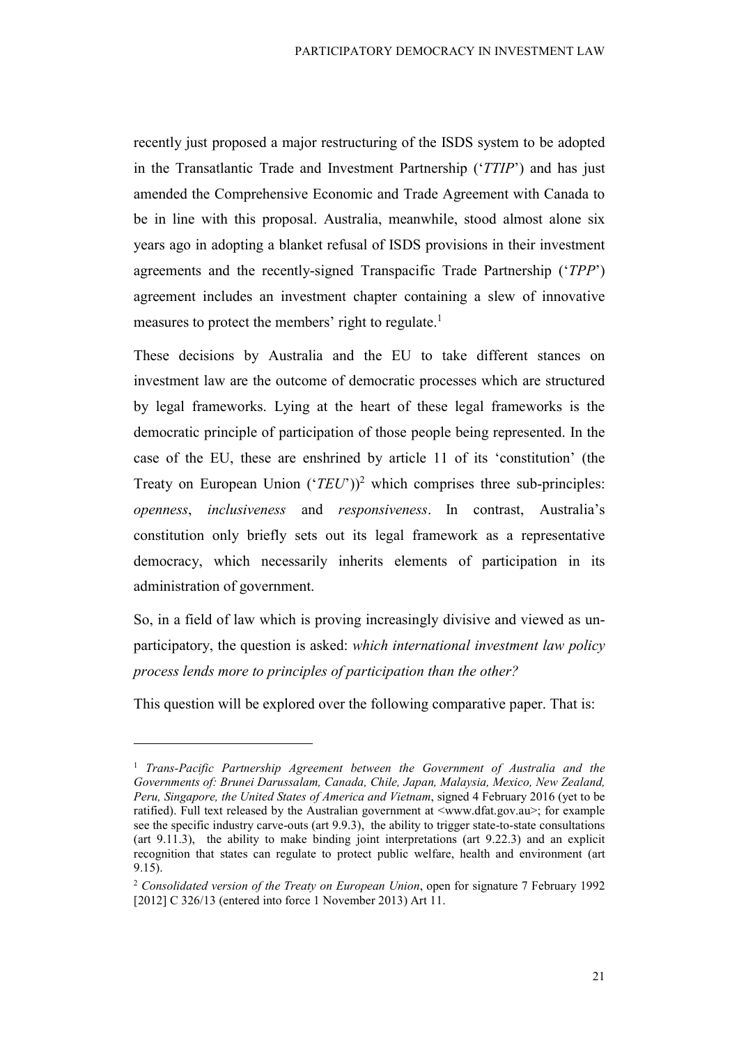recently just proposed a major restructuring of the ISDS system to be adopted in the Transatlantic Trade and Investment Partnership ('*TTIP*') and has just amended the Comprehensive Economic and Trade Agreement with Canada to be in line with this proposal. Australia, meanwhile, stood almost alone six years ago in adopting a blanket refusal of ISDS provisions in their investment agreements and the recently-signed Transpacific Trade Partnership ('*TPP*') agreement includes an investment chapter containing a slew of innovative measures to protect the members' right to regulate.[1]

These decisions by Australia and the EU to take different stances on investment law are the outcome of democratic processes which are structured by legal frameworks. Lying at the heart of these legal frameworks is the democratic principle of participation of those people being represented. In the case of the EU, these are enshrined by article 11 of its 'constitution' (the Treaty on European Union ('*TEU*'))[2] which comprises three sub-principles: *openness*, *inclusiveness* and *responsiveness*. In contrast, Australia's constitution only briefly sets out its legal framework as a representative democracy, which necessarily inherits elements of participation in its administration of government.

So, in a field of law which is proving increasingly divisive and viewed as un-participatory, the question is asked: *which international investment law policy process lends more to principles of participation than the other?*

This question will be explored over the following comparative paper. That is:

---

[1] *Trans-Pacific Partnership Agreement between the Government of Australia and the Governments of: Brunei Darussalam, Canada, Chile, Japan, Malaysia, Mexico, New Zealand, Peru, Singapore, the United States of America and Vietnam*, signed 4 February 2016 (yet to be ratified). Full text released by the Australian government at <www.dfat.gov.au>; for example see the specific industry carve-outs (art 9.9.3), the ability to trigger state-to-state consultations (art 9.11.3), the ability to make binding joint interpretations (art 9.22.3) and an explicit recognition that states can regulate to protect public welfare, health and environment (art 9.15).

[2] *Consolidated version of the Treaty on European Union*, open for signature 7 February 1992 [2012] C 326/13 (entered into force 1 November 2013) Art 11.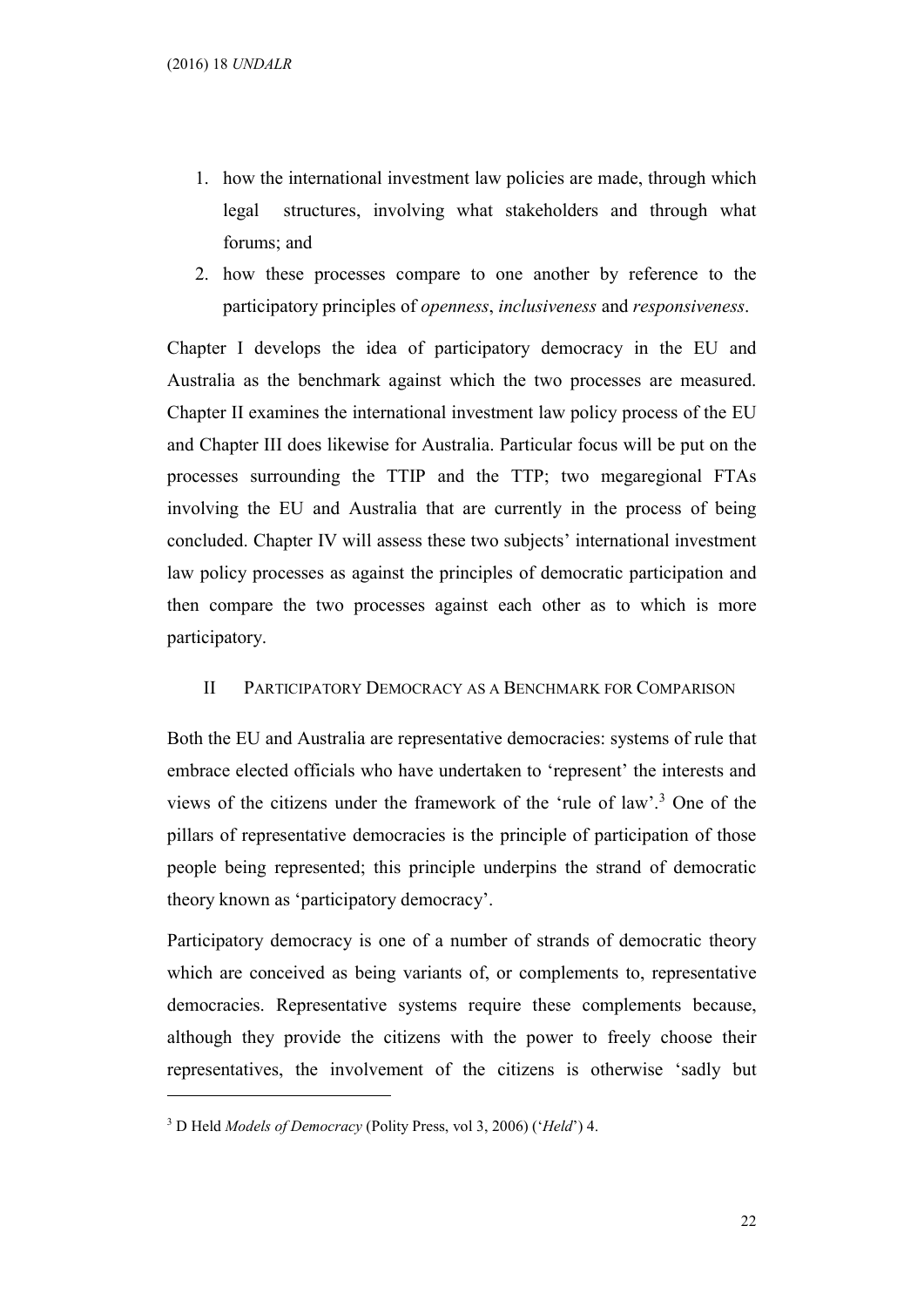1. how the international investment law policies are made, through which legal structures, involving what stakeholders and through what forums; and
2. how these processes compare to one another by reference to the participatory principles of *openness*, *inclusiveness* and *responsiveness*.

Chapter I develops the idea of participatory democracy in the EU and Australia as the benchmark against which the two processes are measured. Chapter II examines the international investment law policy process of the EU and Chapter III does likewise for Australia. Particular focus will be put on the processes surrounding the TTIP and the TTP; two megaregional FTAs involving the EU and Australia that are currently in the process of being concluded. Chapter IV will assess these two subjects' international investment law policy processes as against the principles of democratic participation and then compare the two processes against each other as to which is more participatory.

## II PARTICIPATORY DEMOCRACY AS A BENCHMARK FOR COMPARISON

Both the EU and Australia are representative democracies: systems of rule that embrace elected officials who have undertaken to 'represent' the interests and views of the citizens under the framework of the 'rule of law'.[3] One of the pillars of representative democracies is the principle of participation of those people being represented; this principle underpins the strand of democratic theory known as 'participatory democracy'.

Participatory democracy is one of a number of strands of democratic theory which are conceived as being variants of, or complements to, representative democracies. Representative systems require these complements because, although they provide the citizens with the power to freely choose their representatives, the involvement of the citizens is otherwise 'sadly but

---

[3] D Held *Models of Democracy* (Polity Press, vol 3, 2006) ('*Held*') 4.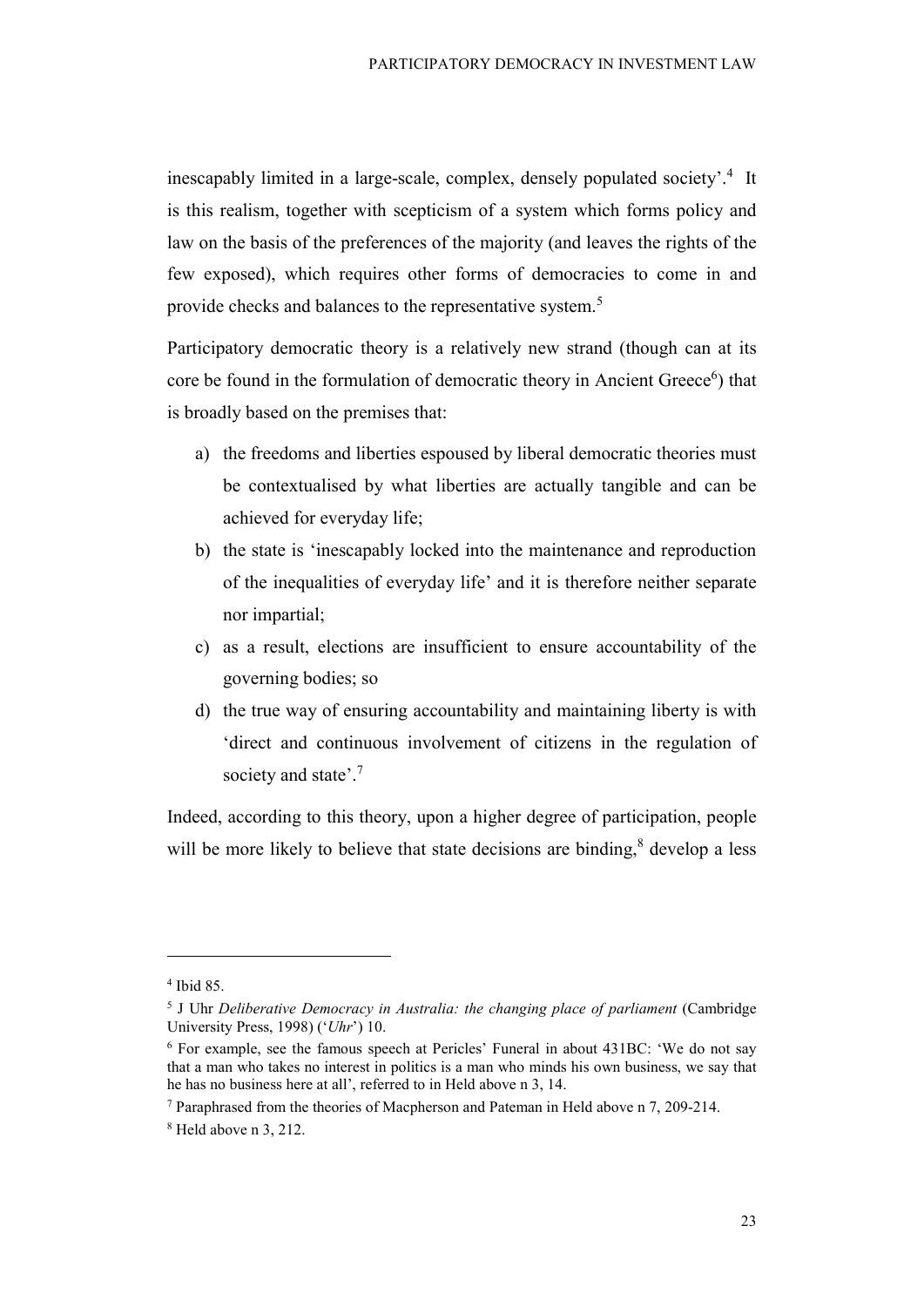inescapably limited in a large-scale, complex, densely populated society'.[4] It is this realism, together with scepticism of a system which forms policy and law on the basis of the preferences of the majority (and leaves the rights of the few exposed), which requires other forms of democracies to come in and provide checks and balances to the representative system.[5]

Participatory democratic theory is a relatively new strand (though can at its core be found in the formulation of democratic theory in Ancient Greece[6]) that is broadly based on the premises that:

a) the freedoms and liberties espoused by liberal democratic theories must be contextualised by what liberties are actually tangible and can be achieved for everyday life;
b) the state is 'inescapably locked into the maintenance and reproduction of the inequalities of everyday life' and it is therefore neither separate nor impartial;
c) as a result, elections are insufficient to ensure accountability of the governing bodies; so
d) the true way of ensuring accountability and maintaining liberty is with 'direct and continuous involvement of citizens in the regulation of society and state'.[7]

Indeed, according to this theory, upon a higher degree of participation, people will be more likely to believe that state decisions are binding,[8] develop a less

---

[4] Ibid 85.

[5] J Uhr *Deliberative Democracy in Australia: the changing place of parliament* (Cambridge University Press, 1998) ('*Uhr*') 10.

[6] For example, see the famous speech at Pericles' Funeral in about 431BC: 'We do not say that a man who takes no interest in politics is a man who minds his own business, we say that he has no business here at all', referred to in Held above n 3, 14.

[7] Paraphrased from the theories of Macpherson and Pateman in Held above n 7, 209-214.

[8] Held above n 3, 212.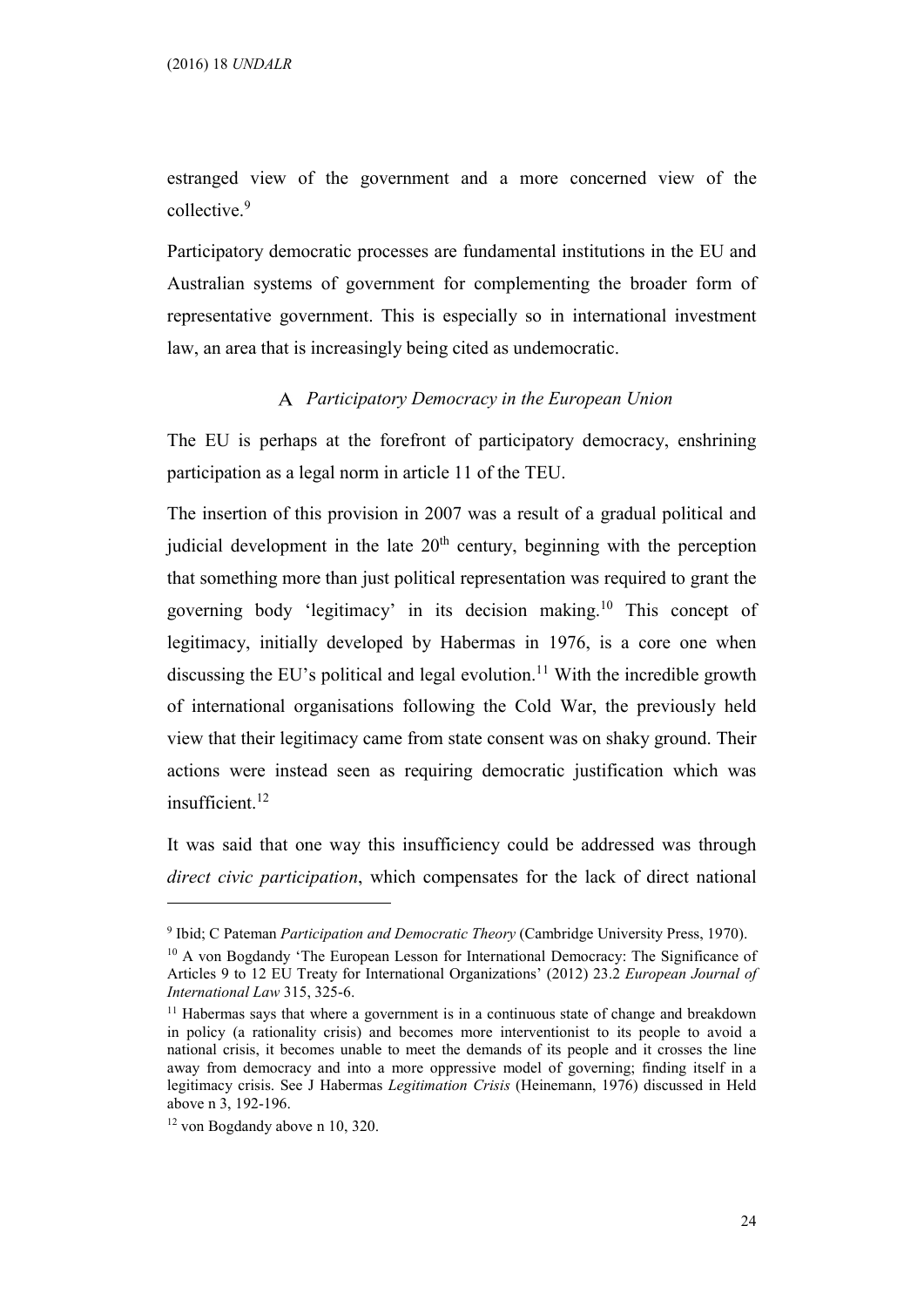estranged view of the government and a more concerned view of the collective.[9]

Participatory democratic processes are fundamental institutions in the EU and Australian systems of government for complementing the broader form of representative government. This is especially so in international investment law, an area that is increasingly being cited as undemocratic.

### A *Participatory Democracy in the European Union*

The EU is perhaps at the forefront of participatory democracy, enshrining participation as a legal norm in article 11 of the TEU.

The insertion of this provision in 2007 was a result of a gradual political and judicial development in the late 20th century, beginning with the perception that something more than just political representation was required to grant the governing body 'legitimacy' in its decision making.[10] This concept of legitimacy, initially developed by Habermas in 1976, is a core one when discussing the EU's political and legal evolution.[11] With the incredible growth of international organisations following the Cold War, the previously held view that their legitimacy came from state consent was on shaky ground. Their actions were instead seen as requiring democratic justification which was insufficient.[12]

It was said that one way this insufficiency could be addressed was through *direct civic participation*, which compensates for the lack of direct national

---

[9] Ibid; C Pateman *Participation and Democratic Theory* (Cambridge University Press, 1970).

[10] A von Bogdandy 'The European Lesson for International Democracy: The Significance of Articles 9 to 12 EU Treaty for International Organizations' (2012) 23.2 *European Journal of International Law* 315, 325-6.

[11] Habermas says that where a government is in a continuous state of change and breakdown in policy (a rationality crisis) and becomes more interventionist to its people to avoid a national crisis, it becomes unable to meet the demands of its people and it crosses the line away from democracy and into a more oppressive model of governing; finding itself in a legitimacy crisis. See J Habermas *Legitimation Crisis* (Heinemann, 1976) discussed in Held above n 3, 192-196.

[12] von Bogdandy above n 10, 320.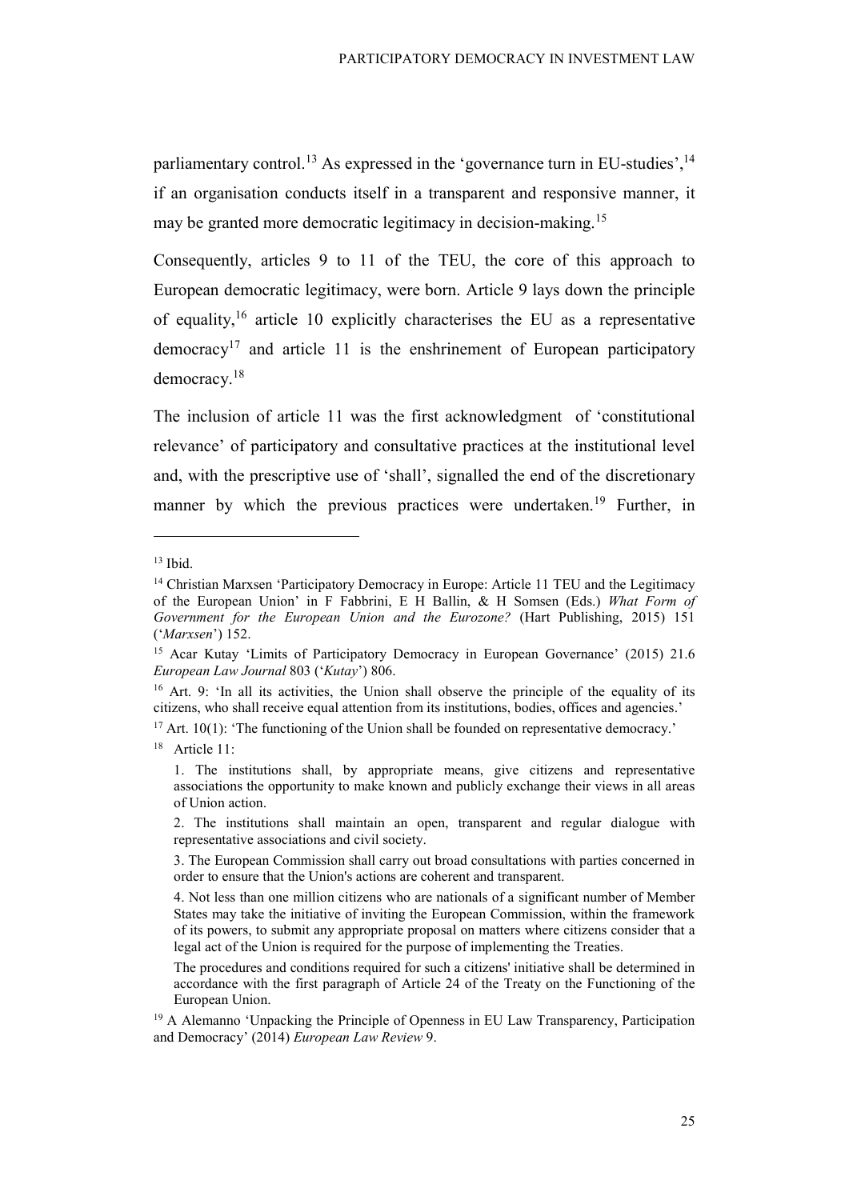parliamentary control.[13] As expressed in the 'governance turn in EU-studies',[14] if an organisation conducts itself in a transparent and responsive manner, it may be granted more democratic legitimacy in decision-making.[15]

Consequently, articles 9 to 11 of the TEU, the core of this approach to European democratic legitimacy, were born. Article 9 lays down the principle of equality,[16] article 10 explicitly characterises the EU as a representative democracy[17] and article 11 is the enshrinement of European participatory democracy.[18]

The inclusion of article 11 was the first acknowledgment of 'constitutional relevance' of participatory and consultative practices at the institutional level and, with the prescriptive use of 'shall', signalled the end of the discretionary manner by which the previous practices were undertaken.[19] Further, in

---

[13] Ibid.

[14] Christian Marxsen 'Participatory Democracy in Europe: Article 11 TEU and the Legitimacy of the European Union' in F Fabbrini, E H Ballin, & H Somsen (Eds.) *What Form of Government for the European Union and the Eurozone?* (Hart Publishing, 2015) 151 ('*Marxsen*') 152.

[15] Acar Kutay 'Limits of Participatory Democracy in European Governance' (2015) 21.6 *European Law Journal* 803 ('*Kutay*') 806.

[16] Art. 9: 'In all its activities, the Union shall observe the principle of the equality of its citizens, who shall receive equal attention from its institutions, bodies, offices and agencies.'

[17] Art. 10(1): 'The functioning of the Union shall be founded on representative democracy.'

[18] Article 11:

> 1. The institutions shall, by appropriate means, give citizens and representative associations the opportunity to make known and publicly exchange their views in all areas of Union action.
>
> 2. The institutions shall maintain an open, transparent and regular dialogue with representative associations and civil society.
>
> 3. The European Commission shall carry out broad consultations with parties concerned in order to ensure that the Union's actions are coherent and transparent.
>
> 4. Not less than one million citizens who are nationals of a significant number of Member States may take the initiative of inviting the European Commission, within the framework of its powers, to submit any appropriate proposal on matters where citizens consider that a legal act of the Union is required for the purpose of implementing the Treaties.
>
> The procedures and conditions required for such a citizens' initiative shall be determined in accordance with the first paragraph of Article 24 of the Treaty on the Functioning of the European Union.

[19] A Alemanno 'Unpacking the Principle of Openness in EU Law Transparency, Participation and Democracy' (2014) *European Law Review* 9.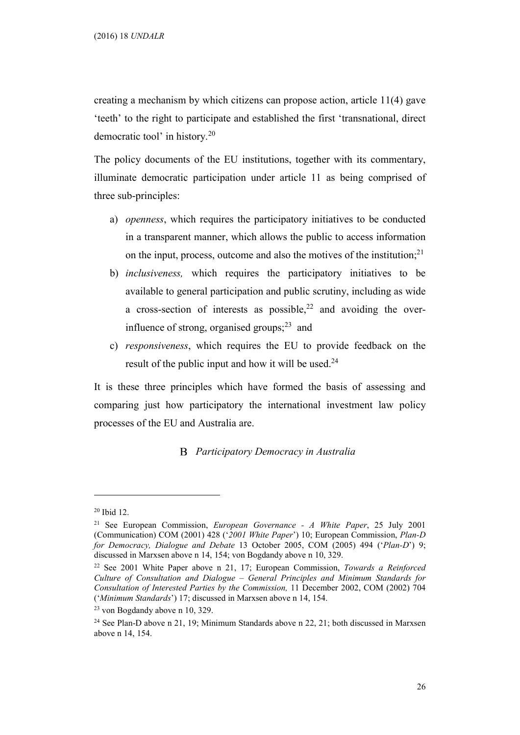creating a mechanism by which citizens can propose action, article 11(4) gave 'teeth' to the right to participate and established the first 'transnational, direct democratic tool' in history.[20]

The policy documents of the EU institutions, together with its commentary, illuminate democratic participation under article 11 as being comprised of three sub-principles:

a) *openness*, which requires the participatory initiatives to be conducted in a transparent manner, which allows the public to access information on the input, process, outcome and also the motives of the institution;[21]
b) *inclusiveness,* which requires the participatory initiatives to be available to general participation and public scrutiny, including as wide a cross-section of interests as possible,[22] and avoiding the over-influence of strong, organised groups;[23] and
c) *responsiveness*, which requires the EU to provide feedback on the result of the public input and how it will be used.[24]

It is these three principles which have formed the basis of assessing and comparing just how participatory the international investment law policy processes of the EU and Australia are.

## B *Participatory Democracy in Australia*

---

[20] Ibid 12.

[21] See European Commission, *European Governance - A White Paper*, 25 July 2001 (Communication) COM (2001) 428 ('*2001 White Paper*') 10; European Commission, *Plan-D for Democracy, Dialogue and Debate* 13 October 2005, COM (2005) 494 ('*Plan-D*') 9; discussed in Marxsen above n 14, 154; von Bogdandy above n 10, 329.

[22] See 2001 White Paper above n 21, 17; European Commission, *Towards a Reinforced Culture of Consultation and Dialogue – General Principles and Minimum Standards for Consultation of Interested Parties by the Commission,* 11 December 2002, COM (2002) 704 ('*Minimum Standards*') 17; discussed in Marxsen above n 14, 154.

[23] von Bogdandy above n 10, 329.

[24] See Plan-D above n 21, 19; Minimum Standards above n 22, 21; both discussed in Marxsen above n 14, 154.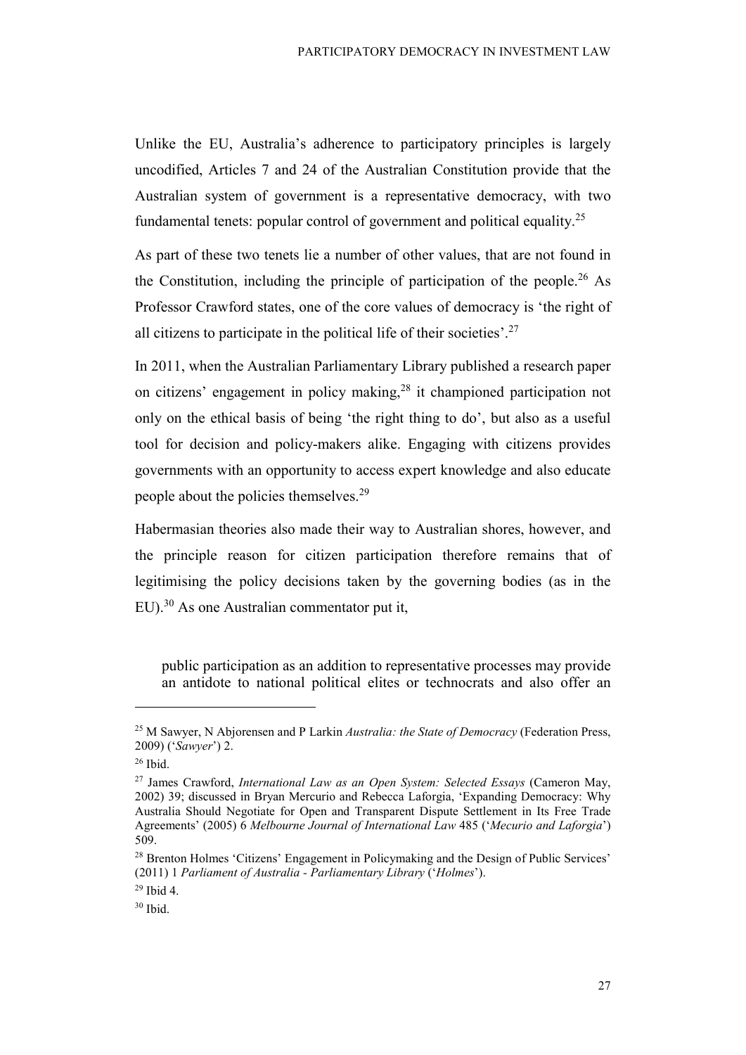Unlike the EU, Australia's adherence to participatory principles is largely uncodified, Articles 7 and 24 of the Australian Constitution provide that the Australian system of government is a representative democracy, with two fundamental tenets: popular control of government and political equality.[25]

As part of these two tenets lie a number of other values, that are not found in the Constitution, including the principle of participation of the people.[26] As Professor Crawford states, one of the core values of democracy is 'the right of all citizens to participate in the political life of their societies'.[27]

In 2011, when the Australian Parliamentary Library published a research paper on citizens' engagement in policy making,[28] it championed participation not only on the ethical basis of being 'the right thing to do', but also as a useful tool for decision and policy-makers alike. Engaging with citizens provides governments with an opportunity to access expert knowledge and also educate people about the policies themselves.[29]

Habermasian theories also made their way to Australian shores, however, and the principle reason for citizen participation therefore remains that of legitimising the policy decisions taken by the governing bodies (as in the EU).[30] As one Australian commentator put it,

> public participation as an addition to representative processes may provide an antidote to national political elites or technocrats and also offer an

---

[25] M Sawyer, N Abjorensen and P Larkin *Australia: the State of Democracy* (Federation Press, 2009) ('*Sawyer*') 2.

[26] Ibid.

[27] James Crawford, *International Law as an Open System: Selected Essays* (Cameron May, 2002) 39; discussed in Bryan Mercurio and Rebecca Laforgia, 'Expanding Democracy: Why Australia Should Negotiate for Open and Transparent Dispute Settlement in Its Free Trade Agreements' (2005) 6 *Melbourne Journal of International Law* 485 ('*Mecurio and Laforgia*') 509.

[28] Brenton Holmes 'Citizens' Engagement in Policymaking and the Design of Public Services' (2011) 1 *Parliament of Australia - Parliamentary Library* ('*Holmes*').

[29] Ibid 4.

[30] Ibid.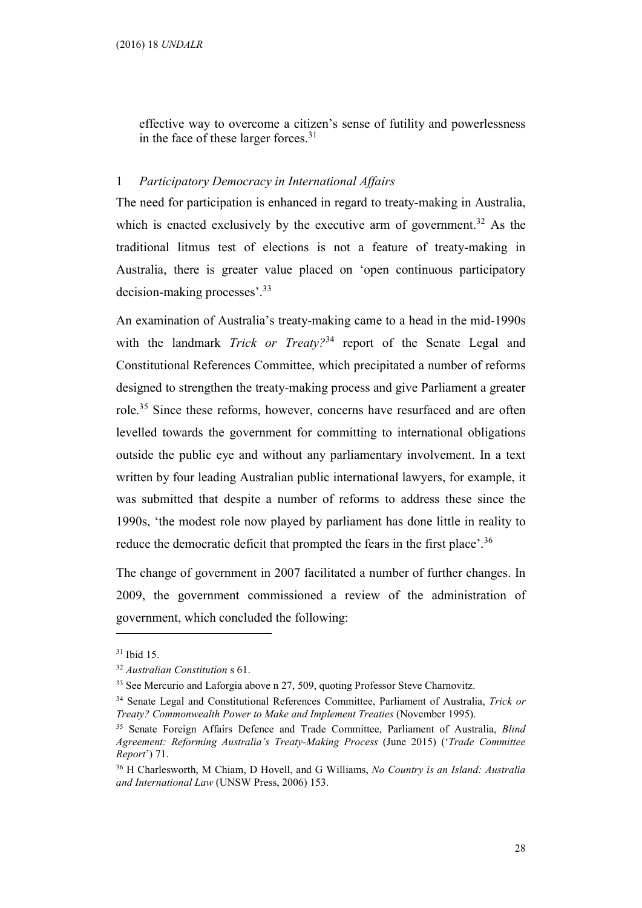effective way to overcome a citizen's sense of futility and powerlessness in the face of these larger forces.[31]

### 1 *Participatory Democracy in International Affairs*

The need for participation is enhanced in regard to treaty-making in Australia, which is enacted exclusively by the executive arm of government.[32] As the traditional litmus test of elections is not a feature of treaty-making in Australia, there is greater value placed on 'open continuous participatory decision-making processes'.[33]

An examination of Australia's treaty-making came to a head in the mid-1990s with the landmark *Trick or Treaty?*[34] report of the Senate Legal and Constitutional References Committee, which precipitated a number of reforms designed to strengthen the treaty-making process and give Parliament a greater role.[35] Since these reforms, however, concerns have resurfaced and are often levelled towards the government for committing to international obligations outside the public eye and without any parliamentary involvement. In a text written by four leading Australian public international lawyers, for example, it was submitted that despite a number of reforms to address these since the 1990s, 'the modest role now played by parliament has done little in reality to reduce the democratic deficit that prompted the fears in the first place'.[36]

The change of government in 2007 facilitated a number of further changes. In 2009, the government commissioned a review of the administration of government, which concluded the following:

---

[31] Ibid 15.

[32] *Australian Constitution* s 61.

[33] See Mercurio and Laforgia above n 27, 509, quoting Professor Steve Charnovitz.

[34] Senate Legal and Constitutional References Committee, Parliament of Australia, *Trick or Treaty? Commonwealth Power to Make and Implement Treaties* (November 1995).

[35] Senate Foreign Affairs Defence and Trade Committee, Parliament of Australia, *Blind Agreement: Reforming Australia's Treaty-Making Process* (June 2015) ('*Trade Committee Report*') 71.

[36] H Charlesworth, M Chiam, D Hovell, and G Williams, *No Country is an Island: Australia and International Law* (UNSW Press, 2006) 153.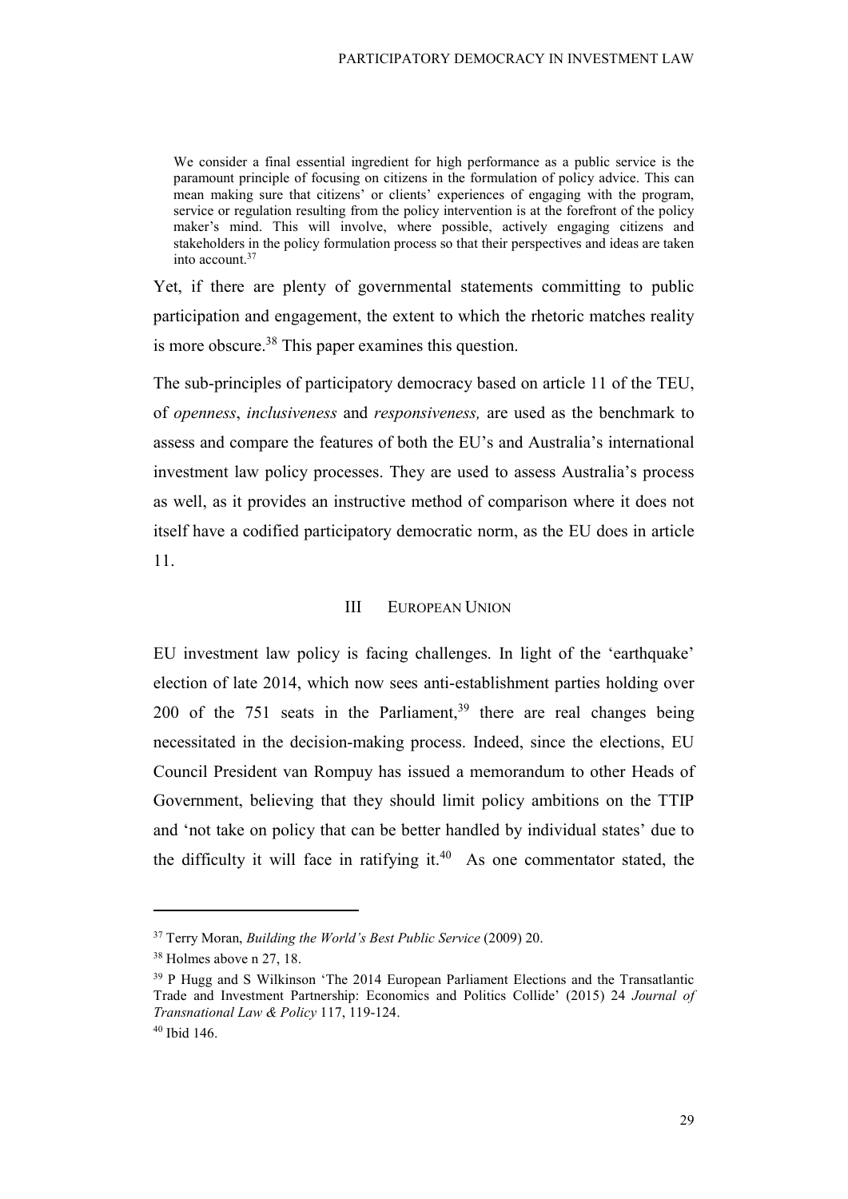> We consider a final essential ingredient for high performance as a public service is the paramount principle of focusing on citizens in the formulation of policy advice. This can mean making sure that citizens' or clients' experiences of engaging with the program, service or regulation resulting from the policy intervention is at the forefront of the policy maker's mind. This will involve, where possible, actively engaging citizens and stakeholders in the policy formulation process so that their perspectives and ideas are taken into account.[37]

Yet, if there are plenty of governmental statements committing to public participation and engagement, the extent to which the rhetoric matches reality is more obscure.[38] This paper examines this question.

The sub-principles of participatory democracy based on article 11 of the TEU, of *openness*, *inclusiveness* and *responsiveness,* are used as the benchmark to assess and compare the features of both the EU's and Australia's international investment law policy processes. They are used to assess Australia's process as well, as it provides an instructive method of comparison where it does not itself have a codified participatory democratic norm, as the EU does in article 11.

## III European Union

EU investment law policy is facing challenges. In light of the 'earthquake' election of late 2014, which now sees anti-establishment parties holding over 200 of the 751 seats in the Parliament,[39] there are real changes being necessitated in the decision-making process. Indeed, since the elections, EU Council President van Rompuy has issued a memorandum to other Heads of Government, believing that they should limit policy ambitions on the TTIP and 'not take on policy that can be better handled by individual states' due to the difficulty it will face in ratifying it.[40] As one commentator stated, the

---

[37] Terry Moran, *Building the World's Best Public Service* (2009) 20.

[38] Holmes above n 27, 18.

[39] P Hugg and S Wilkinson 'The 2014 European Parliament Elections and the Transatlantic Trade and Investment Partnership: Economics and Politics Collide' (2015) 24 *Journal of Transnational Law & Policy* 117, 119-124.

[40] Ibid 146.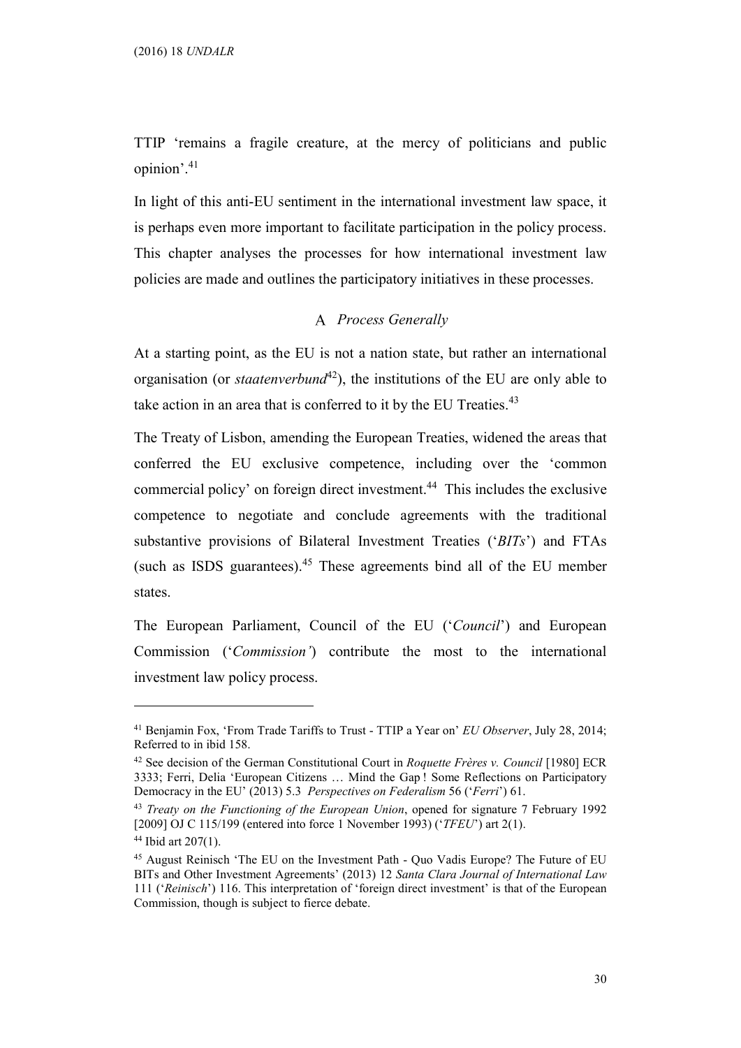TTIP 'remains a fragile creature, at the mercy of politicians and public opinion'.[41]

In light of this anti-EU sentiment in the international investment law space, it is perhaps even more important to facilitate participation in the policy process. This chapter analyses the processes for how international investment law policies are made and outlines the participatory initiatives in these processes.

### A *Process Generally*

At a starting point, as the EU is not a nation state, but rather an international organisation (or *staatenverbund*[42]), the institutions of the EU are only able to take action in an area that is conferred to it by the EU Treaties.[43]

The Treaty of Lisbon, amending the European Treaties, widened the areas that conferred the EU exclusive competence, including over the 'common commercial policy' on foreign direct investment.[44] This includes the exclusive competence to negotiate and conclude agreements with the traditional substantive provisions of Bilateral Investment Treaties ('*BITs*') and FTAs (such as ISDS guarantees).[45] These agreements bind all of the EU member states.

The European Parliament, Council of the EU ('*Council*') and European Commission ('*Commission'*) contribute the most to the international investment law policy process.

---

[41] Benjamin Fox, 'From Trade Tariffs to Trust - TTIP a Year on' *EU Observer*, July 28, 2014; Referred to in ibid 158.

[42] See decision of the German Constitutional Court in *Roquette Frères v. Council* [1980] ECR 3333; Ferri, Delia 'European Citizens … Mind the Gap ! Some Reflections on Participatory Democracy in the EU' (2013) 5.3 *Perspectives on Federalism* 56 ('*Ferri*') 61.

[43] *Treaty on the Functioning of the European Union*, opened for signature 7 February 1992 [2009] OJ C 115/199 (entered into force 1 November 1993) ('*TFEU*') art 2(1).

[44] Ibid art 207(1).

[45] August Reinisch 'The EU on the Investment Path - Quo Vadis Europe? The Future of EU BITs and Other Investment Agreements' (2013) 12 *Santa Clara Journal of International Law* 111 ('*Reinisch*') 116. This interpretation of 'foreign direct investment' is that of the European Commission, though is subject to fierce debate.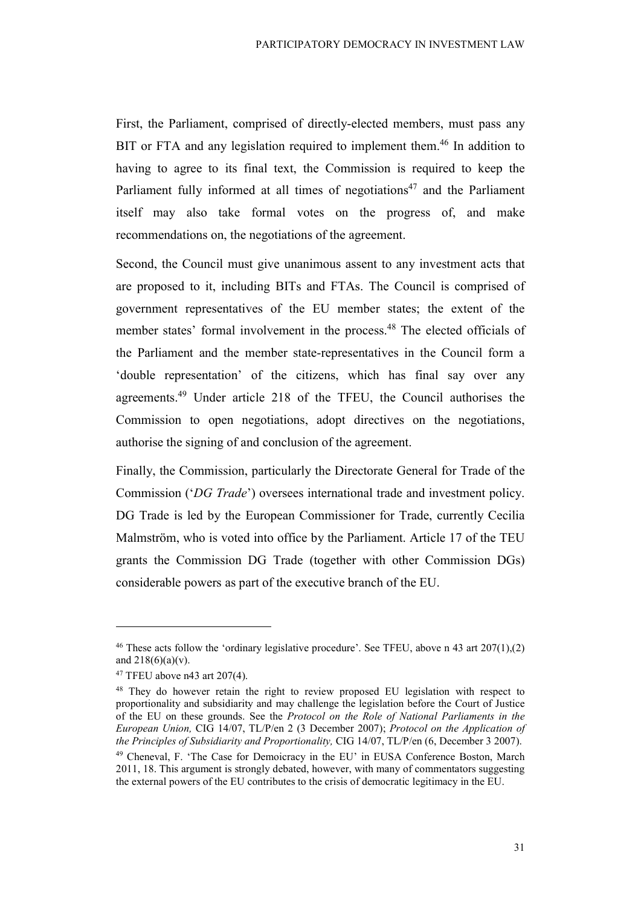First, the Parliament, comprised of directly-elected members, must pass any BIT or FTA and any legislation required to implement them.[46] In addition to having to agree to its final text, the Commission is required to keep the Parliament fully informed at all times of negotiations[47] and the Parliament itself may also take formal votes on the progress of, and make recommendations on, the negotiations of the agreement.

Second, the Council must give unanimous assent to any investment acts that are proposed to it, including BITs and FTAs. The Council is comprised of government representatives of the EU member states; the extent of the member states' formal involvement in the process.[48] The elected officials of the Parliament and the member state-representatives in the Council form a 'double representation' of the citizens, which has final say over any agreements.[49] Under article 218 of the TFEU, the Council authorises the Commission to open negotiations, adopt directives on the negotiations, authorise the signing of and conclusion of the agreement.

Finally, the Commission, particularly the Directorate General for Trade of the Commission ('*DG Trade*') oversees international trade and investment policy. DG Trade is led by the European Commissioner for Trade, currently Cecilia Malmström, who is voted into office by the Parliament. Article 17 of the TEU grants the Commission DG Trade (together with other Commission DGs) considerable powers as part of the executive branch of the EU.

---

[46] These acts follow the 'ordinary legislative procedure'. See TFEU, above n 43 art 207(1),(2) and 218(6)(a)(v).

[47] TFEU above n43 art 207(4).

[48] They do however retain the right to review proposed EU legislation with respect to proportionality and subsidiarity and may challenge the legislation before the Court of Justice of the EU on these grounds. See the *Protocol on the Role of National Parliaments in the European Union,* CIG 14/07, TL/P/en 2 (3 December 2007); *Protocol on the Application of the Principles of Subsidiarity and Proportionality,* CIG 14/07, TL/P/en (6, December 3 2007).

[49] Cheneval, F. 'The Case for Demoicracy in the EU' in EUSA Conference Boston, March 2011, 18. This argument is strongly debated, however, with many of commentators suggesting the external powers of the EU contributes to the crisis of democratic legitimacy in the EU.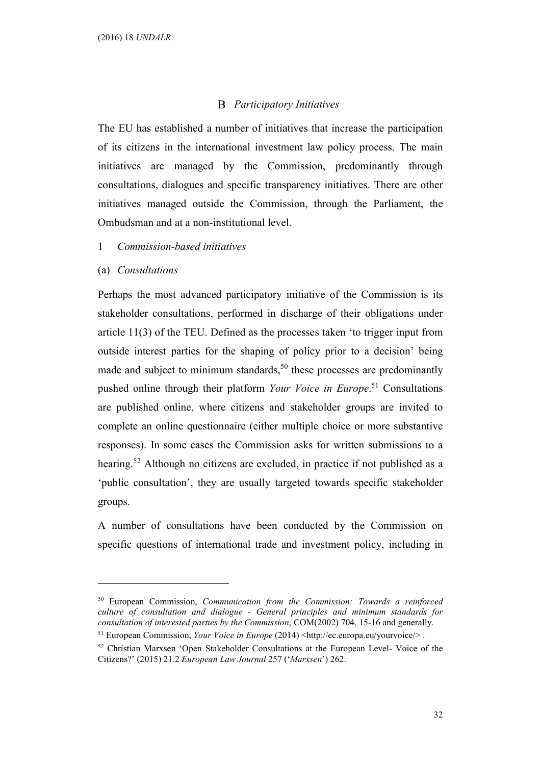### B *Participatory Initiatives*

The EU has established a number of initiatives that increase the participation of its citizens in the international investment law policy process. The main initiatives are managed by the Commission, predominantly through consultations, dialogues and specific transparency initiatives. There are other initiatives managed outside the Commission, through the Parliament, the Ombudsman and at a non-institutional level.

1 *Commission-based initiatives*

(a) *Consultations*

Perhaps the most advanced participatory initiative of the Commission is its stakeholder consultations, performed in discharge of their obligations under article 11(3) of the TEU. Defined as the processes taken 'to trigger input from outside interest parties for the shaping of policy prior to a decision' being made and subject to minimum standards,[50] these processes are predominantly pushed online through their platform *Your Voice in Europe*.[51] Consultations are published online, where citizens and stakeholder groups are invited to complete an online questionnaire (either multiple choice or more substantive responses). In some cases the Commission asks for written submissions to a hearing.[52] Although no citizens are excluded, in practice if not published as a 'public consultation', they are usually targeted towards specific stakeholder groups.

A number of consultations have been conducted by the Commission on specific questions of international trade and investment policy, including in

---

[50] European Commission, *Communication from the Commission: Towards a reinforced culture of consultation and dialogue - General principles and minimum standards for consultation of interested parties by the Commission*, COM(2002) 704, 15-16 and generally.

[51] European Commission, *Your Voice in Europe* (2014) <http://ec.europa.eu/yourvoice/> .

[52] Christian Marxsen 'Open Stakeholder Consultations at the European Level- Voice of the Citizens?' (2015) 21.2 *European Law Journal* 257 ('*Marxsen*') 262.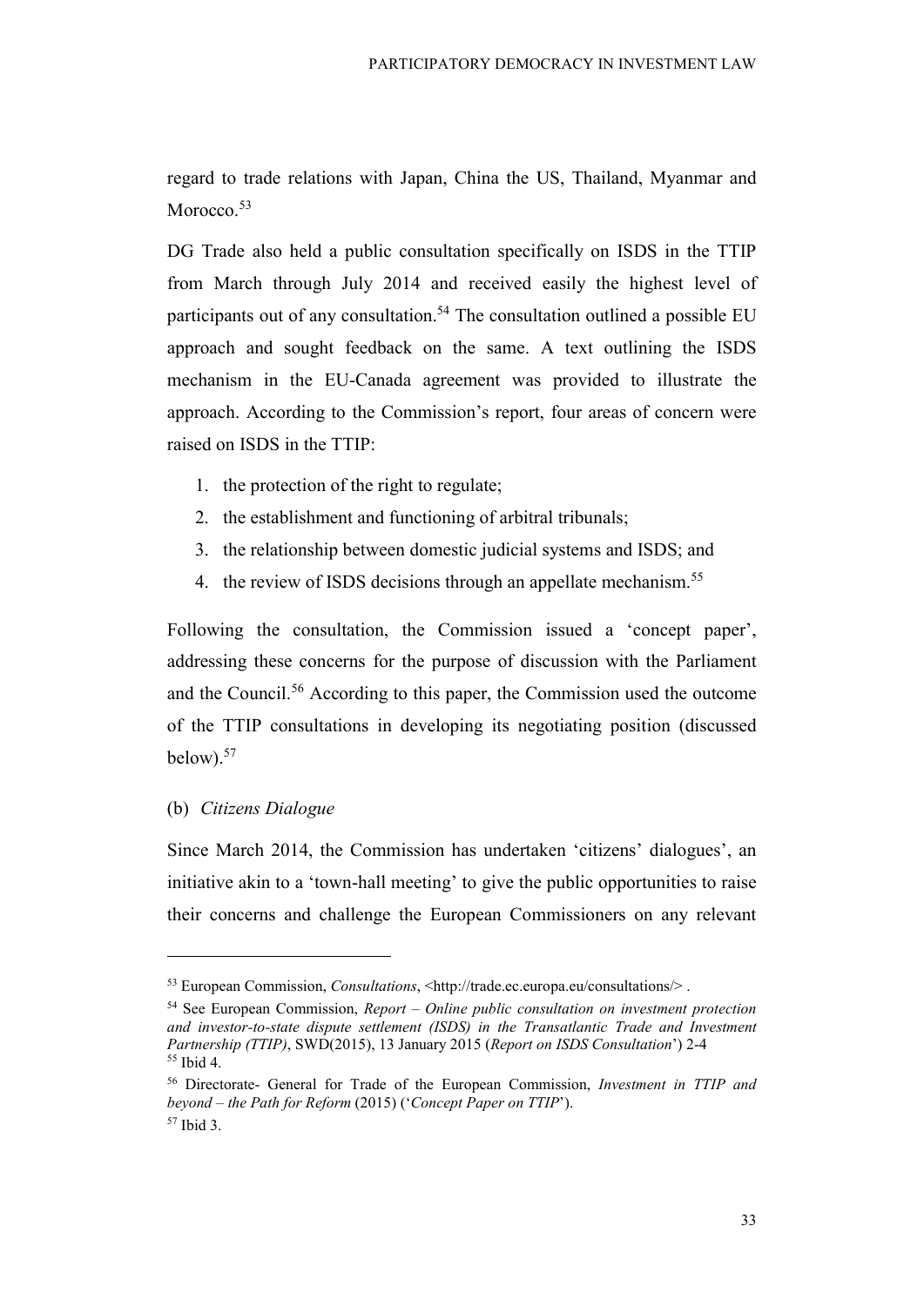regard to trade relations with Japan, China the US, Thailand, Myanmar and Morocco.[53]

DG Trade also held a public consultation specifically on ISDS in the TTIP from March through July 2014 and received easily the highest level of participants out of any consultation.[54] The consultation outlined a possible EU approach and sought feedback on the same. A text outlining the ISDS mechanism in the EU-Canada agreement was provided to illustrate the approach. According to the Commission's report, four areas of concern were raised on ISDS in the TTIP:

1. the protection of the right to regulate;
2. the establishment and functioning of arbitral tribunals;
3. the relationship between domestic judicial systems and ISDS; and
4. the review of ISDS decisions through an appellate mechanism.[55]

Following the consultation, the Commission issued a 'concept paper', addressing these concerns for the purpose of discussion with the Parliament and the Council.[56] According to this paper, the Commission used the outcome of the TTIP consultations in developing its negotiating position (discussed below).[57]

(b) *Citizens Dialogue*

Since March 2014, the Commission has undertaken 'citizens' dialogues', an initiative akin to a 'town-hall meeting' to give the public opportunities to raise their concerns and challenge the European Commissioners on any relevant

---

[53] European Commission, *Consultations*, <http://trade.ec.europa.eu/consultations/> .

[54] See European Commission, *Report – Online public consultation on investment protection and investor-to-state dispute settlement (ISDS) in the Transatlantic Trade and Investment Partnership (TTIP)*, SWD(2015), 13 January 2015 (*Report on ISDS Consultation*') 2-4

[55] Ibid 4.

[56] Directorate- General for Trade of the European Commission, *Investment in TTIP and beyond – the Path for Reform* (2015) ('*Concept Paper on TTIP*').

[57] Ibid 3.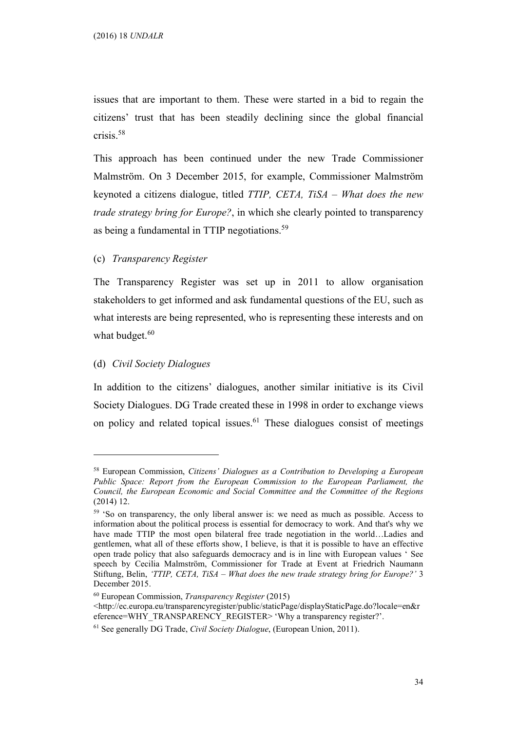issues that are important to them. These were started in a bid to regain the citizens' trust that has been steadily declining since the global financial crisis.[58]

This approach has been continued under the new Trade Commissioner Malmström. On 3 December 2015, for example, Commissioner Malmström keynoted a citizens dialogue, titled *TTIP, CETA, TiSA – What does the new trade strategy bring for Europe?*, in which she clearly pointed to transparency as being a fundamental in TTIP negotiations.[59]

(c) *Transparency Register*

The Transparency Register was set up in 2011 to allow organisation stakeholders to get informed and ask fundamental questions of the EU, such as what interests are being represented, who is representing these interests and on what budget.[60]

(d) *Civil Society Dialogues*

In addition to the citizens' dialogues, another similar initiative is its Civil Society Dialogues. DG Trade created these in 1998 in order to exchange views on policy and related topical issues.[61] These dialogues consist of meetings

---

[58] European Commission, *Citizens' Dialogues as a Contribution to Developing a European Public Space: Report from the European Commission to the European Parliament, the Council, the European Economic and Social Committee and the Committee of the Regions* (2014) 12.

[59] 'So on transparency, the only liberal answer is: we need as much as possible. Access to information about the political process is essential for democracy to work. And that's why we have made TTIP the most open bilateral free trade negotiation in the world…Ladies and gentlemen, what all of these efforts show, I believe, is that it is possible to have an effective open trade policy that also safeguards democracy and is in line with European values ' See speech by Cecilia Malmström, Commissioner for Trade at Event at Friedrich Naumann Stiftung, Belin, *'TTIP, CETA, TiSA – What does the new trade strategy bring for Europe?'* 3 December 2015.

[60] European Commission, *Transparency Register* (2015) <http://ec.europa.eu/transparencyregister/public/staticPage/displayStaticPage.do?locale=en&reference=WHY_TRANSPARENCY_REGISTER> 'Why a transparency register?'.

[61] See generally DG Trade, *Civil Society Dialogue*, (European Union, 2011).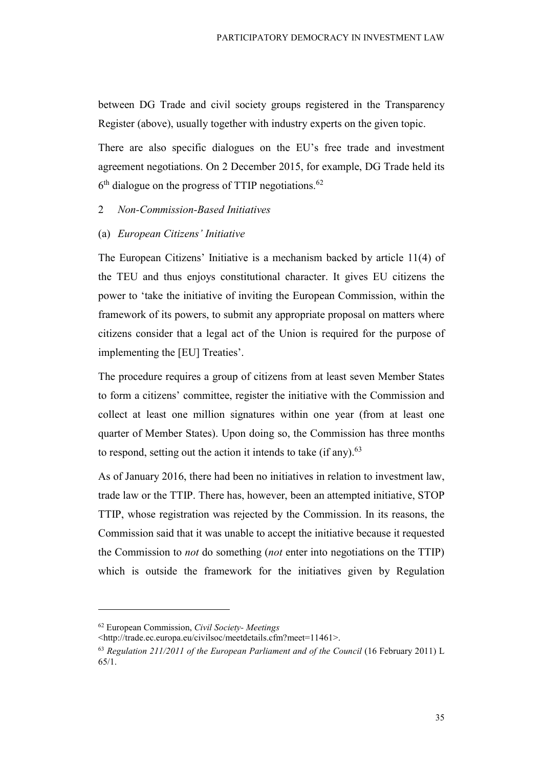between DG Trade and civil society groups registered in the Transparency Register (above), usually together with industry experts on the given topic.

There are also specific dialogues on the EU's free trade and investment agreement negotiations. On 2 December 2015, for example, DG Trade held its 6th dialogue on the progress of TTIP negotiations.[62]

### 2 *Non-Commission-Based Initiatives*

#### (a) *European Citizens' Initiative*

The European Citizens' Initiative is a mechanism backed by article 11(4) of the TEU and thus enjoys constitutional character. It gives EU citizens the power to 'take the initiative of inviting the European Commission, within the framework of its powers, to submit any appropriate proposal on matters where citizens consider that a legal act of the Union is required for the purpose of implementing the [EU] Treaties'.

The procedure requires a group of citizens from at least seven Member States to form a citizens' committee, register the initiative with the Commission and collect at least one million signatures within one year (from at least one quarter of Member States). Upon doing so, the Commission has three months to respond, setting out the action it intends to take (if any).[63]

As of January 2016, there had been no initiatives in relation to investment law, trade law or the TTIP. There has, however, been an attempted initiative, STOP TTIP, whose registration was rejected by the Commission. In its reasons, the Commission said that it was unable to accept the initiative because it requested the Commission to *not* do something (*not* enter into negotiations on the TTIP) which is outside the framework for the initiatives given by Regulation

---

[62] European Commission, *Civil Society- Meetings* <http://trade.ec.europa.eu/civilsoc/meetdetails.cfm?meet=11461>.

[63] *Regulation 211/2011 of the European Parliament and of the Council* (16 February 2011) L 65/1.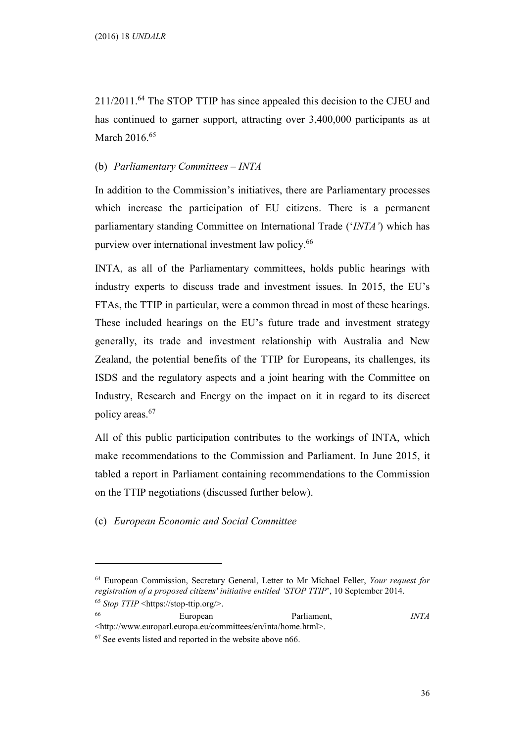211/2011.[64] The STOP TTIP has since appealed this decision to the CJEU and has continued to garner support, attracting over 3,400,000 participants as at March 2016.[65]

(b) *Parliamentary Committees – INTA*

In addition to the Commission's initiatives, there are Parliamentary processes which increase the participation of EU citizens. There is a permanent parliamentary standing Committee on International Trade ('*INTA'*) which has purview over international investment law policy.[66]

INTA, as all of the Parliamentary committees, holds public hearings with industry experts to discuss trade and investment issues. In 2015, the EU's FTAs, the TTIP in particular, were a common thread in most of these hearings. These included hearings on the EU's future trade and investment strategy generally, its trade and investment relationship with Australia and New Zealand, the potential benefits of the TTIP for Europeans, its challenges, its ISDS and the regulatory aspects and a joint hearing with the Committee on Industry, Research and Energy on the impact on it in regard to its discreet policy areas.[67]

All of this public participation contributes to the workings of INTA, which make recommendations to the Commission and Parliament. In June 2015, it tabled a report in Parliament containing recommendations to the Commission on the TTIP negotiations (discussed further below).

(c) *European Economic and Social Committee*

---

[64] European Commission, Secretary General, Letter to Mr Michael Feller, *Your request for registration of a proposed citizens' initiative entitled 'STOP TTIP*', 10 September 2014.

[65] *Stop TTIP* <https://stop-ttip.org/>.

[66] European Parliament, *INTA* <http://www.europarl.europa.eu/committees/en/inta/home.html>.

[67] See events listed and reported in the website above n66.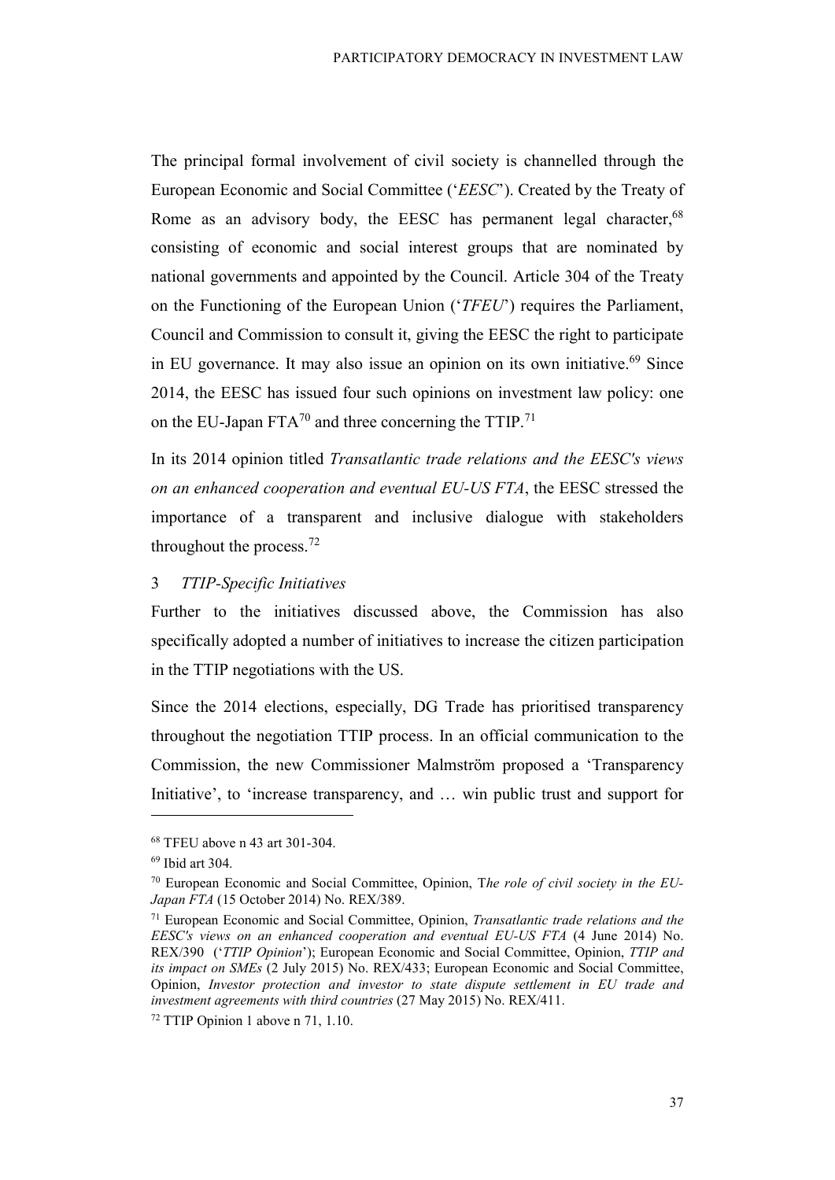The principal formal involvement of civil society is channelled through the European Economic and Social Committee (‘*EESC*’). Created by the Treaty of Rome as an advisory body, the EESC has permanent legal character,[68] consisting of economic and social interest groups that are nominated by national governments and appointed by the Council. Article 304 of the Treaty on the Functioning of the European Union (‘*TFEU*’) requires the Parliament, Council and Commission to consult it, giving the EESC the right to participate in EU governance. It may also issue an opinion on its own initiative.[69] Since 2014, the EESC has issued four such opinions on investment law policy: one on the EU-Japan FTA[70] and three concerning the TTIP.[71]

In its 2014 opinion titled *Transatlantic trade relations and the EESC's views on an enhanced cooperation and eventual EU-US FTA*, the EESC stressed the importance of a transparent and inclusive dialogue with stakeholders throughout the process.[72]

### 3 *TTIP-Specific Initiatives*

Further to the initiatives discussed above, the Commission has also specifically adopted a number of initiatives to increase the citizen participation in the TTIP negotiations with the US.

Since the 2014 elections, especially, DG Trade has prioritised transparency throughout the negotiation TTIP process. In an official communication to the Commission, the new Commissioner Malmström proposed a ‘Transparency Initiative’, to ‘increase transparency, and … win public trust and support for

---

[68] TFEU above n 43 art 301-304.

[69] Ibid art 304.

[70] European Economic and Social Committee, Opinion, T*he role of civil society in the EU-Japan FTA* (15 October 2014) No. REX/389.

[71] European Economic and Social Committee, Opinion, *Transatlantic trade relations and the EESC's views on an enhanced cooperation and eventual EU-US FTA* (4 June 2014) No. REX/390 (‘*TTIP Opinion*’); European Economic and Social Committee, Opinion, *TTIP and its impact on SMEs* (2 July 2015) No. REX/433; European Economic and Social Committee, Opinion, *Investor protection and investor to state dispute settlement in EU trade and investment agreements with third countries* (27 May 2015) No. REX/411.

[72] TTIP Opinion 1 above n 71, 1.10.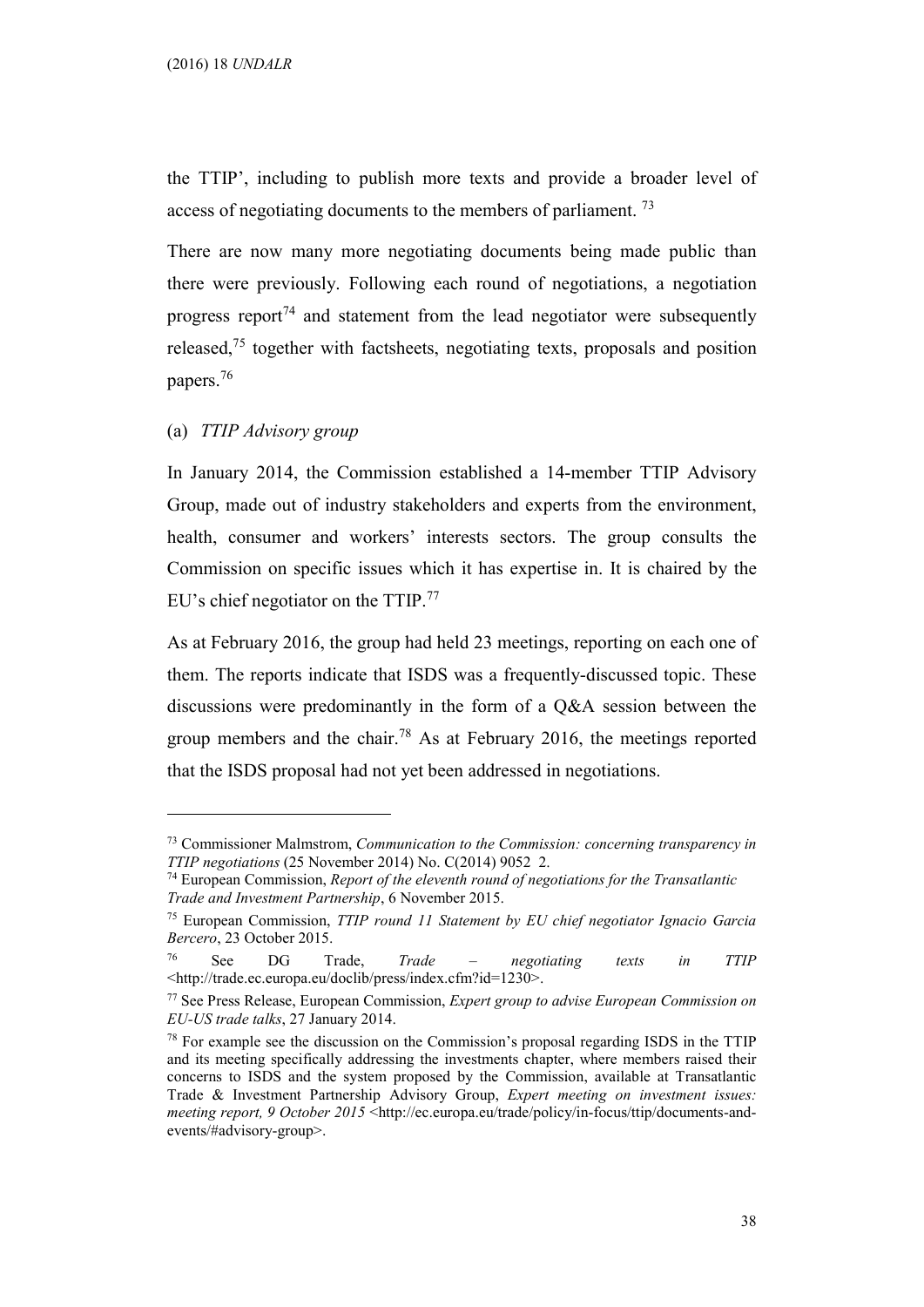the TTIP', including to publish more texts and provide a broader level of access of negotiating documents to the members of parliament. [73]

There are now many more negotiating documents being made public than there were previously. Following each round of negotiations, a negotiation progress report[74] and statement from the lead negotiator were subsequently released,[75] together with factsheets, negotiating texts, proposals and position papers.[76]

(a) *TTIP Advisory group*

In January 2014, the Commission established a 14-member TTIP Advisory Group, made out of industry stakeholders and experts from the environment, health, consumer and workers' interests sectors. The group consults the Commission on specific issues which it has expertise in. It is chaired by the EU's chief negotiator on the TTIP.[77]

As at February 2016, the group had held 23 meetings, reporting on each one of them. The reports indicate that ISDS was a frequently-discussed topic. These discussions were predominantly in the form of a Q&A session between the group members and the chair.[78] As at February 2016, the meetings reported that the ISDS proposal had not yet been addressed in negotiations.

---

[73] Commissioner Malmstrom, *Communication to the Commission: concerning transparency in TTIP negotiations* (25 November 2014) No. C(2014) 9052 2.

[74] European Commission, *Report of the eleventh round of negotiations for the Transatlantic Trade and Investment Partnership*, 6 November 2015.

[75] European Commission, *TTIP round 11 Statement by EU chief negotiator Ignacio Garcia Bercero*, 23 October 2015.

[76] See DG Trade, *Trade – negotiating texts in TTIP* <http://trade.ec.europa.eu/doclib/press/index.cfm?id=1230>.

[77] See Press Release, European Commission, *Expert group to advise European Commission on EU-US trade talks*, 27 January 2014.

[78] For example see the discussion on the Commission's proposal regarding ISDS in the TTIP and its meeting specifically addressing the investments chapter, where members raised their concerns to ISDS and the system proposed by the Commission, available at Transatlantic Trade & Investment Partnership Advisory Group, *Expert meeting on investment issues: meeting report, 9 October 2015* <http://ec.europa.eu/trade/policy/in-focus/ttip/documents-and-events/#advisory-group>.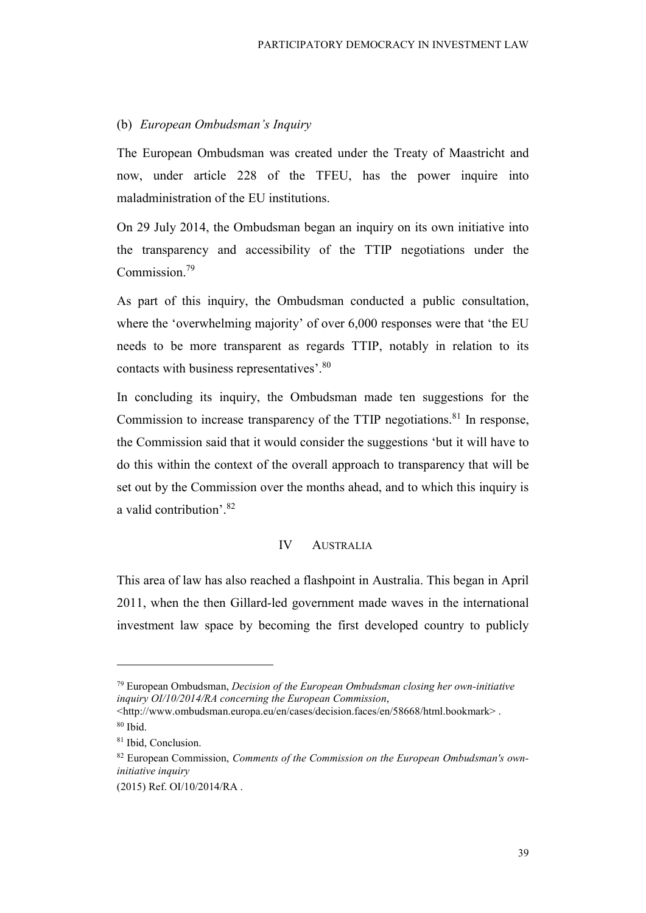(b) *European Ombudsman's Inquiry*

The European Ombudsman was created under the Treaty of Maastricht and now, under article 228 of the TFEU, has the power inquire into maladministration of the EU institutions.

On 29 July 2014, the Ombudsman began an inquiry on its own initiative into the transparency and accessibility of the TTIP negotiations under the Commission.[79]

As part of this inquiry, the Ombudsman conducted a public consultation, where the 'overwhelming majority' of over 6,000 responses were that 'the EU needs to be more transparent as regards TTIP, notably in relation to its contacts with business representatives'.[80]

In concluding its inquiry, the Ombudsman made ten suggestions for the Commission to increase transparency of the TTIP negotiations.[81] In response, the Commission said that it would consider the suggestions 'but it will have to do this within the context of the overall approach to transparency that will be set out by the Commission over the months ahead, and to which this inquiry is a valid contribution'.[82]

## IV Australia

This area of law has also reached a flashpoint in Australia. This began in April 2011, when the then Gillard-led government made waves in the international investment law space by becoming the first developed country to publicly

---

[79] European Ombudsman, *Decision of the European Ombudsman closing her own-initiative inquiry OI/10/2014/RA concerning the European Commission*, <http://www.ombudsman.europa.eu/en/cases/decision.faces/en/58668/html.bookmark> .

[80] Ibid.

[81] Ibid, Conclusion.

[82] European Commission, *Comments of the Commission on the European Ombudsman's own-initiative inquiry* (2015) Ref. OI/10/2014/RA .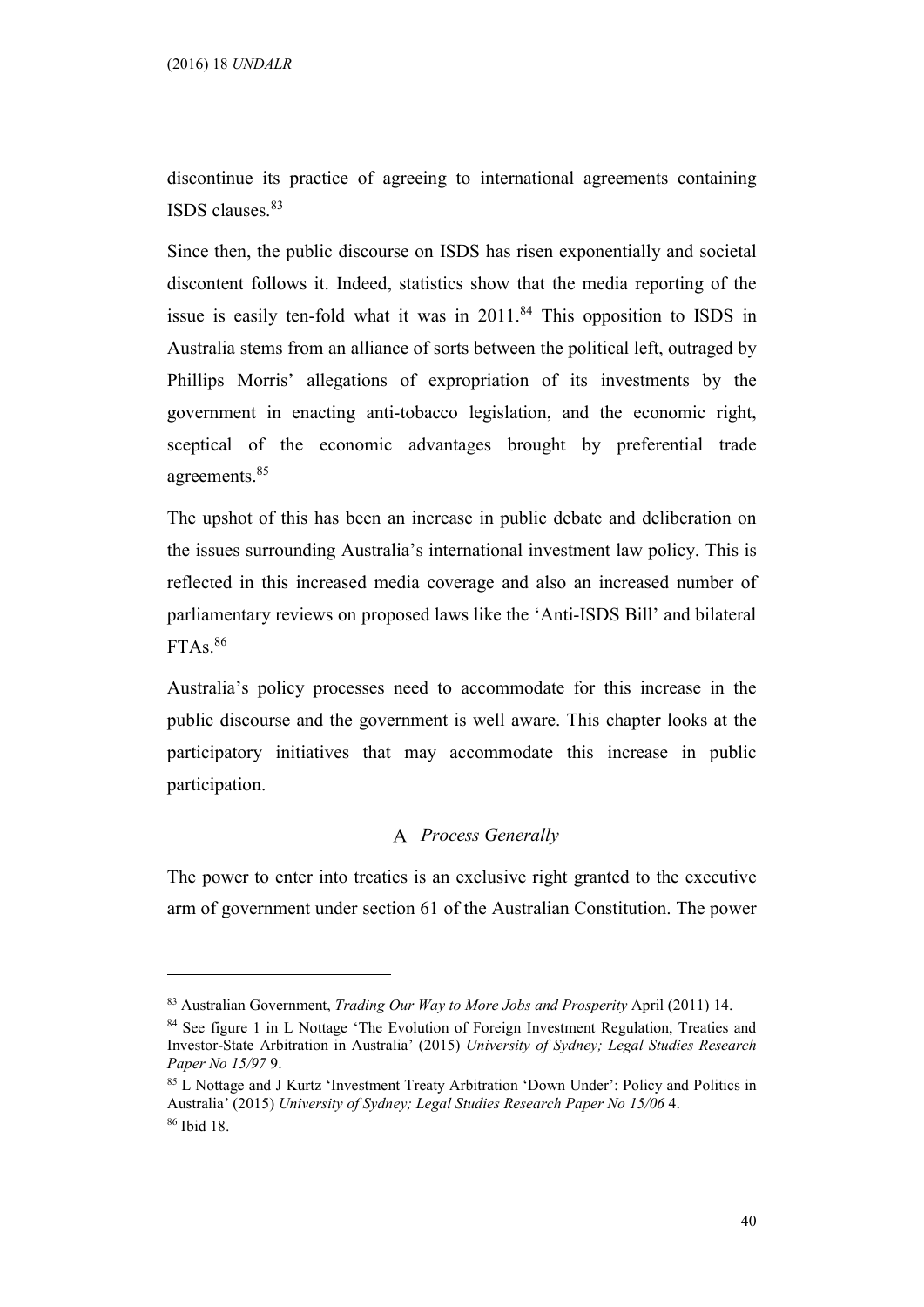discontinue its practice of agreeing to international agreements containing ISDS clauses.[83]

Since then, the public discourse on ISDS has risen exponentially and societal discontent follows it. Indeed, statistics show that the media reporting of the issue is easily ten-fold what it was in 2011.[84] This opposition to ISDS in Australia stems from an alliance of sorts between the political left, outraged by Phillips Morris' allegations of expropriation of its investments by the government in enacting anti-tobacco legislation, and the economic right, sceptical of the economic advantages brought by preferential trade agreements.[85]

The upshot of this has been an increase in public debate and deliberation on the issues surrounding Australia's international investment law policy. This is reflected in this increased media coverage and also an increased number of parliamentary reviews on proposed laws like the 'Anti-ISDS Bill' and bilateral FTAs.[86]

Australia's policy processes need to accommodate for this increase in the public discourse and the government is well aware. This chapter looks at the participatory initiatives that may accommodate this increase in public participation.

### A *Process Generally*

The power to enter into treaties is an exclusive right granted to the executive arm of government under section 61 of the Australian Constitution. The power

---

[83] Australian Government, *Trading Our Way to More Jobs and Prosperity* April (2011) 14.

[84] See figure 1 in L Nottage 'The Evolution of Foreign Investment Regulation, Treaties and Investor-State Arbitration in Australia' (2015) *University of Sydney; Legal Studies Research Paper No 15/97* 9.

[85] L Nottage and J Kurtz 'Investment Treaty Arbitration 'Down Under': Policy and Politics in Australia' (2015) *University of Sydney; Legal Studies Research Paper No 15/06* 4.

[86] Ibid 18.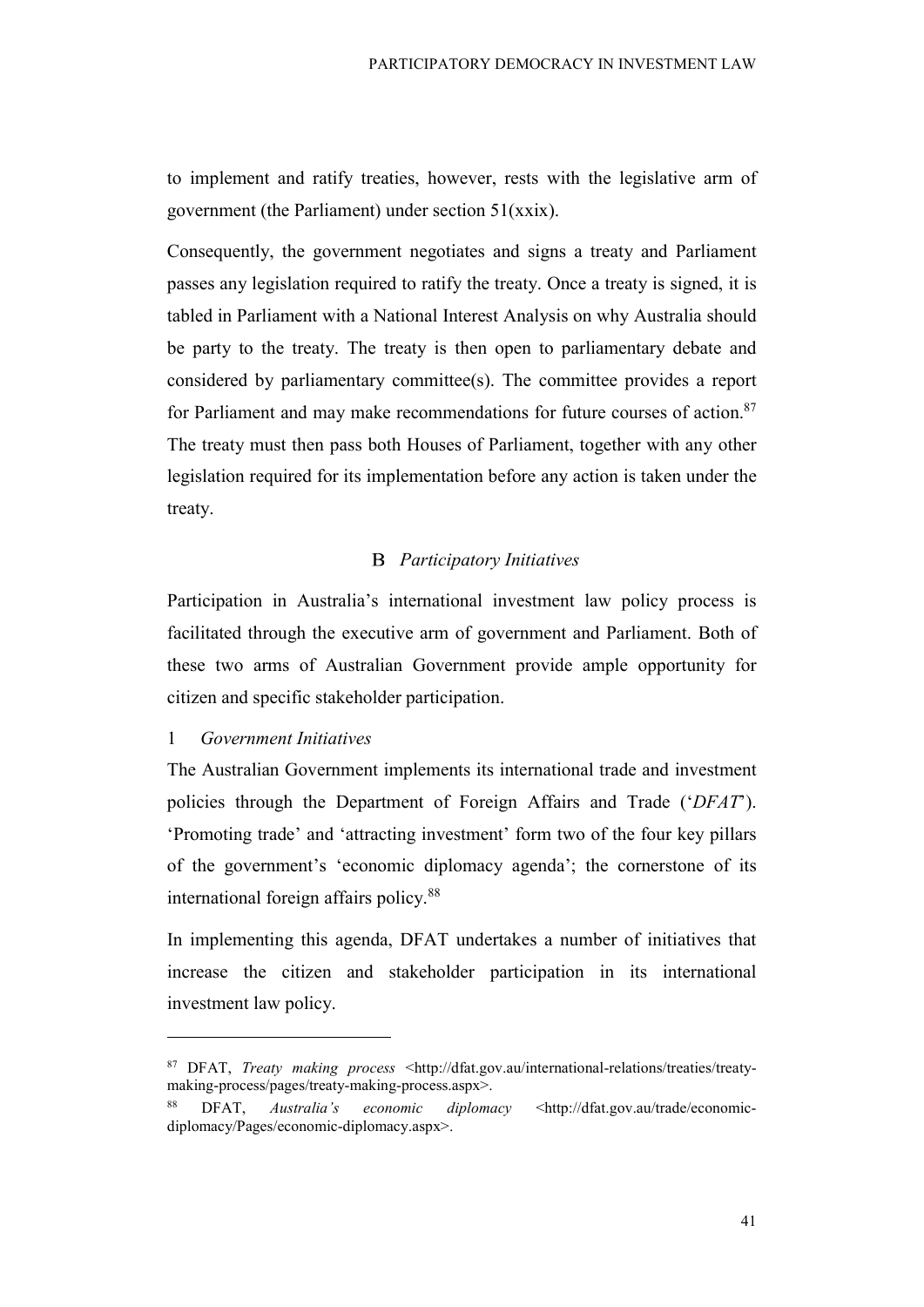to implement and ratify treaties, however, rests with the legislative arm of government (the Parliament) under section 51(xxix).

Consequently, the government negotiates and signs a treaty and Parliament passes any legislation required to ratify the treaty. Once a treaty is signed, it is tabled in Parliament with a National Interest Analysis on why Australia should be party to the treaty. The treaty is then open to parliamentary debate and considered by parliamentary committee(s). The committee provides a report for Parliament and may make recommendations for future courses of action.[87] The treaty must then pass both Houses of Parliament, together with any other legislation required for its implementation before any action is taken under the treaty.

### B *Participatory Initiatives*

Participation in Australia's international investment law policy process is facilitated through the executive arm of government and Parliament. Both of these two arms of Australian Government provide ample opportunity for citizen and specific stakeholder participation.

#### 1 *Government Initiatives*

The Australian Government implements its international trade and investment policies through the Department of Foreign Affairs and Trade ('*DFAT*'). 'Promoting trade' and 'attracting investment' form two of the four key pillars of the government's 'economic diplomacy agenda'; the cornerstone of its international foreign affairs policy.[88]

In implementing this agenda, DFAT undertakes a number of initiatives that increase the citizen and stakeholder participation in its international investment law policy.

---

[87] DFAT, *Treaty making process* <http://dfat.gov.au/international-relations/treaties/treaty-making-process/pages/treaty-making-process.aspx>.

[88] DFAT, *Australia's economic diplomacy* <http://dfat.gov.au/trade/economic-diplomacy/Pages/economic-diplomacy.aspx>.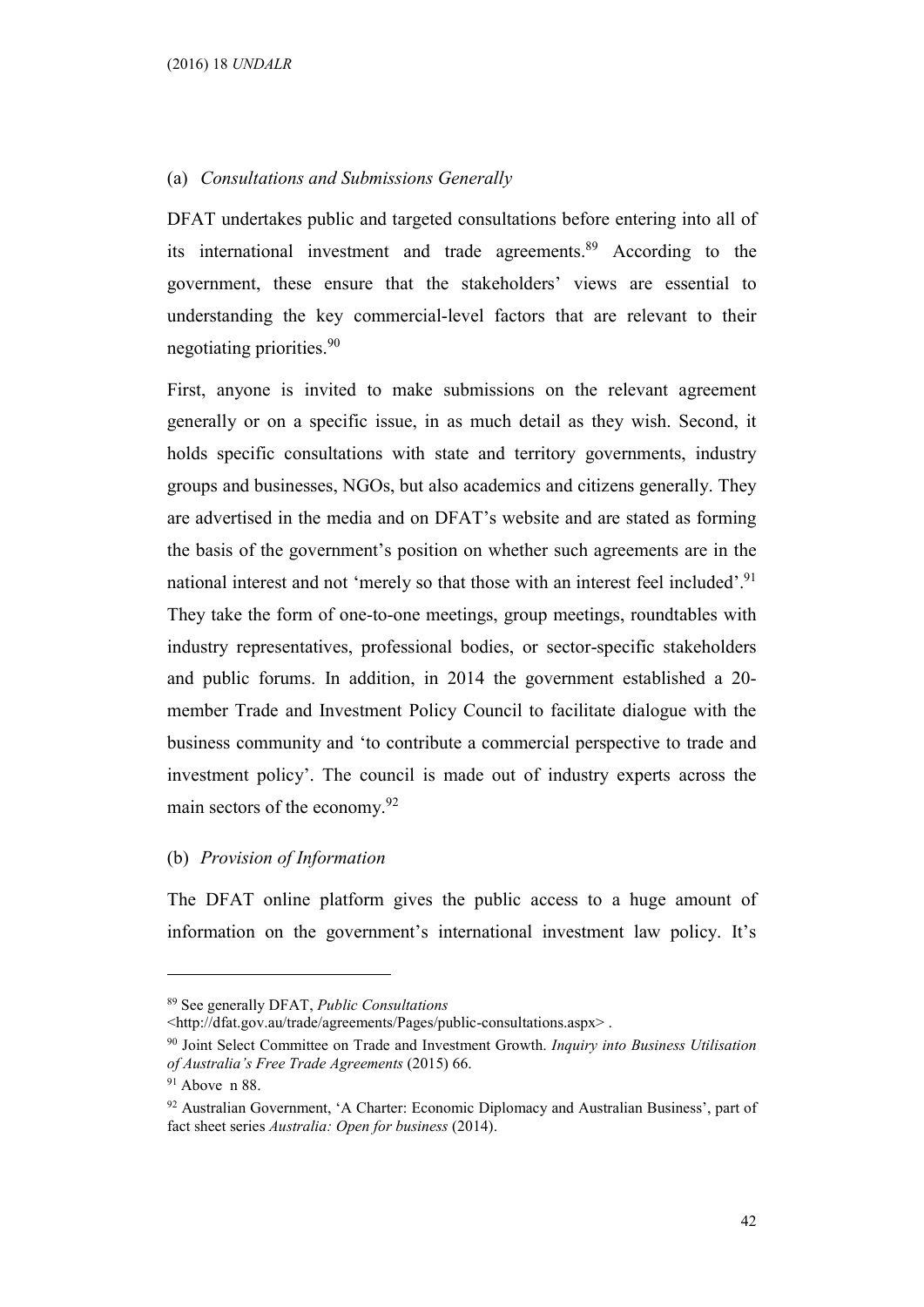### (a) *Consultations and Submissions Generally*

DFAT undertakes public and targeted consultations before entering into all of its international investment and trade agreements.[89] According to the government, these ensure that the stakeholders' views are essential to understanding the key commercial-level factors that are relevant to their negotiating priorities.[90]

First, anyone is invited to make submissions on the relevant agreement generally or on a specific issue, in as much detail as they wish. Second, it holds specific consultations with state and territory governments, industry groups and businesses, NGOs, but also academics and citizens generally. They are advertised in the media and on DFAT's website and are stated as forming the basis of the government's position on whether such agreements are in the national interest and not 'merely so that those with an interest feel included'.[91] They take the form of one-to-one meetings, group meetings, roundtables with industry representatives, professional bodies, or sector-specific stakeholders and public forums. In addition, in 2014 the government established a 20-member Trade and Investment Policy Council to facilitate dialogue with the business community and 'to contribute a commercial perspective to trade and investment policy'. The council is made out of industry experts across the main sectors of the economy.[92]

### (b) *Provision of Information*

The DFAT online platform gives the public access to a huge amount of information on the government's international investment law policy. It's

---

[89] See generally DFAT, *Public Consultations* <http://dfat.gov.au/trade/agreements/Pages/public-consultations.aspx> .

[90] Joint Select Committee on Trade and Investment Growth. *Inquiry into Business Utilisation of Australia's Free Trade Agreements* (2015) 66.

[91] Above n 88.

[92] Australian Government, 'A Charter: Economic Diplomacy and Australian Business', part of fact sheet series *Australia: Open for business* (2014).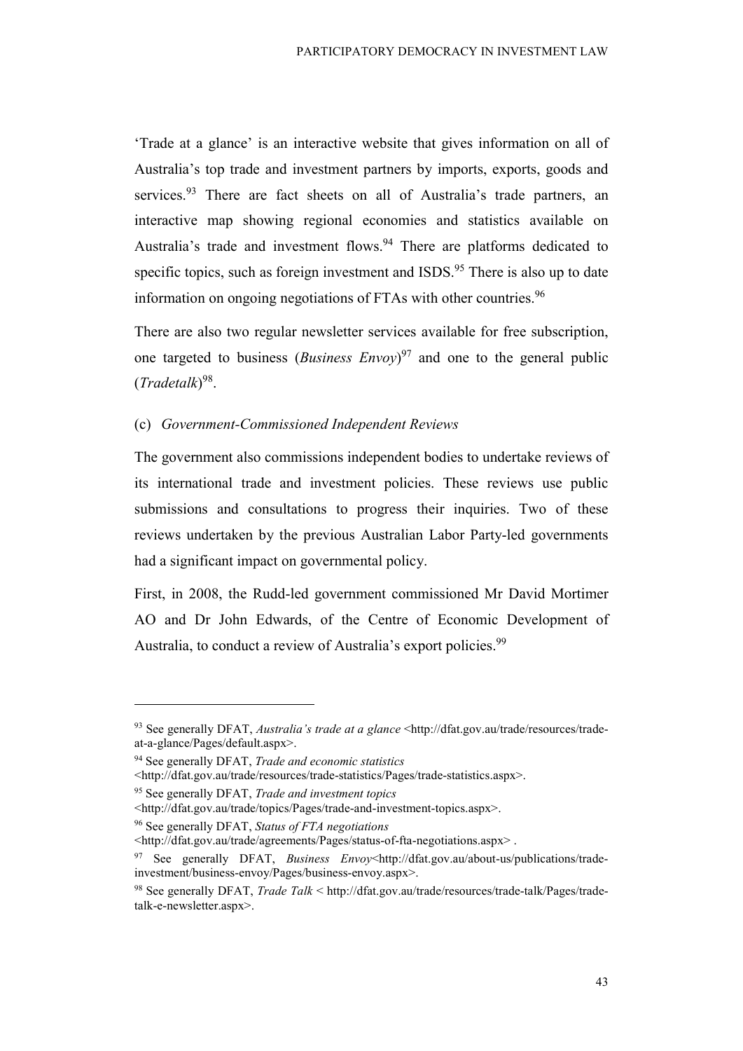'Trade at a glance' is an interactive website that gives information on all of Australia's top trade and investment partners by imports, exports, goods and services.[93] There are fact sheets on all of Australia's trade partners, an interactive map showing regional economies and statistics available on Australia's trade and investment flows.[94] There are platforms dedicated to specific topics, such as foreign investment and ISDS.[95] There is also up to date information on ongoing negotiations of FTAs with other countries.[96]

There are also two regular newsletter services available for free subscription, one targeted to business (*Business Envoy*)[97] and one to the general public (*Tradetalk*)[98].

(c) *Government-Commissioned Independent Reviews*

The government also commissions independent bodies to undertake reviews of its international trade and investment policies. These reviews use public submissions and consultations to progress their inquiries. Two of these reviews undertaken by the previous Australian Labor Party-led governments had a significant impact on governmental policy.

First, in 2008, the Rudd-led government commissioned Mr David Mortimer AO and Dr John Edwards, of the Centre of Economic Development of Australia, to conduct a review of Australia's export policies.[99]

---

[93] See generally DFAT, *Australia's trade at a glance* <http://dfat.gov.au/trade/resources/trade-at-a-glance/Pages/default.aspx>.

[94] See generally DFAT, *Trade and economic statistics* <http://dfat.gov.au/trade/resources/trade-statistics/Pages/trade-statistics.aspx>.

[95] See generally DFAT, *Trade and investment topics* <http://dfat.gov.au/trade/topics/Pages/trade-and-investment-topics.aspx>.

[96] See generally DFAT, *Status of FTA negotiations* <http://dfat.gov.au/trade/agreements/Pages/status-of-fta-negotiations.aspx> .

[97] See generally DFAT, *Business Envoy*<http://dfat.gov.au/about-us/publications/trade-investment/business-envoy/Pages/business-envoy.aspx>.

[98] See generally DFAT, *Trade Talk* < http://dfat.gov.au/trade/resources/trade-talk/Pages/trade-talk-e-newsletter.aspx>.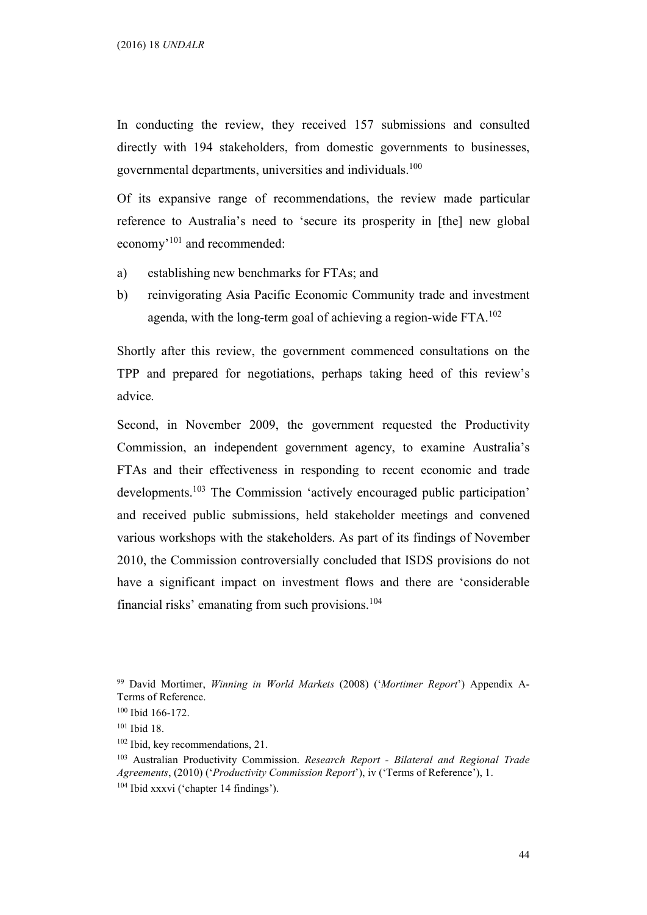In conducting the review, they received 157 submissions and consulted directly with 194 stakeholders, from domestic governments to businesses, governmental departments, universities and individuals.[100]

Of its expansive range of recommendations, the review made particular reference to Australia's need to 'secure its prosperity in [the] new global economy'[101] and recommended:

a) establishing new benchmarks for FTAs; and

b) reinvigorating Asia Pacific Economic Community trade and investment agenda, with the long-term goal of achieving a region-wide FTA.[102]

Shortly after this review, the government commenced consultations on the TPP and prepared for negotiations, perhaps taking heed of this review's advice.

Second, in November 2009, the government requested the Productivity Commission, an independent government agency, to examine Australia's FTAs and their effectiveness in responding to recent economic and trade developments.[103] The Commission 'actively encouraged public participation' and received public submissions, held stakeholder meetings and convened various workshops with the stakeholders. As part of its findings of November 2010, the Commission controversially concluded that ISDS provisions do not have a significant impact on investment flows and there are 'considerable financial risks' emanating from such provisions.[104]

---

[99] David Mortimer, *Winning in World Markets* (2008) ('*Mortimer Report*') Appendix A-Terms of Reference.

[100] Ibid 166-172.

[101] Ibid 18.

[102] Ibid, key recommendations, 21.

[103] Australian Productivity Commission. *Research Report - Bilateral and Regional Trade Agreements*, (2010) ('*Productivity Commission Report*'), iv ('Terms of Reference'), 1.

[104] Ibid xxxvi ('chapter 14 findings').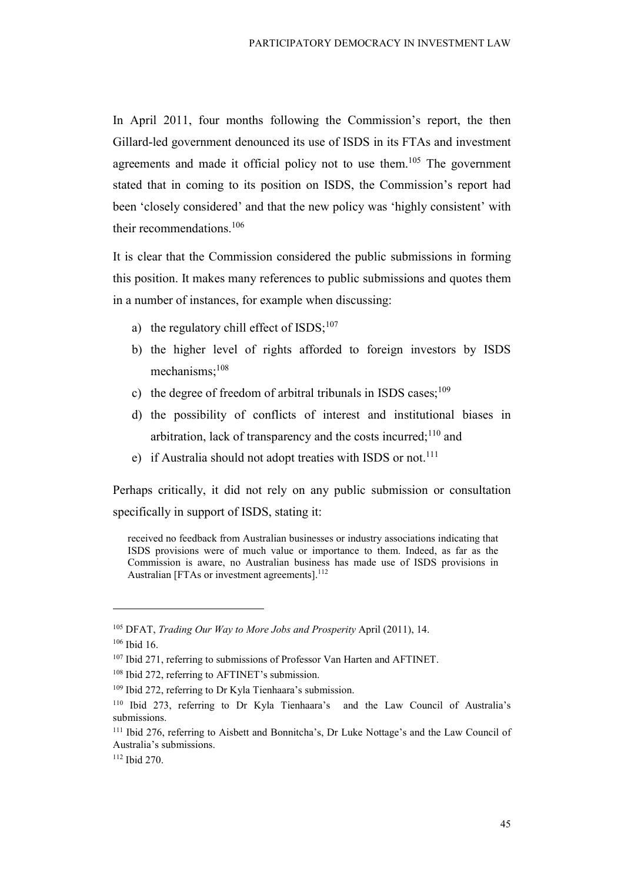In April 2011, four months following the Commission's report, the then Gillard-led government denounced its use of ISDS in its FTAs and investment agreements and made it official policy not to use them.[105] The government stated that in coming to its position on ISDS, the Commission's report had been 'closely considered' and that the new policy was 'highly consistent' with their recommendations.[106]

It is clear that the Commission considered the public submissions in forming this position. It makes many references to public submissions and quotes them in a number of instances, for example when discussing:

a) the regulatory chill effect of ISDS;[107]
b) the higher level of rights afforded to foreign investors by ISDS mechanisms;[108]
c) the degree of freedom of arbitral tribunals in ISDS cases;[109]
d) the possibility of conflicts of interest and institutional biases in arbitration, lack of transparency and the costs incurred;[110] and
e) if Australia should not adopt treaties with ISDS or not.[111]

Perhaps critically, it did not rely on any public submission or consultation specifically in support of ISDS, stating it:

> received no feedback from Australian businesses or industry associations indicating that ISDS provisions were of much value or importance to them. Indeed, as far as the Commission is aware, no Australian business has made use of ISDS provisions in Australian [FTAs or investment agreements].[112]

---

[105] DFAT, *Trading Our Way to More Jobs and Prosperity* April (2011), 14.
[106] Ibid 16.
[107] Ibid 271, referring to submissions of Professor Van Harten and AFTINET.
[108] Ibid 272, referring to AFTINET's submission.
[109] Ibid 272, referring to Dr Kyla Tienhaara's submission.
[110] Ibid 273, referring to Dr Kyla Tienhaara's and the Law Council of Australia's submissions.
[111] Ibid 276, referring to Aisbett and Bonnitcha's, Dr Luke Nottage's and the Law Council of Australia's submissions.
[112] Ibid 270.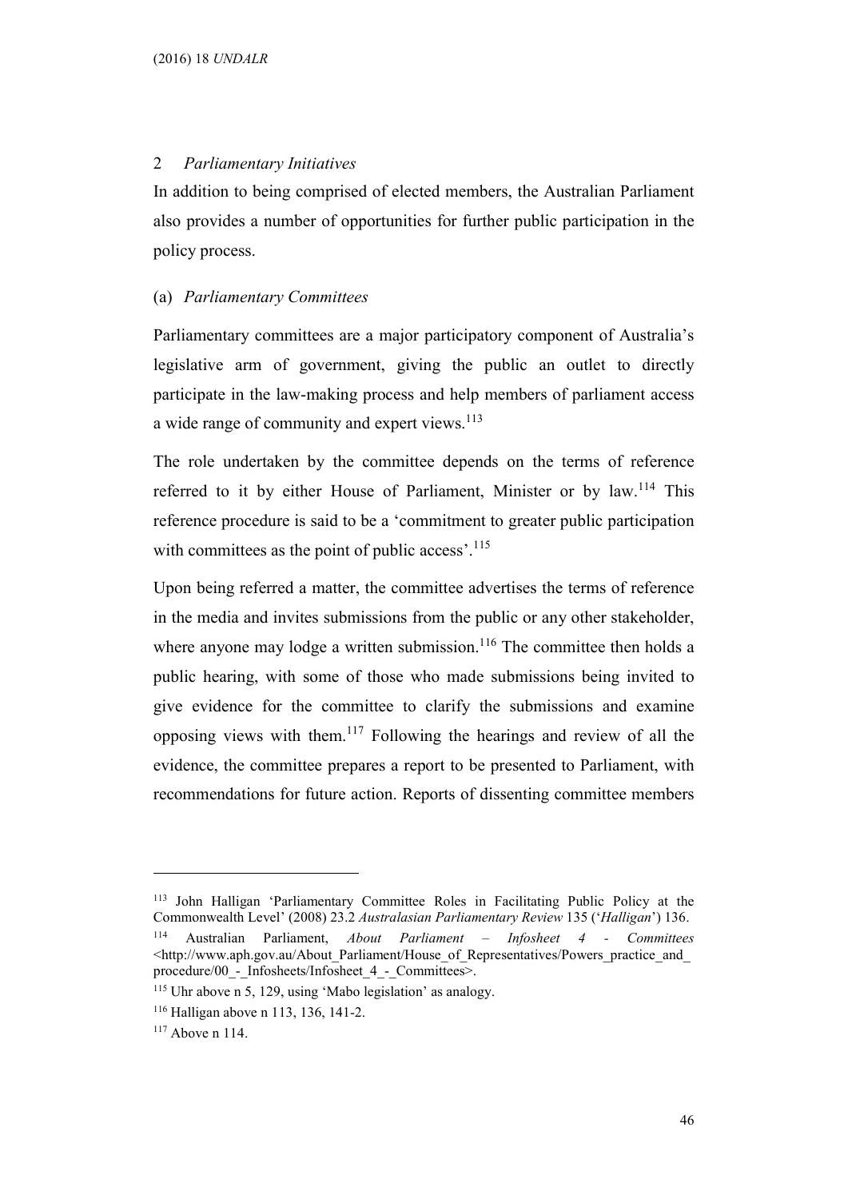### 2 *Parliamentary Initiatives*

In addition to being comprised of elected members, the Australian Parliament also provides a number of opportunities for further public participation in the policy process.

#### (a) *Parliamentary Committees*

Parliamentary committees are a major participatory component of Australia's legislative arm of government, giving the public an outlet to directly participate in the law-making process and help members of parliament access a wide range of community and expert views.[113]

The role undertaken by the committee depends on the terms of reference referred to it by either House of Parliament, Minister or by law.[114] This reference procedure is said to be a 'commitment to greater public participation with committees as the point of public access'.[115]

Upon being referred a matter, the committee advertises the terms of reference in the media and invites submissions from the public or any other stakeholder, where anyone may lodge a written submission.[116] The committee then holds a public hearing, with some of those who made submissions being invited to give evidence for the committee to clarify the submissions and examine opposing views with them.[117] Following the hearings and review of all the evidence, the committee prepares a report to be presented to Parliament, with recommendations for future action. Reports of dissenting committee members

---

[113] John Halligan 'Parliamentary Committee Roles in Facilitating Public Policy at the Commonwealth Level' (2008) 23.2 *Australasian Parliamentary Review* 135 ('*Halligan*') 136.

[114] Australian Parliament, *About Parliament – Infosheet 4 - Committees* <http://www.aph.gov.au/About_Parliament/House_of_Representatives/Powers_practice_and_procedure/00_-_Infosheets/Infosheet_4_-_Committees>.

[115] Uhr above n 5, 129, using 'Mabo legislation' as analogy.

[116] Halligan above n 113, 136, 141-2.

[117] Above n 114.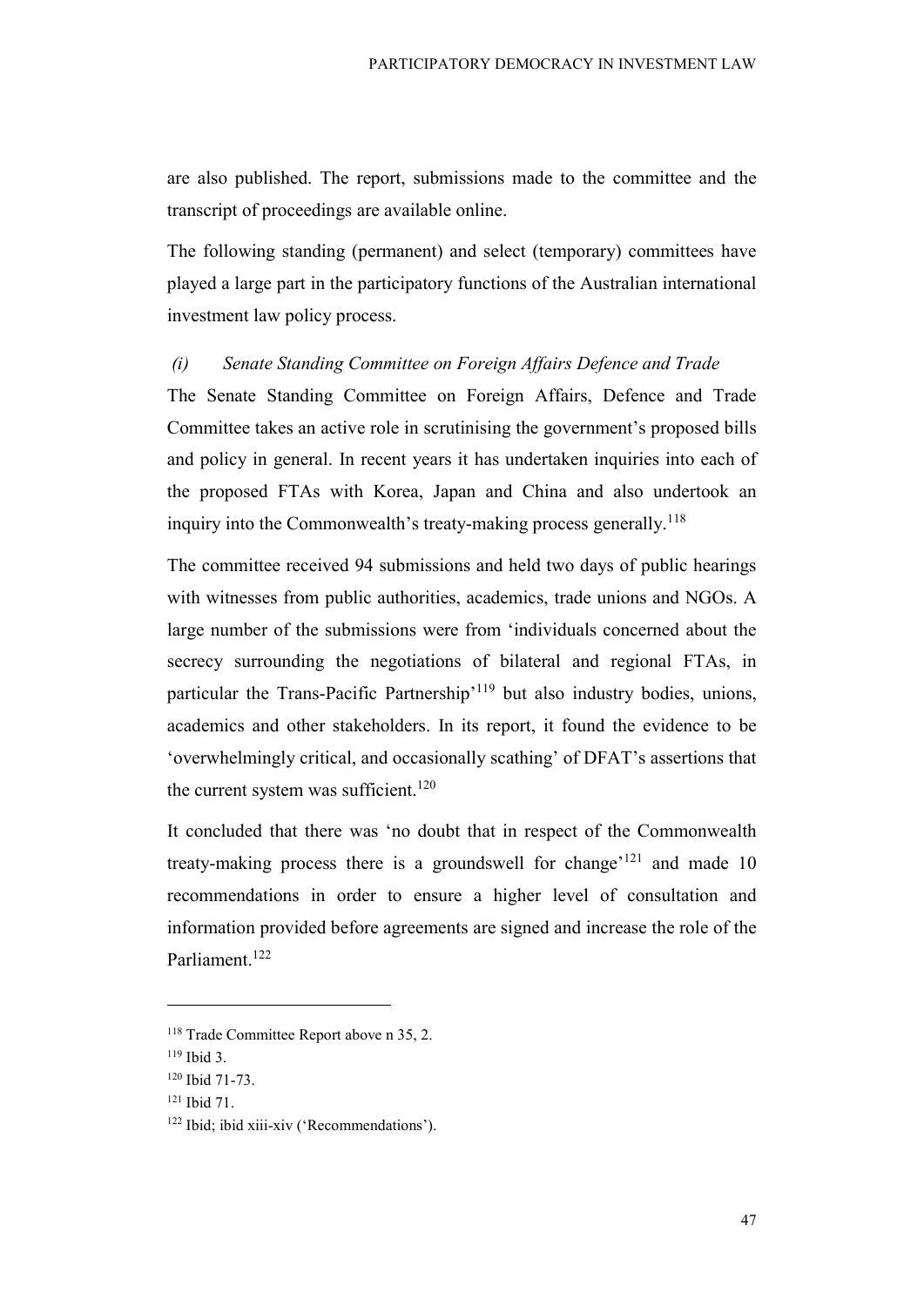are also published. The report, submissions made to the committee and the transcript of proceedings are available online.

The following standing (permanent) and select (temporary) committees have played a large part in the participatory functions of the Australian international investment law policy process.

### *(i) Senate Standing Committee on Foreign Affairs Defence and Trade*

The Senate Standing Committee on Foreign Affairs, Defence and Trade Committee takes an active role in scrutinising the government's proposed bills and policy in general. In recent years it has undertaken inquiries into each of the proposed FTAs with Korea, Japan and China and also undertook an inquiry into the Commonwealth's treaty-making process generally.[118]

The committee received 94 submissions and held two days of public hearings with witnesses from public authorities, academics, trade unions and NGOs. A large number of the submissions were from 'individuals concerned about the secrecy surrounding the negotiations of bilateral and regional FTAs, in particular the Trans-Pacific Partnership'[119] but also industry bodies, unions, academics and other stakeholders. In its report, it found the evidence to be 'overwhelmingly critical, and occasionally scathing' of DFAT's assertions that the current system was sufficient.[120]

It concluded that there was 'no doubt that in respect of the Commonwealth treaty-making process there is a groundswell for change'[121] and made 10 recommendations in order to ensure a higher level of consultation and information provided before agreements are signed and increase the role of the Parliament.[122]

---

[118] Trade Committee Report above n 35, 2.

[119] Ibid 3.

[120] Ibid 71-73.

[121] Ibid 71.

[122] Ibid; ibid xiii-xiv ('Recommendations').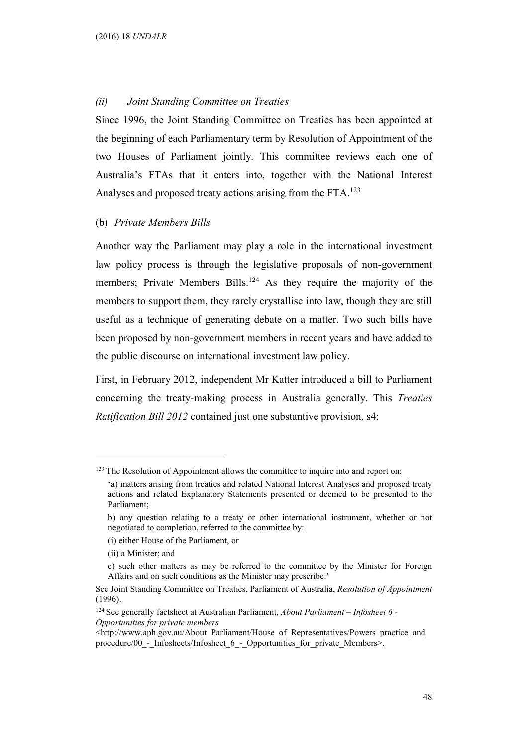### *(ii) Joint Standing Committee on Treaties*

Since 1996, the Joint Standing Committee on Treaties has been appointed at the beginning of each Parliamentary term by Resolution of Appointment of the two Houses of Parliament jointly. This committee reviews each one of Australia's FTAs that it enters into, together with the National Interest Analyses and proposed treaty actions arising from the FTA.[123]

### (b) *Private Members Bills*

Another way the Parliament may play a role in the international investment law policy process is through the legislative proposals of non-government members; Private Members Bills.[124] As they require the majority of the members to support them, they rarely crystallise into law, though they are still useful as a technique of generating debate on a matter. Two such bills have been proposed by non-government members in recent years and have added to the public discourse on international investment law policy.

First, in February 2012, independent Mr Katter introduced a bill to Parliament concerning the treaty-making process in Australia generally. This *Treaties Ratification Bill 2012* contained just one substantive provision, s4:

---

[123] The Resolution of Appointment allows the committee to inquire into and report on:

> 'a) matters arising from treaties and related National Interest Analyses and proposed treaty actions and related Explanatory Statements presented or deemed to be presented to the Parliament;
>
> b) any question relating to a treaty or other international instrument, whether or not negotiated to completion, referred to the committee by:
>
> (i) either House of the Parliament, or
>
> (ii) a Minister; and
>
> c) such other matters as may be referred to the committee by the Minister for Foreign Affairs and on such conditions as the Minister may prescribe.'

See Joint Standing Committee on Treaties, Parliament of Australia, *Resolution of Appointment* (1996).

[124] See generally factsheet at Australian Parliament, *About Parliament – Infosheet 6 - Opportunities for private members* <http://www.aph.gov.au/About_Parliament/House_of_Representatives/Powers_practice_and_procedure/00_-_Infosheets/Infosheet_6_-_Opportunities_for_private_Members>.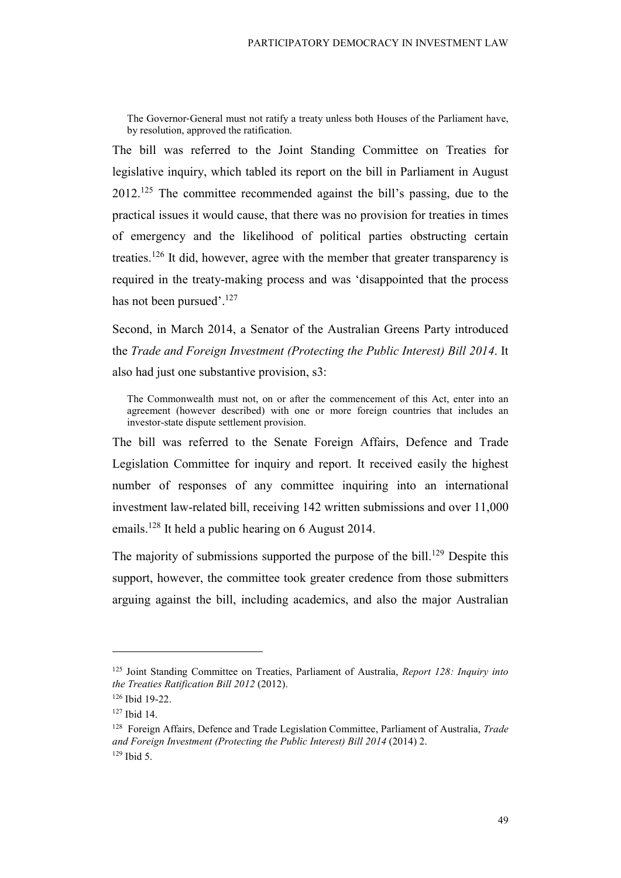> The Governor-General must not ratify a treaty unless both Houses of the Parliament have, by resolution, approved the ratification.

The bill was referred to the Joint Standing Committee on Treaties for legislative inquiry, which tabled its report on the bill in Parliament in August 2012.[125] The committee recommended against the bill's passing, due to the practical issues it would cause, that there was no provision for treaties in times of emergency and the likelihood of political parties obstructing certain treaties.[126] It did, however, agree with the member that greater transparency is required in the treaty-making process and was 'disappointed that the process has not been pursued'.[127]

Second, in March 2014, a Senator of the Australian Greens Party introduced the *Trade and Foreign Investment (Protecting the Public Interest) Bill 2014*. It also had just one substantive provision, s3:

> The Commonwealth must not, on or after the commencement of this Act, enter into an agreement (however described) with one or more foreign countries that includes an investor-state dispute settlement provision.

The bill was referred to the Senate Foreign Affairs, Defence and Trade Legislation Committee for inquiry and report. It received easily the highest number of responses of any committee inquiring into an international investment law-related bill, receiving 142 written submissions and over 11,000 emails.[128] It held a public hearing on 6 August 2014.

The majority of submissions supported the purpose of the bill.[129] Despite this support, however, the committee took greater credence from those submitters arguing against the bill, including academics, and also the major Australian

---

[125] Joint Standing Committee on Treaties, Parliament of Australia, *Report 128: Inquiry into the Treaties Ratification Bill 2012* (2012).

[126] Ibid 19-22.

[127] Ibid 14.

[128] Foreign Affairs, Defence and Trade Legislation Committee, Parliament of Australia, *Trade and Foreign Investment (Protecting the Public Interest) Bill 2014* (2014) 2.

[129] Ibid 5.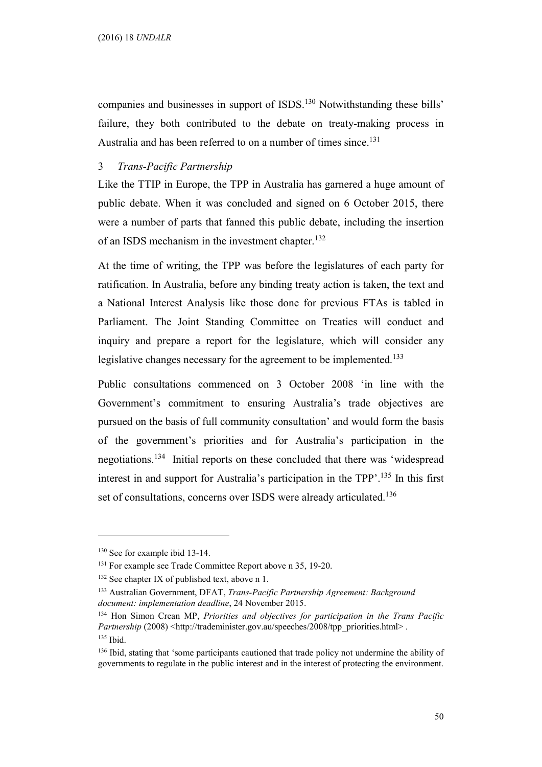companies and businesses in support of ISDS.[130] Notwithstanding these bills' failure, they both contributed to the debate on treaty-making process in Australia and has been referred to on a number of times since.[131]

### 3 *Trans-Pacific Partnership*

Like the TTIP in Europe, the TPP in Australia has garnered a huge amount of public debate. When it was concluded and signed on 6 October 2015, there were a number of parts that fanned this public debate, including the insertion of an ISDS mechanism in the investment chapter.[132]

At the time of writing, the TPP was before the legislatures of each party for ratification. In Australia, before any binding treaty action is taken, the text and a National Interest Analysis like those done for previous FTAs is tabled in Parliament. The Joint Standing Committee on Treaties will conduct and inquiry and prepare a report for the legislature, which will consider any legislative changes necessary for the agreement to be implemented.[133]

Public consultations commenced on 3 October 2008 'in line with the Government's commitment to ensuring Australia's trade objectives are pursued on the basis of full community consultation' and would form the basis of the government's priorities and for Australia's participation in the negotiations.[134] Initial reports on these concluded that there was 'widespread interest in and support for Australia's participation in the TPP'.[135] In this first set of consultations, concerns over ISDS were already articulated.[136]

---

[130] See for example ibid 13-14.

[131] For example see Trade Committee Report above n 35, 19-20.

[132] See chapter IX of published text, above n 1.

[133] Australian Government, DFAT, *Trans-Pacific Partnership Agreement: Background document: implementation deadline*, 24 November 2015.

[134] Hon Simon Crean MP, *Priorities and objectives for participation in the Trans Pacific Partnership* (2008) <http://trademinister.gov.au/speeches/2008/tpp_priorities.html> .

[135] Ibid.

[136] Ibid, stating that 'some participants cautioned that trade policy not undermine the ability of governments to regulate in the public interest and in the interest of protecting the environment.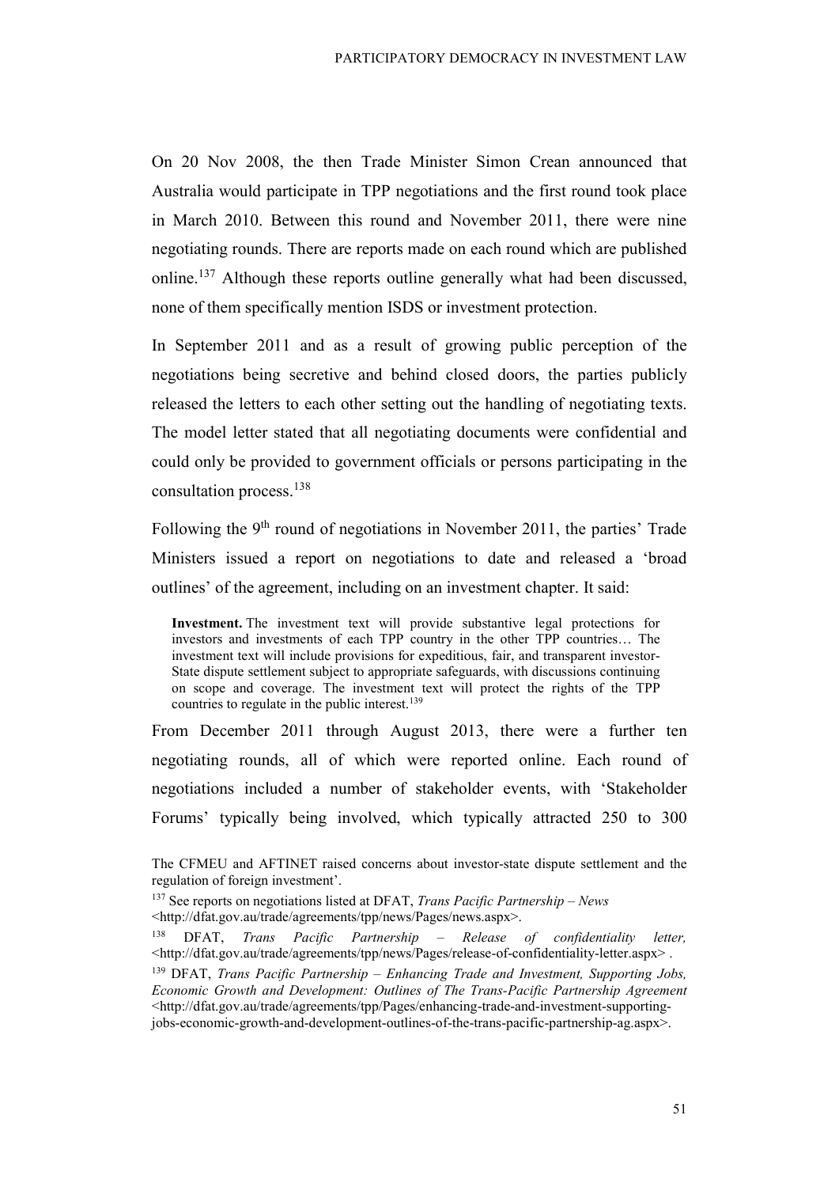On 20 Nov 2008, the then Trade Minister Simon Crean announced that Australia would participate in TPP negotiations and the first round took place in March 2010. Between this round and November 2011, there were nine negotiating rounds. There are reports made on each round which are published online.[137] Although these reports outline generally what had been discussed, none of them specifically mention ISDS or investment protection.

In September 2011 and as a result of growing public perception of the negotiations being secretive and behind closed doors, the parties publicly released the letters to each other setting out the handling of negotiating texts. The model letter stated that all negotiating documents were confidential and could only be provided to government officials or persons participating in the consultation process.[138]

Following the 9th round of negotiations in November 2011, the parties' Trade Ministers issued a report on negotiations to date and released a 'broad outlines' of the agreement, including on an investment chapter. It said:

> **Investment.** The investment text will provide substantive legal protections for investors and investments of each TPP country in the other TPP countries… The investment text will include provisions for expeditious, fair, and transparent investor-State dispute settlement subject to appropriate safeguards, with discussions continuing on scope and coverage. The investment text will protect the rights of the TPP countries to regulate in the public interest.[139]

From December 2011 through August 2013, there were a further ten negotiating rounds, all of which were reported online. Each round of negotiations included a number of stakeholder events, with 'Stakeholder Forums' typically being involved, which typically attracted 250 to 300

---

The CFMEU and AFTINET raised concerns about investor-state dispute settlement and the regulation of foreign investment'.

[137] See reports on negotiations listed at DFAT, *Trans Pacific Partnership – News* <http://dfat.gov.au/trade/agreements/tpp/news/Pages/news.aspx>.

[138] DFAT, *Trans Pacific Partnership – Release of confidentiality letter,* <http://dfat.gov.au/trade/agreements/tpp/news/Pages/release-of-confidentiality-letter.aspx> .

[139] DFAT, *Trans Pacific Partnership – Enhancing Trade and Investment, Supporting Jobs, Economic Growth and Development: Outlines of The Trans-Pacific Partnership Agreement* <http://dfat.gov.au/trade/agreements/tpp/Pages/enhancing-trade-and-investment-supporting-jobs-economic-growth-and-development-outlines-of-the-trans-pacific-partnership-ag.aspx>.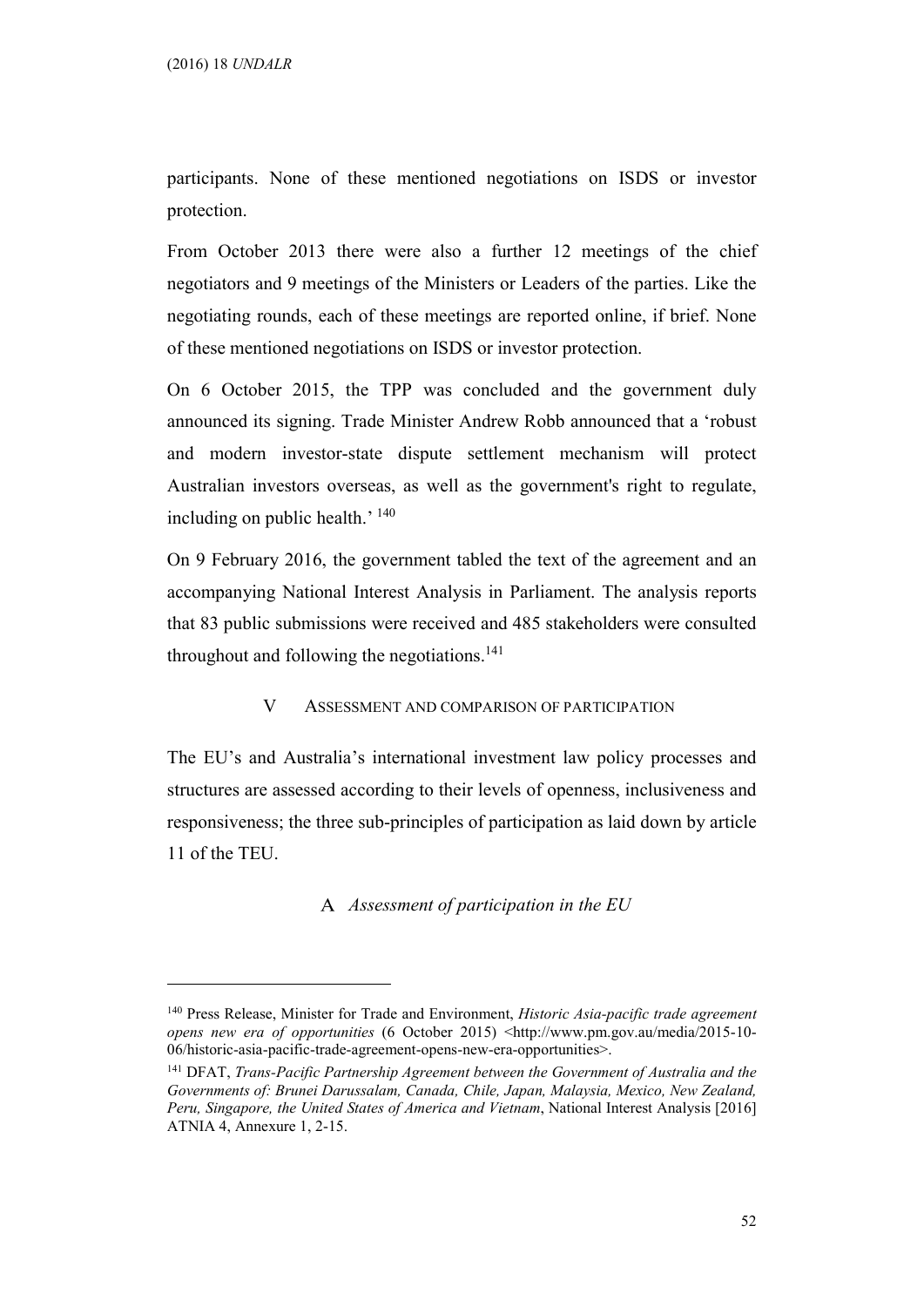participants. None of these mentioned negotiations on ISDS or investor protection.

From October 2013 there were also a further 12 meetings of the chief negotiators and 9 meetings of the Ministers or Leaders of the parties. Like the negotiating rounds, each of these meetings are reported online, if brief. None of these mentioned negotiations on ISDS or investor protection.

On 6 October 2015, the TPP was concluded and the government duly announced its signing. Trade Minister Andrew Robb announced that a 'robust and modern investor-state dispute settlement mechanism will protect Australian investors overseas, as well as the government's right to regulate, including on public health.' [140]

On 9 February 2016, the government tabled the text of the agreement and an accompanying National Interest Analysis in Parliament. The analysis reports that 83 public submissions were received and 485 stakeholders were consulted throughout and following the negotiations.[141]

## V Assessment and Comparison of Participation

The EU's and Australia's international investment law policy processes and structures are assessed according to their levels of openness, inclusiveness and responsiveness; the three sub-principles of participation as laid down by article 11 of the TEU.

### A *Assessment of participation in the EU*

---

[140] Press Release, Minister for Trade and Environment, *Historic Asia-pacific trade agreement opens new era of opportunities* (6 October 2015) <http://www.pm.gov.au/media/2015-10-06/historic-asia-pacific-trade-agreement-opens-new-era-opportunities>.

[141] DFAT, *Trans-Pacific Partnership Agreement between the Government of Australia and the Governments of: Brunei Darussalam, Canada, Chile, Japan, Malaysia, Mexico, New Zealand, Peru, Singapore, the United States of America and Vietnam*, National Interest Analysis [2016] ATNIA 4, Annexure 1, 2-15.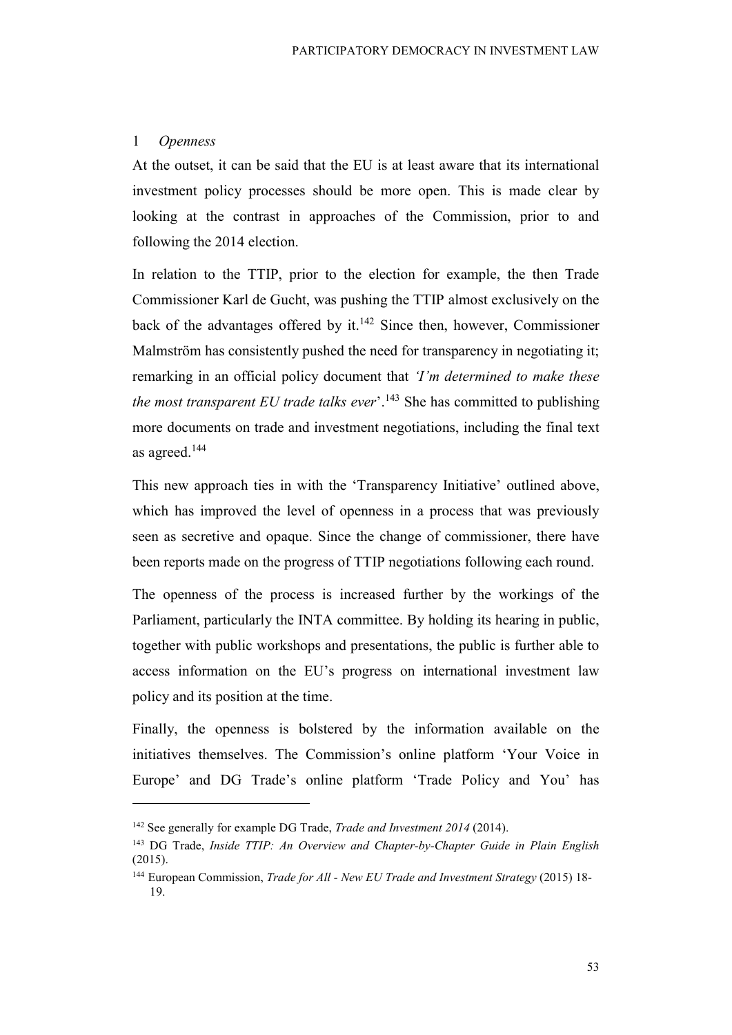### 1 *Openness*

At the outset, it can be said that the EU is at least aware that its international investment policy processes should be more open. This is made clear by looking at the contrast in approaches of the Commission, prior to and following the 2014 election.

In relation to the TTIP, prior to the election for example, the then Trade Commissioner Karl de Gucht, was pushing the TTIP almost exclusively on the back of the advantages offered by it.[142] Since then, however, Commissioner Malmström has consistently pushed the need for transparency in negotiating it; remarking in an official policy document that *'I'm determined to make these the most transparent EU trade talks ever*'.[143] She has committed to publishing more documents on trade and investment negotiations, including the final text as agreed.[144]

This new approach ties in with the 'Transparency Initiative' outlined above, which has improved the level of openness in a process that was previously seen as secretive and opaque. Since the change of commissioner, there have been reports made on the progress of TTIP negotiations following each round.

The openness of the process is increased further by the workings of the Parliament, particularly the INTA committee. By holding its hearing in public, together with public workshops and presentations, the public is further able to access information on the EU's progress on international investment law policy and its position at the time.

Finally, the openness is bolstered by the information available on the initiatives themselves. The Commission's online platform 'Your Voice in Europe' and DG Trade's online platform 'Trade Policy and You' has

---

[142] See generally for example DG Trade, *Trade and Investment 2014* (2014).

[143] DG Trade, *Inside TTIP: An Overview and Chapter-by-Chapter Guide in Plain English* (2015).

[144] European Commission, *Trade for All - New EU Trade and Investment Strategy* (2015) 18-19.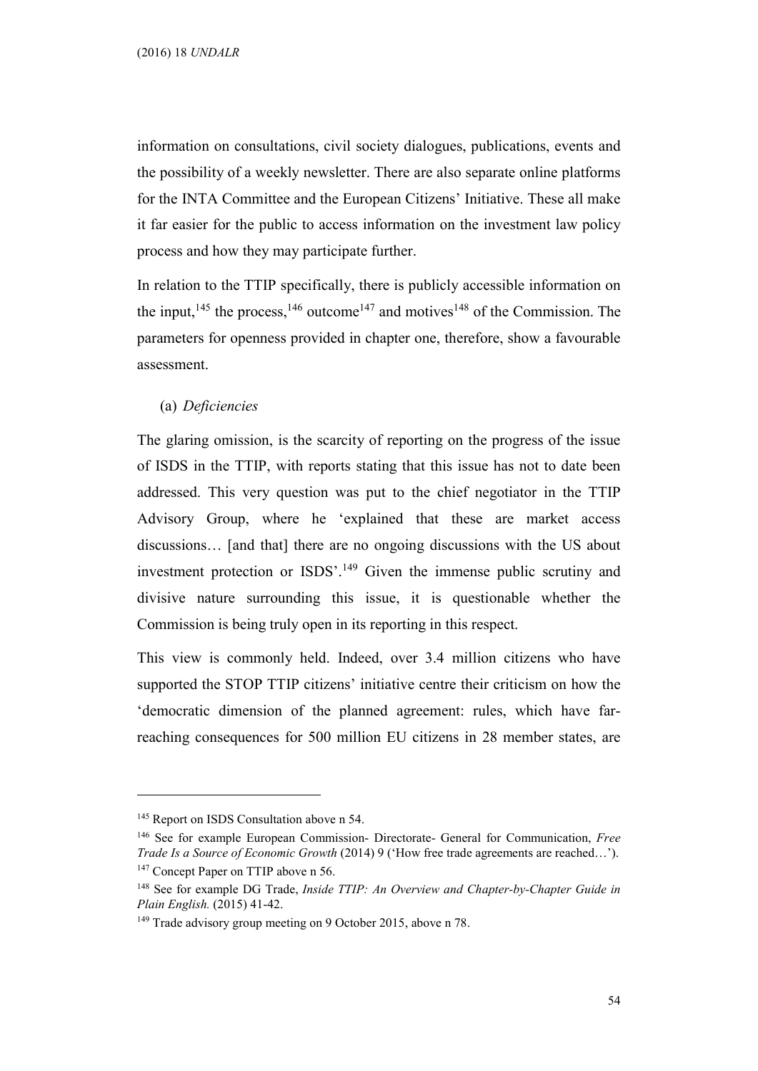information on consultations, civil society dialogues, publications, events and the possibility of a weekly newsletter. There are also separate online platforms for the INTA Committee and the European Citizens' Initiative. These all make it far easier for the public to access information on the investment law policy process and how they may participate further.

In relation to the TTIP specifically, there is publicly accessible information on the input,[145] the process,[146] outcome[147] and motives[148] of the Commission. The parameters for openness provided in chapter one, therefore, show a favourable assessment.

(a) *Deficiencies*

The glaring omission, is the scarcity of reporting on the progress of the issue of ISDS in the TTIP, with reports stating that this issue has not to date been addressed. This very question was put to the chief negotiator in the TTIP Advisory Group, where he 'explained that these are market access discussions… [and that] there are no ongoing discussions with the US about investment protection or ISDS'.[149] Given the immense public scrutiny and divisive nature surrounding this issue, it is questionable whether the Commission is being truly open in its reporting in this respect.

This view is commonly held. Indeed, over 3.4 million citizens who have supported the STOP TTIP citizens' initiative centre their criticism on how the 'democratic dimension of the planned agreement: rules, which have far-reaching consequences for 500 million EU citizens in 28 member states, are

---

[145] Report on ISDS Consultation above n 54.

[146] See for example European Commission- Directorate- General for Communication, *Free Trade Is a Source of Economic Growth* (2014) 9 ('How free trade agreements are reached…').

[147] Concept Paper on TTIP above n 56.

[148] See for example DG Trade, *Inside TTIP: An Overview and Chapter-by-Chapter Guide in Plain English.* (2015) 41-42.

[149] Trade advisory group meeting on 9 October 2015, above n 78.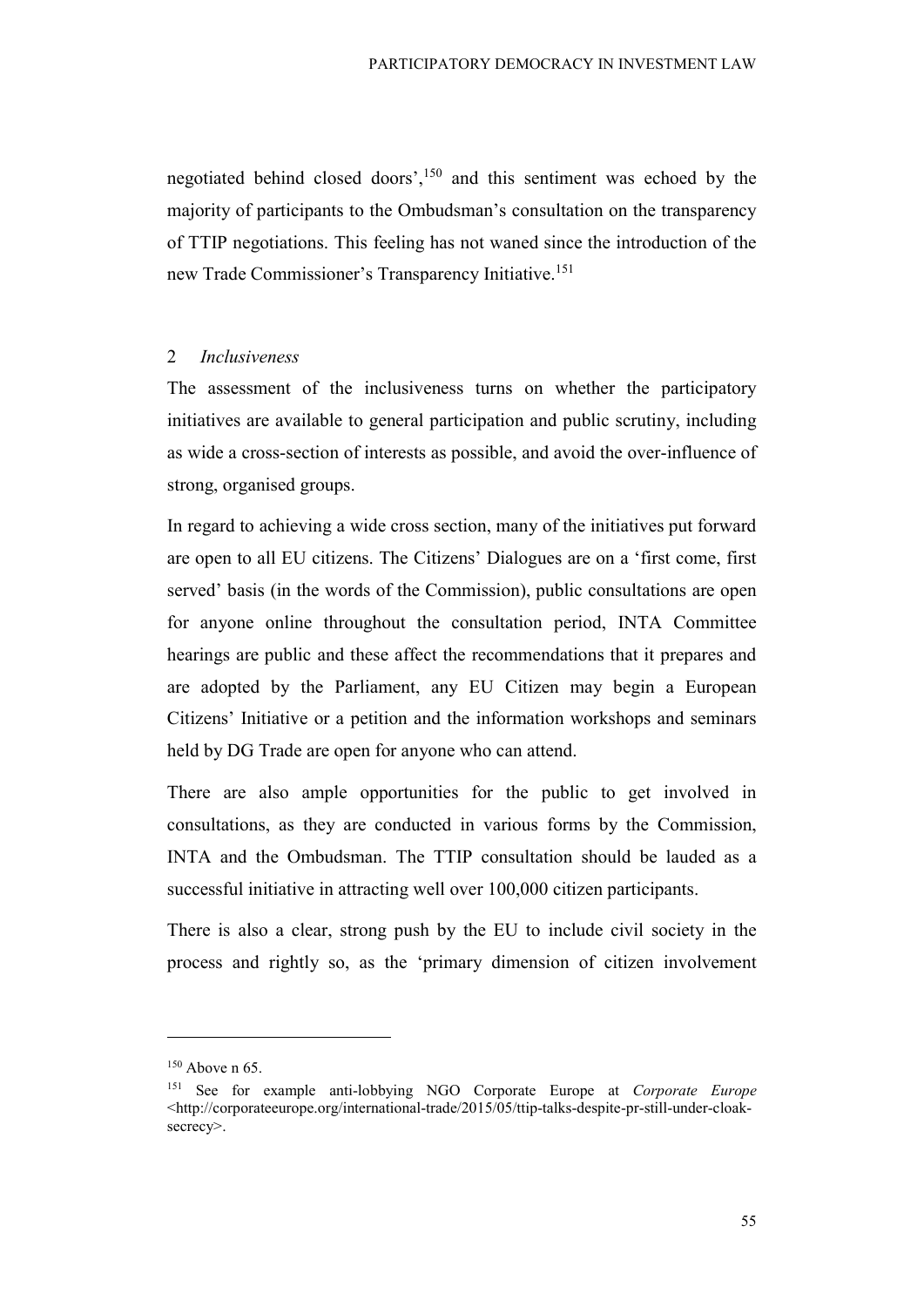negotiated behind closed doors',[150] and this sentiment was echoed by the majority of participants to the Ombudsman's consultation on the transparency of TTIP negotiations. This feeling has not waned since the introduction of the new Trade Commissioner's Transparency Initiative.[151]

### 2 *Inclusiveness*

The assessment of the inclusiveness turns on whether the participatory initiatives are available to general participation and public scrutiny, including as wide a cross-section of interests as possible, and avoid the over-influence of strong, organised groups.

In regard to achieving a wide cross section, many of the initiatives put forward are open to all EU citizens. The Citizens' Dialogues are on a 'first come, first served' basis (in the words of the Commission), public consultations are open for anyone online throughout the consultation period, INTA Committee hearings are public and these affect the recommendations that it prepares and are adopted by the Parliament, any EU Citizen may begin a European Citizens' Initiative or a petition and the information workshops and seminars held by DG Trade are open for anyone who can attend.

There are also ample opportunities for the public to get involved in consultations, as they are conducted in various forms by the Commission, INTA and the Ombudsman. The TTIP consultation should be lauded as a successful initiative in attracting well over 100,000 citizen participants.

There is also a clear, strong push by the EU to include civil society in the process and rightly so, as the 'primary dimension of citizen involvement

---

[150] Above n 65.

[151] See for example anti-lobbying NGO Corporate Europe at *Corporate Europe* <http://corporateeurope.org/international-trade/2015/05/ttip-talks-despite-pr-still-under-cloak-secrecy>.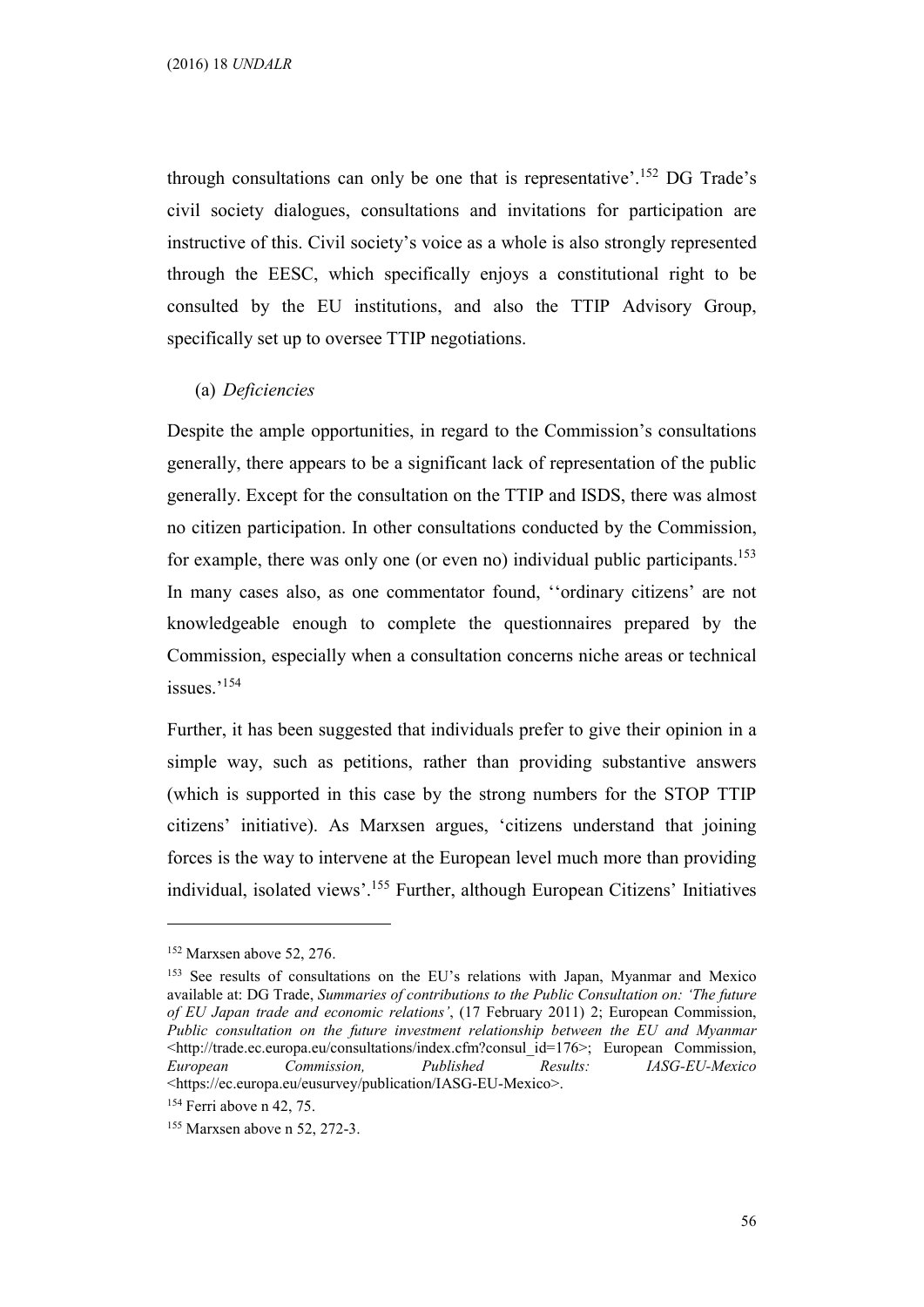through consultations can only be one that is representative'.[152] DG Trade's civil society dialogues, consultations and invitations for participation are instructive of this. Civil society's voice as a whole is also strongly represented through the EESC, which specifically enjoys a constitutional right to be consulted by the EU institutions, and also the TTIP Advisory Group, specifically set up to oversee TTIP negotiations.

(a) *Deficiencies*

Despite the ample opportunities, in regard to the Commission's consultations generally, there appears to be a significant lack of representation of the public generally. Except for the consultation on the TTIP and ISDS, there was almost no citizen participation. In other consultations conducted by the Commission, for example, there was only one (or even no) individual public participants.[153] In many cases also, as one commentator found, ''ordinary citizens' are not knowledgeable enough to complete the questionnaires prepared by the Commission, especially when a consultation concerns niche areas or technical issues.'[154]

Further, it has been suggested that individuals prefer to give their opinion in a simple way, such as petitions, rather than providing substantive answers (which is supported in this case by the strong numbers for the STOP TTIP citizens' initiative). As Marxsen argues, 'citizens understand that joining forces is the way to intervene at the European level much more than providing individual, isolated views'.[155] Further, although European Citizens' Initiatives

---

[152] Marxsen above 52, 276.

[153] See results of consultations on the EU's relations with Japan, Myanmar and Mexico available at: DG Trade, *Summaries of contributions to the Public Consultation on: 'The future of EU Japan trade and economic relations'*, (17 February 2011) 2; European Commission, *Public consultation on the future investment relationship between the EU and Myanmar* <http://trade.ec.europa.eu/consultations/index.cfm?consul_id=176>; European Commission, *European Commission, Published Results: IASG-EU-Mexico* <https://ec.europa.eu/eusurvey/publication/IASG-EU-Mexico>.

[154] Ferri above n 42, 75.

[155] Marxsen above n 52, 272-3.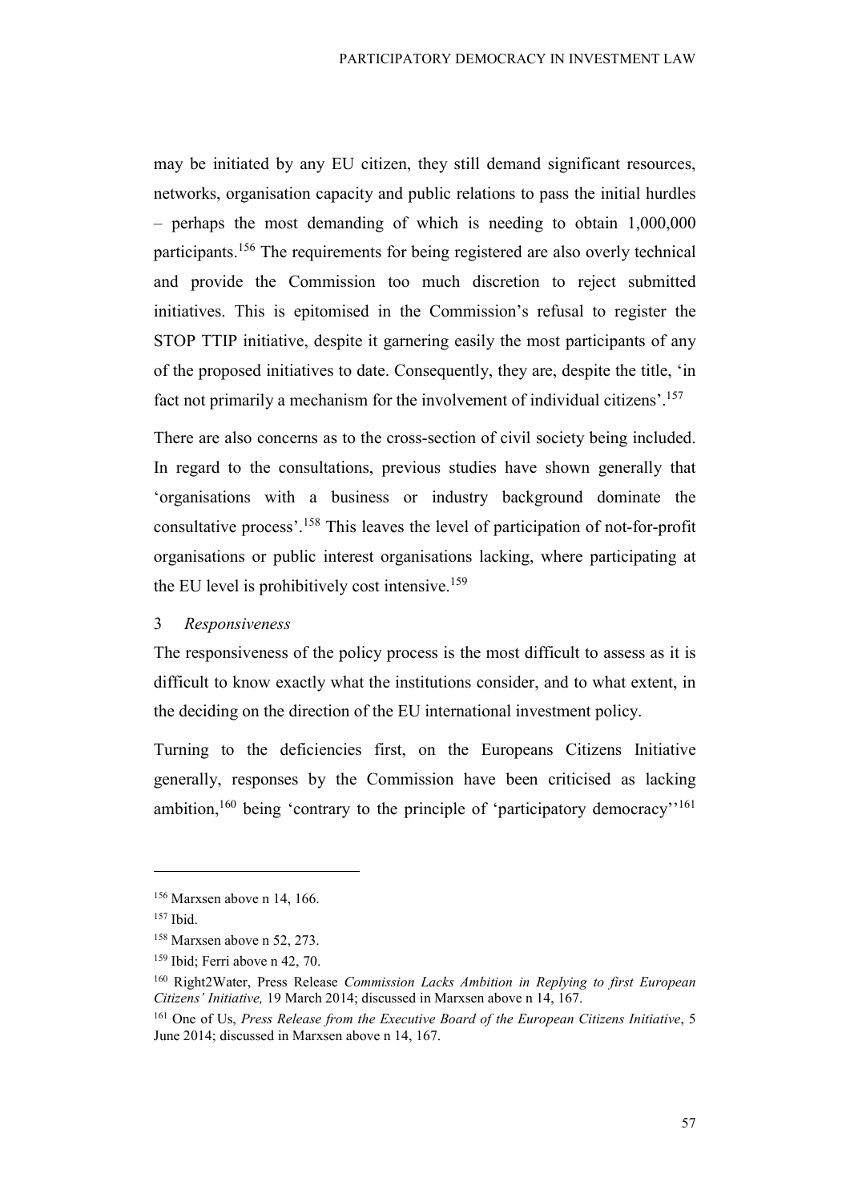may be initiated by any EU citizen, they still demand significant resources, networks, organisation capacity and public relations to pass the initial hurdles – perhaps the most demanding of which is needing to obtain 1,000,000 participants.[156] The requirements for being registered are also overly technical and provide the Commission too much discretion to reject submitted initiatives. This is epitomised in the Commission's refusal to register the STOP TTIP initiative, despite it garnering easily the most participants of any of the proposed initiatives to date. Consequently, they are, despite the title, 'in fact not primarily a mechanism for the involvement of individual citizens'.[157]

There are also concerns as to the cross-section of civil society being included. In regard to the consultations, previous studies have shown generally that 'organisations with a business or industry background dominate the consultative process'.[158] This leaves the level of participation of not-for-profit organisations or public interest organisations lacking, where participating at the EU level is prohibitively cost intensive.[159]

### 3 *Responsiveness*

The responsiveness of the policy process is the most difficult to assess as it is difficult to know exactly what the institutions consider, and to what extent, in the deciding on the direction of the EU international investment policy.

Turning to the deficiencies first, on the Europeans Citizens Initiative generally, responses by the Commission have been criticised as lacking ambition,[160] being 'contrary to the principle of 'participatory democracy''[161]

---

[156] Marxsen above n 14, 166.

[157] Ibid.

[158] Marxsen above n 52, 273.

[159] Ibid; Ferri above n 42, 70.

[160] Right2Water, Press Release *Commission Lacks Ambition in Replying to first European Citizens' Initiative,* 19 March 2014; discussed in Marxsen above n 14, 167.

[161] One of Us, *Press Release from the Executive Board of the European Citizens Initiative*, 5 June 2014; discussed in Marxsen above n 14, 167.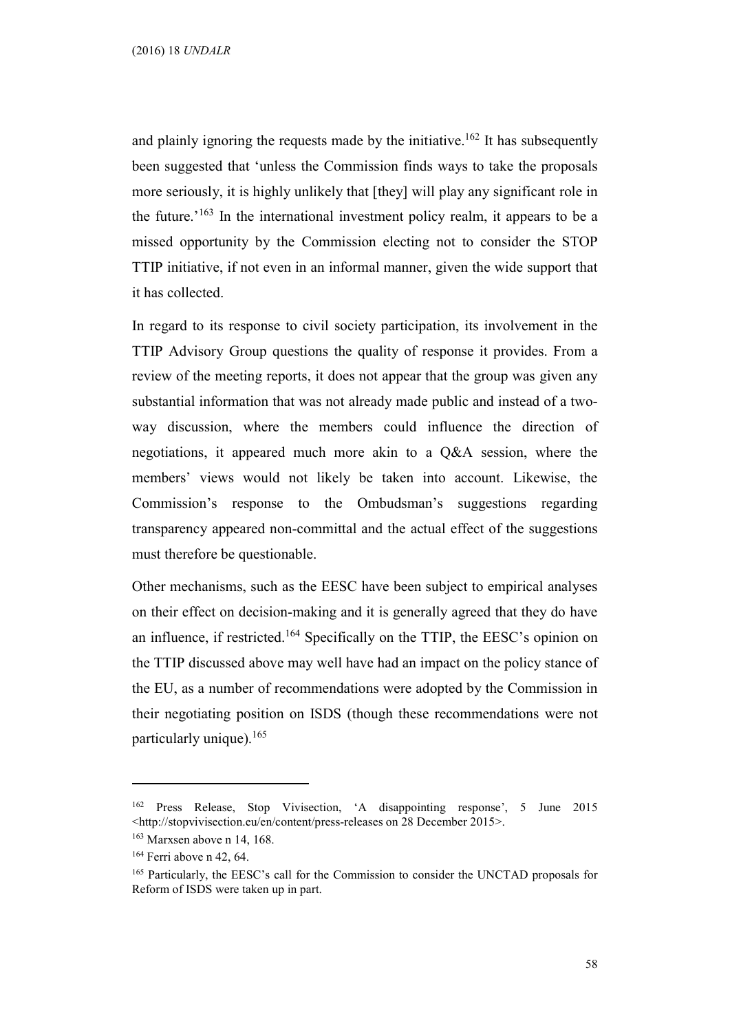and plainly ignoring the requests made by the initiative.[162] It has subsequently been suggested that 'unless the Commission finds ways to take the proposals more seriously, it is highly unlikely that [they] will play any significant role in the future.'[163] In the international investment policy realm, it appears to be a missed opportunity by the Commission electing not to consider the STOP TTIP initiative, if not even in an informal manner, given the wide support that it has collected.

In regard to its response to civil society participation, its involvement in the TTIP Advisory Group questions the quality of response it provides. From a review of the meeting reports, it does not appear that the group was given any substantial information that was not already made public and instead of a two-way discussion, where the members could influence the direction of negotiations, it appeared much more akin to a Q&A session, where the members' views would not likely be taken into account. Likewise, the Commission's response to the Ombudsman's suggestions regarding transparency appeared non-committal and the actual effect of the suggestions must therefore be questionable.

Other mechanisms, such as the EESC have been subject to empirical analyses on their effect on decision-making and it is generally agreed that they do have an influence, if restricted.[164] Specifically on the TTIP, the EESC's opinion on the TTIP discussed above may well have had an impact on the policy stance of the EU, as a number of recommendations were adopted by the Commission in their negotiating position on ISDS (though these recommendations were not particularly unique).[165]

---

[162] Press Release, Stop Vivisection, 'A disappointing response', 5 June 2015 <http://stopvivisection.eu/en/content/press-releases on 28 December 2015>.

[163] Marxsen above n 14, 168.

[164] Ferri above n 42, 64.

[165] Particularly, the EESC's call for the Commission to consider the UNCTAD proposals for Reform of ISDS were taken up in part.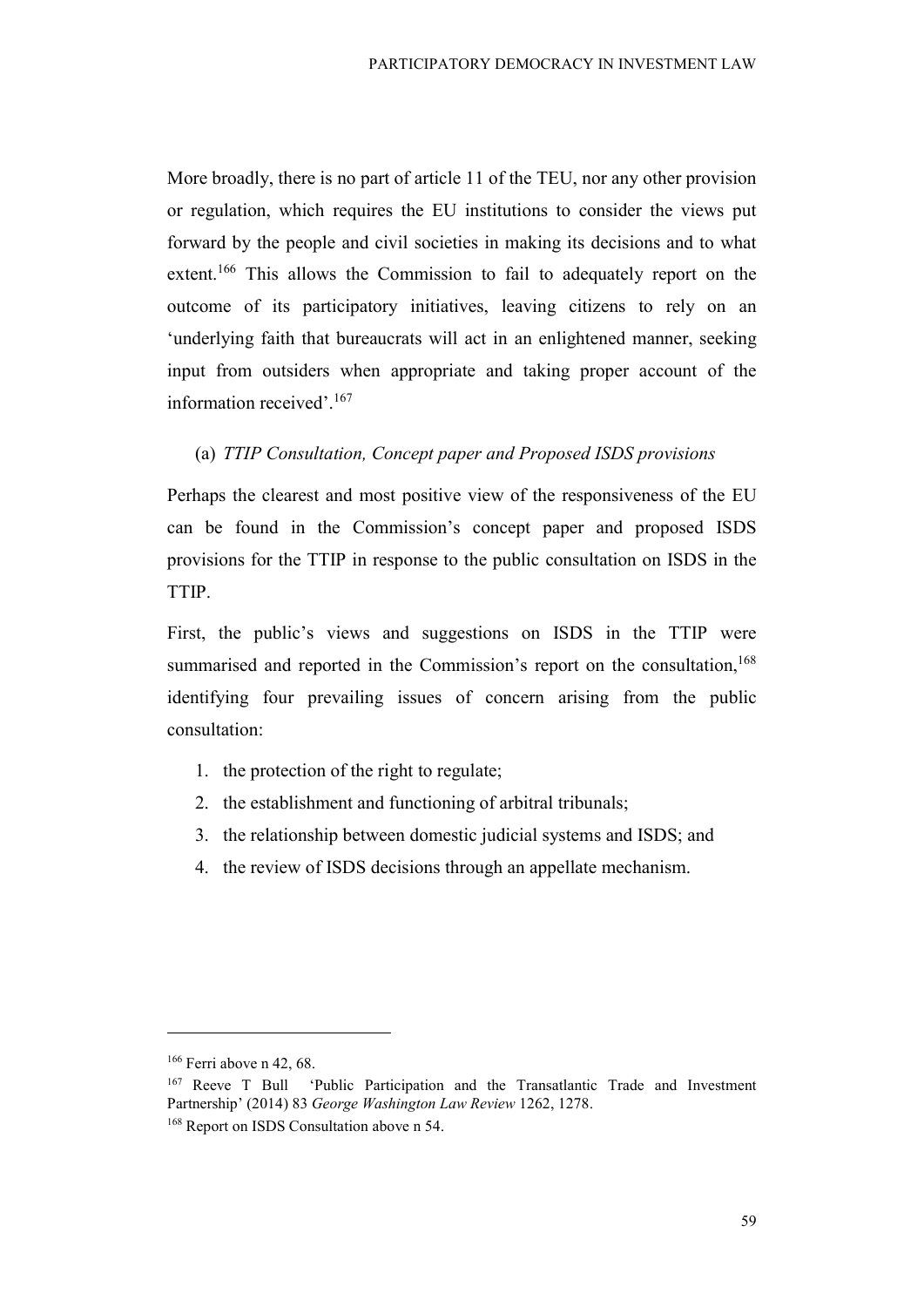More broadly, there is no part of article 11 of the TEU, nor any other provision or regulation, which requires the EU institutions to consider the views put forward by the people and civil societies in making its decisions and to what extent.[166] This allows the Commission to fail to adequately report on the outcome of its participatory initiatives, leaving citizens to rely on an 'underlying faith that bureaucrats will act in an enlightened manner, seeking input from outsiders when appropriate and taking proper account of the information received'.[167]

### (a) *TTIP Consultation, Concept paper and Proposed ISDS provisions*

Perhaps the clearest and most positive view of the responsiveness of the EU can be found in the Commission's concept paper and proposed ISDS provisions for the TTIP in response to the public consultation on ISDS in the TTIP.

First, the public's views and suggestions on ISDS in the TTIP were summarised and reported in the Commission's report on the consultation,[168] identifying four prevailing issues of concern arising from the public consultation:

1. the protection of the right to regulate;
2. the establishment and functioning of arbitral tribunals;
3. the relationship between domestic judicial systems and ISDS; and
4. the review of ISDS decisions through an appellate mechanism.

---

[166] Ferri above n 42, 68.

[167] Reeve T Bull 'Public Participation and the Transatlantic Trade and Investment Partnership' (2014) 83 *George Washington Law Review* 1262, 1278.

[168] Report on ISDS Consultation above n 54.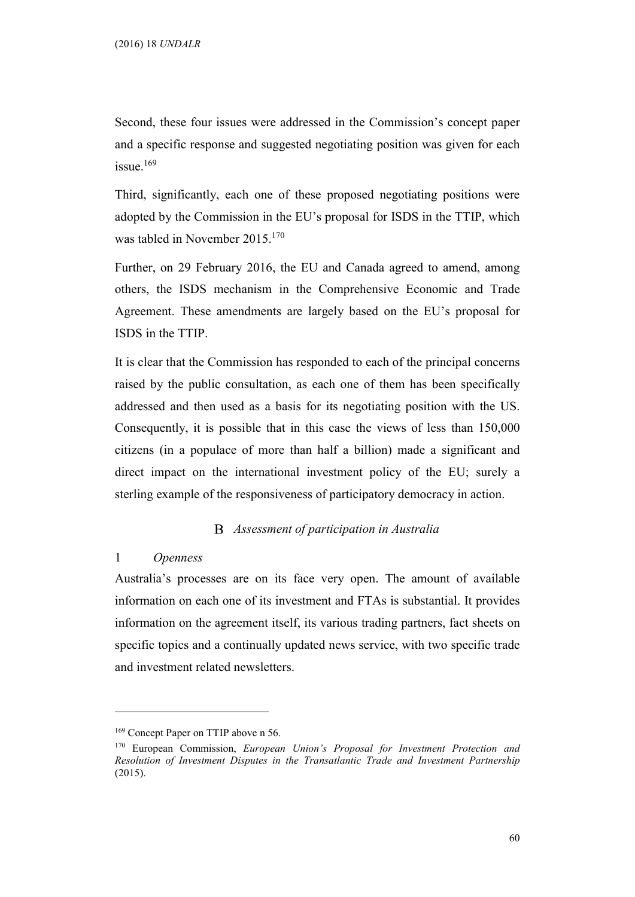Second, these four issues were addressed in the Commission's concept paper and a specific response and suggested negotiating position was given for each issue.[169]

Third, significantly, each one of these proposed negotiating positions were adopted by the Commission in the EU's proposal for ISDS in the TTIP, which was tabled in November 2015.[170]

Further, on 29 February 2016, the EU and Canada agreed to amend, among others, the ISDS mechanism in the Comprehensive Economic and Trade Agreement. These amendments are largely based on the EU's proposal for ISDS in the TTIP.

It is clear that the Commission has responded to each of the principal concerns raised by the public consultation, as each one of them has been specifically addressed and then used as a basis for its negotiating position with the US. Consequently, it is possible that in this case the views of less than 150,000 citizens (in a populace of more than half a billion) made a significant and direct impact on the international investment policy of the EU; surely a sterling example of the responsiveness of participatory democracy in action.

### B *Assessment of participation in Australia*

#### 1 *Openness*

Australia's processes are on its face very open. The amount of available information on each one of its investment and FTAs is substantial. It provides information on the agreement itself, its various trading partners, fact sheets on specific topics and a continually updated news service, with two specific trade and investment related newsletters.

---

[169] Concept Paper on TTIP above n 56.

[170] European Commission, *European Union's Proposal for Investment Protection and Resolution of Investment Disputes in the Transatlantic Trade and Investment Partnership* (2015).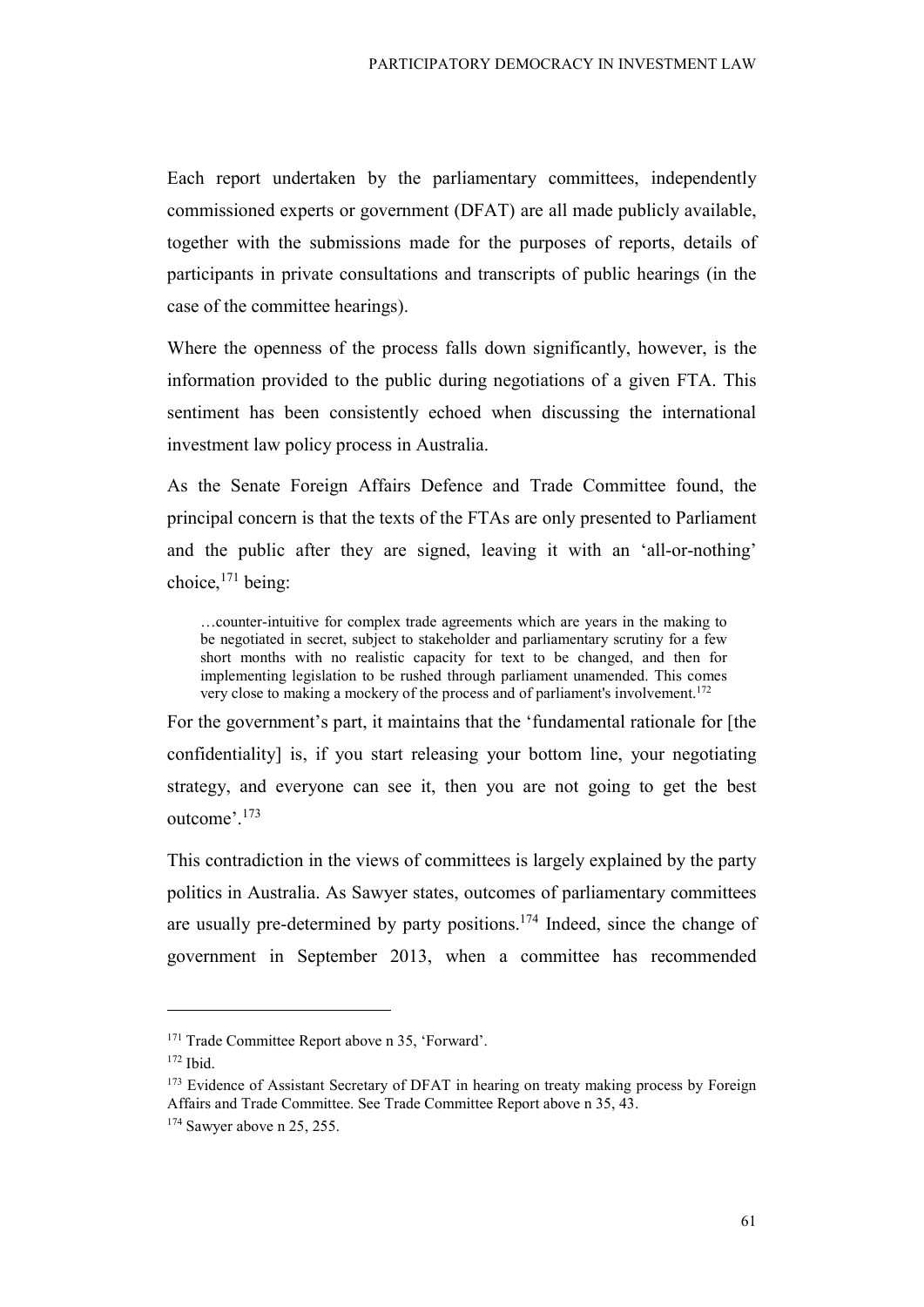Each report undertaken by the parliamentary committees, independently commissioned experts or government (DFAT) are all made publicly available, together with the submissions made for the purposes of reports, details of participants in private consultations and transcripts of public hearings (in the case of the committee hearings).

Where the openness of the process falls down significantly, however, is the information provided to the public during negotiations of a given FTA. This sentiment has been consistently echoed when discussing the international investment law policy process in Australia.

As the Senate Foreign Affairs Defence and Trade Committee found, the principal concern is that the texts of the FTAs are only presented to Parliament and the public after they are signed, leaving it with an 'all-or-nothing' choice,[171] being:

> …counter-intuitive for complex trade agreements which are years in the making to be negotiated in secret, subject to stakeholder and parliamentary scrutiny for a few short months with no realistic capacity for text to be changed, and then for implementing legislation to be rushed through parliament unamended. This comes very close to making a mockery of the process and of parliament's involvement.[172]

For the government's part, it maintains that the 'fundamental rationale for [the confidentiality] is, if you start releasing your bottom line, your negotiating strategy, and everyone can see it, then you are not going to get the best outcome'.[173]

This contradiction in the views of committees is largely explained by the party politics in Australia. As Sawyer states, outcomes of parliamentary committees are usually pre-determined by party positions.[174] Indeed, since the change of government in September 2013, when a committee has recommended

---

[171] Trade Committee Report above n 35, 'Forward'.

[172] Ibid.

[173] Evidence of Assistant Secretary of DFAT in hearing on treaty making process by Foreign Affairs and Trade Committee. See Trade Committee Report above n 35, 43.

[174] Sawyer above n 25, 255.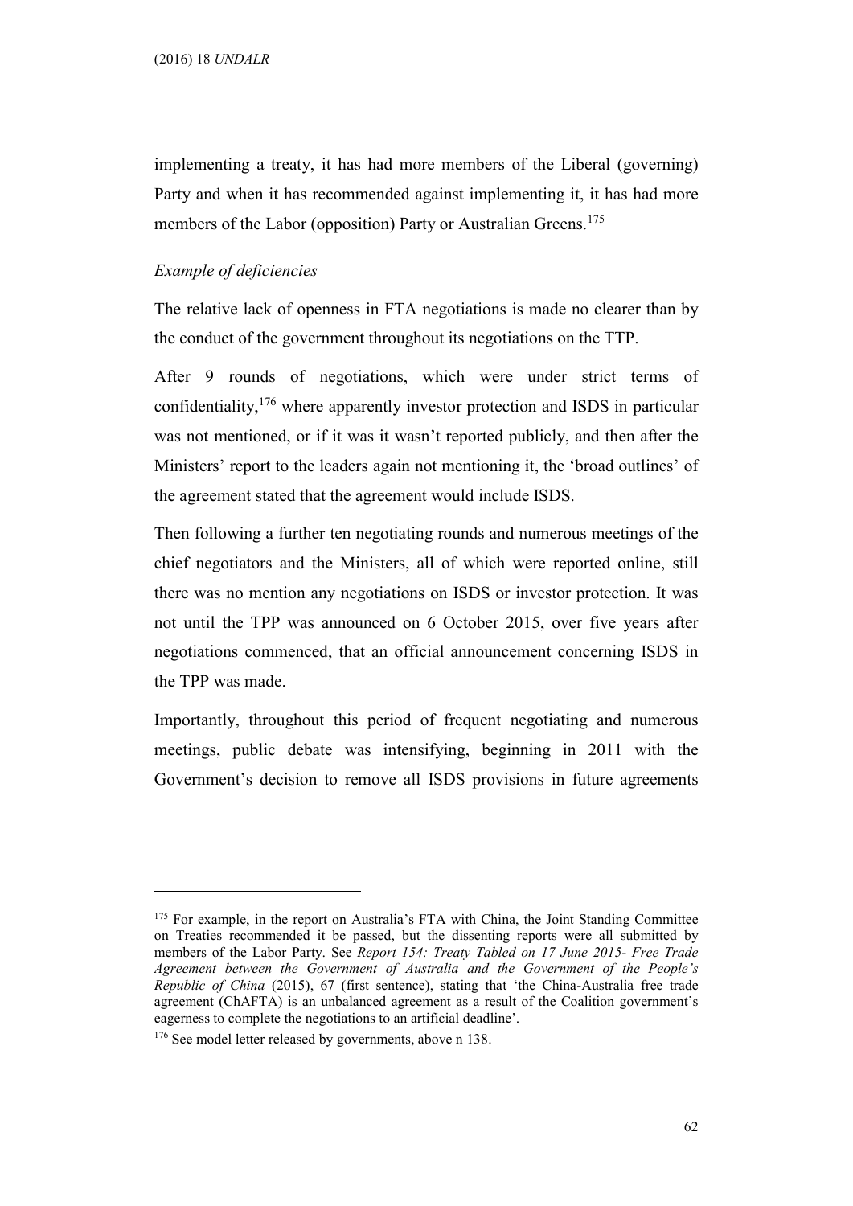implementing a treaty, it has had more members of the Liberal (governing) Party and when it has recommended against implementing it, it has had more members of the Labor (opposition) Party or Australian Greens.[175]

*Example of deficiencies*

The relative lack of openness in FTA negotiations is made no clearer than by the conduct of the government throughout its negotiations on the TTP.

After 9 rounds of negotiations, which were under strict terms of confidentiality,[176] where apparently investor protection and ISDS in particular was not mentioned, or if it was it wasn't reported publicly, and then after the Ministers' report to the leaders again not mentioning it, the 'broad outlines' of the agreement stated that the agreement would include ISDS.

Then following a further ten negotiating rounds and numerous meetings of the chief negotiators and the Ministers, all of which were reported online, still there was no mention any negotiations on ISDS or investor protection. It was not until the TPP was announced on 6 October 2015, over five years after negotiations commenced, that an official announcement concerning ISDS in the TPP was made.

Importantly, throughout this period of frequent negotiating and numerous meetings, public debate was intensifying, beginning in 2011 with the Government's decision to remove all ISDS provisions in future agreements

---

[175] For example, in the report on Australia's FTA with China, the Joint Standing Committee on Treaties recommended it be passed, but the dissenting reports were all submitted by members of the Labor Party. See *Report 154: Treaty Tabled on 17 June 2015- Free Trade Agreement between the Government of Australia and the Government of the People's Republic of China* (2015), 67 (first sentence), stating that 'the China-Australia free trade agreement (ChAFTA) is an unbalanced agreement as a result of the Coalition government's eagerness to complete the negotiations to an artificial deadline'.

[176] See model letter released by governments, above n 138.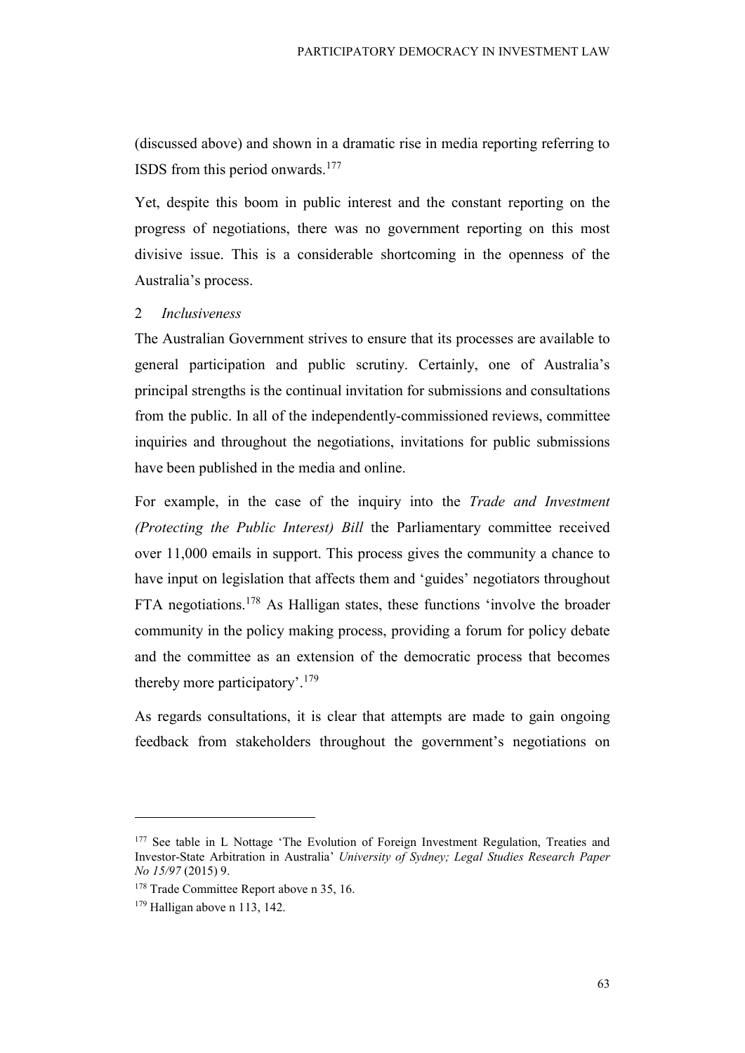(discussed above) and shown in a dramatic rise in media reporting referring to ISDS from this period onwards.[177]

Yet, despite this boom in public interest and the constant reporting on the progress of negotiations, there was no government reporting on this most divisive issue. This is a considerable shortcoming in the openness of the Australia's process.

### 2 *Inclusiveness*

The Australian Government strives to ensure that its processes are available to general participation and public scrutiny. Certainly, one of Australia's principal strengths is the continual invitation for submissions and consultations from the public. In all of the independently-commissioned reviews, committee inquiries and throughout the negotiations, invitations for public submissions have been published in the media and online.

For example, in the case of the inquiry into the *Trade and Investment (Protecting the Public Interest) Bill* the Parliamentary committee received over 11,000 emails in support. This process gives the community a chance to have input on legislation that affects them and 'guides' negotiators throughout FTA negotiations.[178] As Halligan states, these functions 'involve the broader community in the policy making process, providing a forum for policy debate and the committee as an extension of the democratic process that becomes thereby more participatory'.[179]

As regards consultations, it is clear that attempts are made to gain ongoing feedback from stakeholders throughout the government's negotiations on

---

[177] See table in L Nottage 'The Evolution of Foreign Investment Regulation, Treaties and Investor-State Arbitration in Australia' *University of Sydney; Legal Studies Research Paper No 15/97* (2015) 9.

[178] Trade Committee Report above n 35, 16.

[179] Halligan above n 113, 142.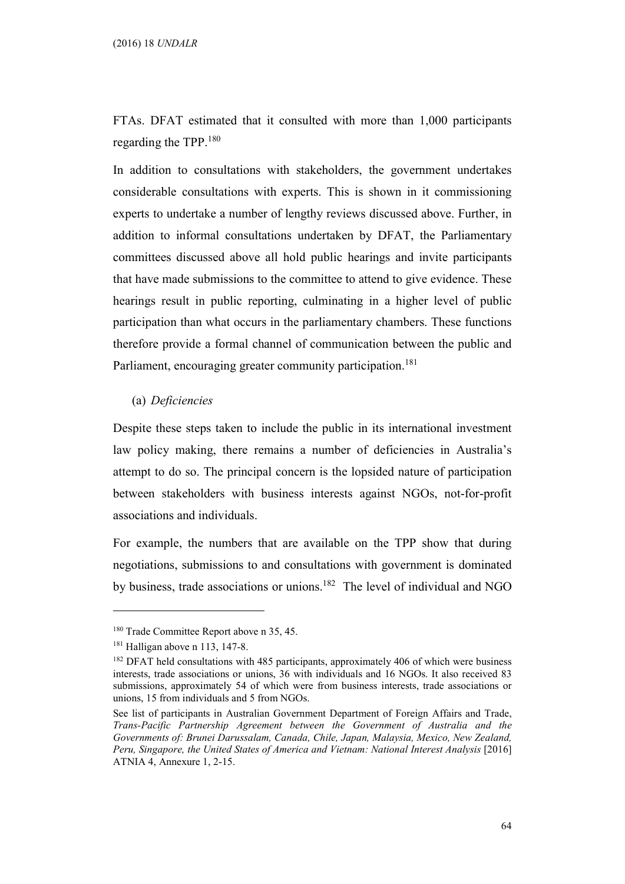FTAs. DFAT estimated that it consulted with more than 1,000 participants regarding the TPP.[180]

In addition to consultations with stakeholders, the government undertakes considerable consultations with experts. This is shown in it commissioning experts to undertake a number of lengthy reviews discussed above. Further, in addition to informal consultations undertaken by DFAT, the Parliamentary committees discussed above all hold public hearings and invite participants that have made submissions to the committee to attend to give evidence. These hearings result in public reporting, culminating in a higher level of public participation than what occurs in the parliamentary chambers. These functions therefore provide a formal channel of communication between the public and Parliament, encouraging greater community participation.[181]

(a) *Deficiencies*

Despite these steps taken to include the public in its international investment law policy making, there remains a number of deficiencies in Australia's attempt to do so. The principal concern is the lopsided nature of participation between stakeholders with business interests against NGOs, not-for-profit associations and individuals.

For example, the numbers that are available on the TPP show that during negotiations, submissions to and consultations with government is dominated by business, trade associations or unions.[182] The level of individual and NGO

---

[180] Trade Committee Report above n 35, 45.

[181] Halligan above n 113, 147-8.

[182] DFAT held consultations with 485 participants, approximately 406 of which were business interests, trade associations or unions, 36 with individuals and 16 NGOs. It also received 83 submissions, approximately 54 of which were from business interests, trade associations or unions, 15 from individuals and 5 from NGOs.

See list of participants in Australian Government Department of Foreign Affairs and Trade, *Trans-Pacific Partnership Agreement between the Government of Australia and the Governments of: Brunei Darussalam, Canada, Chile, Japan, Malaysia, Mexico, New Zealand, Peru, Singapore, the United States of America and Vietnam: National Interest Analysis* [2016] ATNIA 4, Annexure 1, 2-15.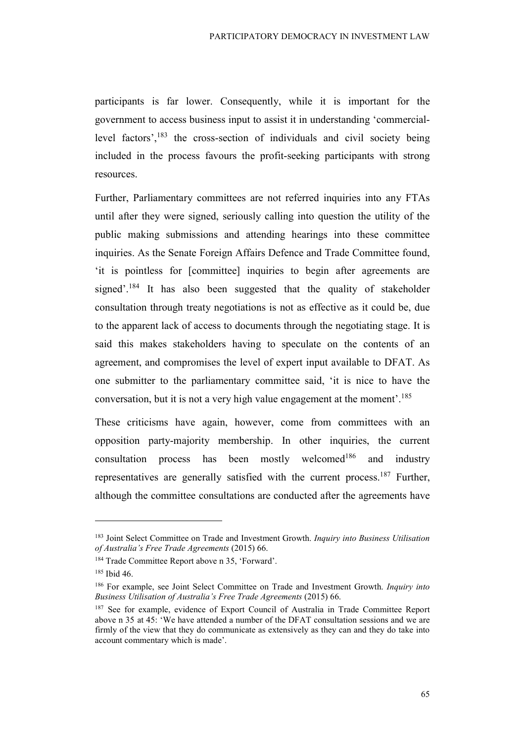participants is far lower. Consequently, while it is important for the government to access business input to assist it in understanding 'commercial-level factors',[183] the cross-section of individuals and civil society being included in the process favours the profit-seeking participants with strong resources.

Further, Parliamentary committees are not referred inquiries into any FTAs until after they were signed, seriously calling into question the utility of the public making submissions and attending hearings into these committee inquiries. As the Senate Foreign Affairs Defence and Trade Committee found, 'it is pointless for [committee] inquiries to begin after agreements are signed'.[184] It has also been suggested that the quality of stakeholder consultation through treaty negotiations is not as effective as it could be, due to the apparent lack of access to documents through the negotiating stage. It is said this makes stakeholders having to speculate on the contents of an agreement, and compromises the level of expert input available to DFAT. As one submitter to the parliamentary committee said, 'it is nice to have the conversation, but it is not a very high value engagement at the moment'.[185]

These criticisms have again, however, come from committees with an opposition party-majority membership. In other inquiries, the current consultation process has been mostly welcomed[186] and industry representatives are generally satisfied with the current process.[187] Further, although the committee consultations are conducted after the agreements have

---

[183] Joint Select Committee on Trade and Investment Growth. *Inquiry into Business Utilisation of Australia's Free Trade Agreements* (2015) 66.

[184] Trade Committee Report above n 35, 'Forward'.

[185] Ibid 46.

[186] For example, see Joint Select Committee on Trade and Investment Growth. *Inquiry into Business Utilisation of Australia's Free Trade Agreements* (2015) 66.

[187] See for example, evidence of Export Council of Australia in Trade Committee Report above n 35 at 45: 'We have attended a number of the DFAT consultation sessions and we are firmly of the view that they do communicate as extensively as they can and they do take into account commentary which is made'.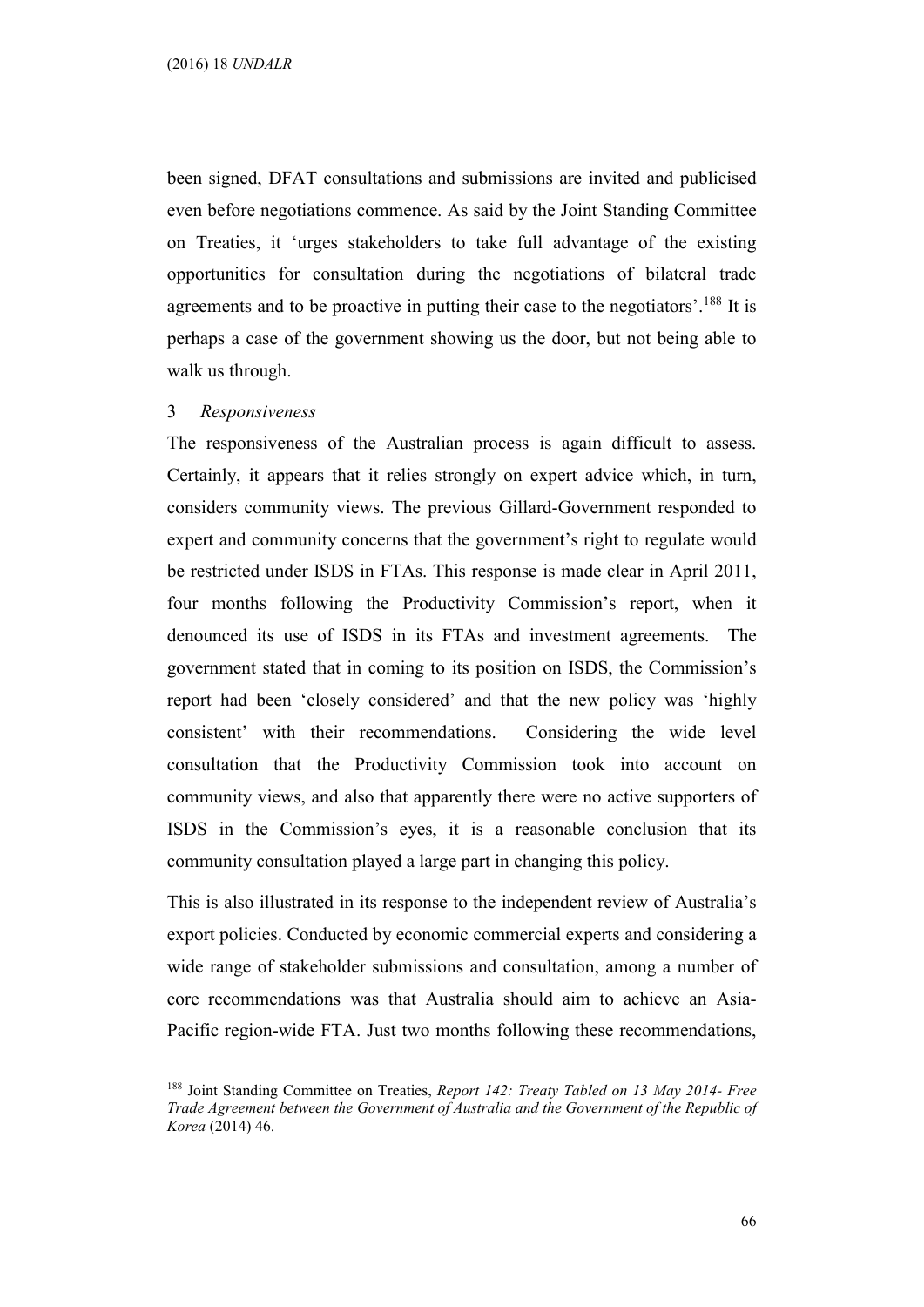been signed, DFAT consultations and submissions are invited and publicised even before negotiations commence. As said by the Joint Standing Committee on Treaties, it 'urges stakeholders to take full advantage of the existing opportunities for consultation during the negotiations of bilateral trade agreements and to be proactive in putting their case to the negotiators'.[188] It is perhaps a case of the government showing us the door, but not being able to walk us through.

### 3 *Responsiveness*

The responsiveness of the Australian process is again difficult to assess. Certainly, it appears that it relies strongly on expert advice which, in turn, considers community views. The previous Gillard-Government responded to expert and community concerns that the government's right to regulate would be restricted under ISDS in FTAs. This response is made clear in April 2011, four months following the Productivity Commission's report, when it denounced its use of ISDS in its FTAs and investment agreements. The government stated that in coming to its position on ISDS, the Commission's report had been 'closely considered' and that the new policy was 'highly consistent' with their recommendations. Considering the wide level consultation that the Productivity Commission took into account on community views, and also that apparently there were no active supporters of ISDS in the Commission's eyes, it is a reasonable conclusion that its community consultation played a large part in changing this policy.

This is also illustrated in its response to the independent review of Australia's export policies. Conducted by economic commercial experts and considering a wide range of stakeholder submissions and consultation, among a number of core recommendations was that Australia should aim to achieve an Asia-Pacific region-wide FTA. Just two months following these recommendations,

---

[188] Joint Standing Committee on Treaties, *Report 142: Treaty Tabled on 13 May 2014- Free Trade Agreement between the Government of Australia and the Government of the Republic of Korea* (2014) 46.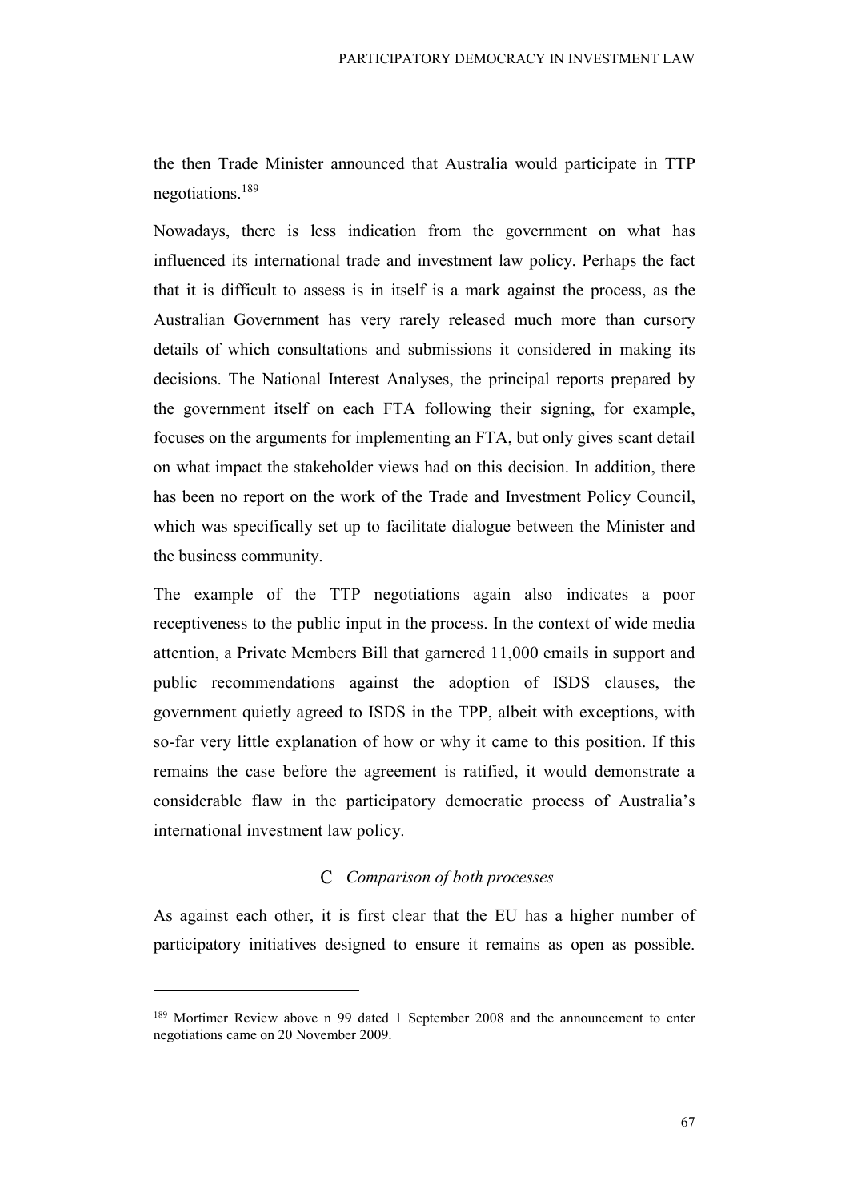the then Trade Minister announced that Australia would participate in TTP negotiations.[189]

Nowadays, there is less indication from the government on what has influenced its international trade and investment law policy. Perhaps the fact that it is difficult to assess is in itself is a mark against the process, as the Australian Government has very rarely released much more than cursory details of which consultations and submissions it considered in making its decisions. The National Interest Analyses, the principal reports prepared by the government itself on each FTA following their signing, for example, focuses on the arguments for implementing an FTA, but only gives scant detail on what impact the stakeholder views had on this decision. In addition, there has been no report on the work of the Trade and Investment Policy Council, which was specifically set up to facilitate dialogue between the Minister and the business community.

The example of the TTP negotiations again also indicates a poor receptiveness to the public input in the process. In the context of wide media attention, a Private Members Bill that garnered 11,000 emails in support and public recommendations against the adoption of ISDS clauses, the government quietly agreed to ISDS in the TPP, albeit with exceptions, with so-far very little explanation of how or why it came to this position. If this remains the case before the agreement is ratified, it would demonstrate a considerable flaw in the participatory democratic process of Australia's international investment law policy.

### C *Comparison of both processes*

As against each other, it is first clear that the EU has a higher number of participatory initiatives designed to ensure it remains as open as possible.

---

[189] Mortimer Review above n 99 dated 1 September 2008 and the announcement to enter negotiations came on 20 November 2009.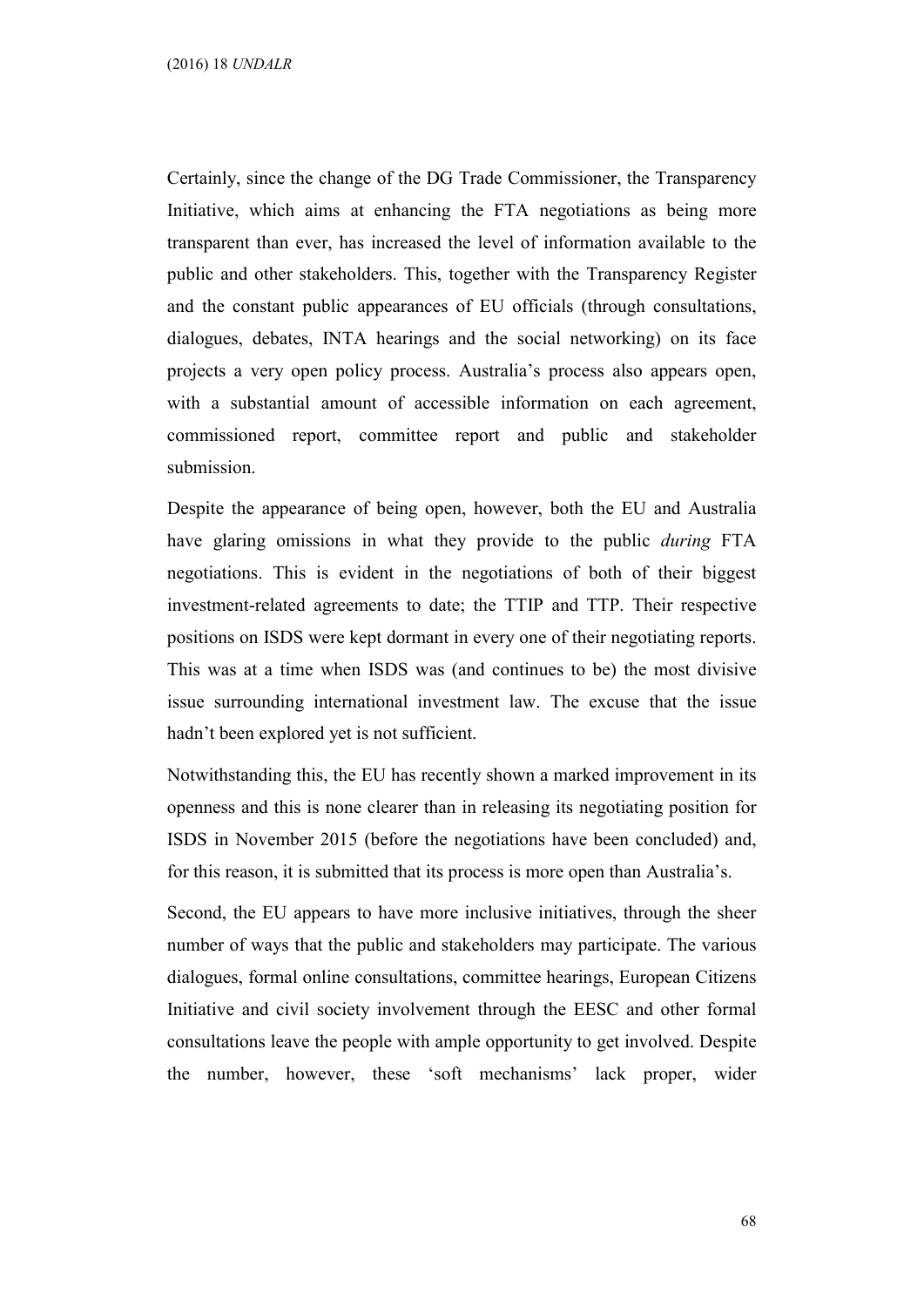Certainly, since the change of the DG Trade Commissioner, the Transparency Initiative, which aims at enhancing the FTA negotiations as being more transparent than ever, has increased the level of information available to the public and other stakeholders. This, together with the Transparency Register and the constant public appearances of EU officials (through consultations, dialogues, debates, INTA hearings and the social networking) on its face projects a very open policy process. Australia's process also appears open, with a substantial amount of accessible information on each agreement, commissioned report, committee report and public and stakeholder submission.

Despite the appearance of being open, however, both the EU and Australia have glaring omissions in what they provide to the public *during* FTA negotiations. This is evident in the negotiations of both of their biggest investment-related agreements to date; the TTIP and TTP. Their respective positions on ISDS were kept dormant in every one of their negotiating reports. This was at a time when ISDS was (and continues to be) the most divisive issue surrounding international investment law. The excuse that the issue hadn't been explored yet is not sufficient.

Notwithstanding this, the EU has recently shown a marked improvement in its openness and this is none clearer than in releasing its negotiating position for ISDS in November 2015 (before the negotiations have been concluded) and, for this reason, it is submitted that its process is more open than Australia's.

Second, the EU appears to have more inclusive initiatives, through the sheer number of ways that the public and stakeholders may participate. The various dialogues, formal online consultations, committee hearings, European Citizens Initiative and civil society involvement through the EESC and other formal consultations leave the people with ample opportunity to get involved. Despite the number, however, these 'soft mechanisms' lack proper, wider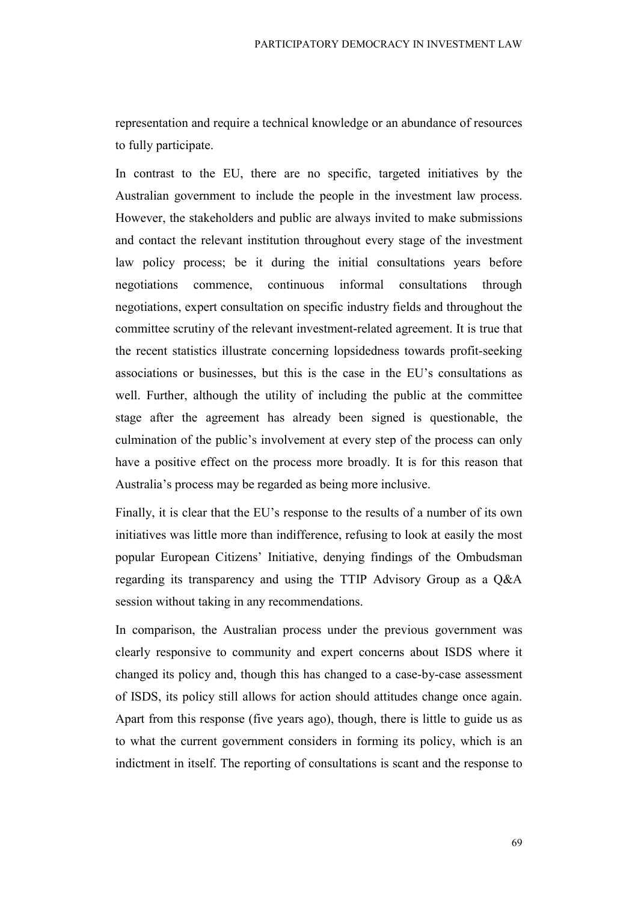representation and require a technical knowledge or an abundance of resources to fully participate.

In contrast to the EU, there are no specific, targeted initiatives by the Australian government to include the people in the investment law process. However, the stakeholders and public are always invited to make submissions and contact the relevant institution throughout every stage of the investment law policy process; be it during the initial consultations years before negotiations commence, continuous informal consultations through negotiations, expert consultation on specific industry fields and throughout the committee scrutiny of the relevant investment-related agreement. It is true that the recent statistics illustrate concerning lopsidedness towards profit-seeking associations or businesses, but this is the case in the EU's consultations as well. Further, although the utility of including the public at the committee stage after the agreement has already been signed is questionable, the culmination of the public's involvement at every step of the process can only have a positive effect on the process more broadly. It is for this reason that Australia's process may be regarded as being more inclusive.

Finally, it is clear that the EU's response to the results of a number of its own initiatives was little more than indifference, refusing to look at easily the most popular European Citizens' Initiative, denying findings of the Ombudsman regarding its transparency and using the TTIP Advisory Group as a Q&A session without taking in any recommendations.

In comparison, the Australian process under the previous government was clearly responsive to community and expert concerns about ISDS where it changed its policy and, though this has changed to a case-by-case assessment of ISDS, its policy still allows for action should attitudes change once again. Apart from this response (five years ago), though, there is little to guide us as to what the current government considers in forming its policy, which is an indictment in itself. The reporting of consultations is scant and the response to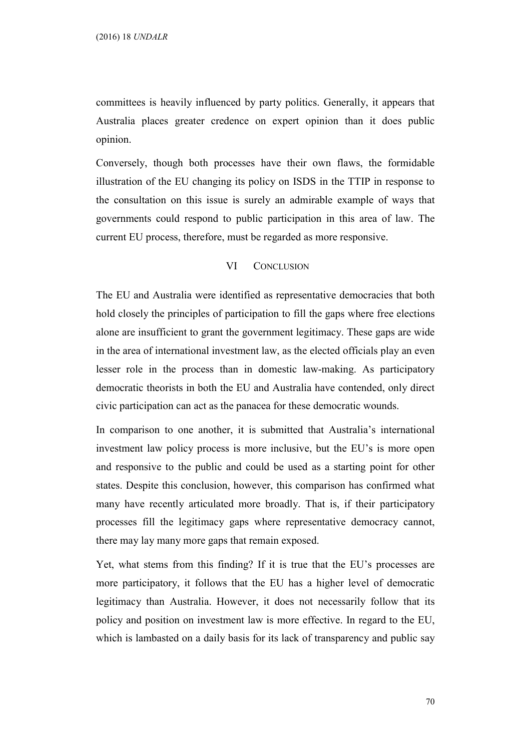committees is heavily influenced by party politics. Generally, it appears that Australia places greater credence on expert opinion than it does public opinion.

Conversely, though both processes have their own flaws, the formidable illustration of the EU changing its policy on ISDS in the TTIP in response to the consultation on this issue is surely an admirable example of ways that governments could respond to public participation in this area of law. The current EU process, therefore, must be regarded as more responsive.

## VI CONCLUSION

The EU and Australia were identified as representative democracies that both hold closely the principles of participation to fill the gaps where free elections alone are insufficient to grant the government legitimacy. These gaps are wide in the area of international investment law, as the elected officials play an even lesser role in the process than in domestic law-making. As participatory democratic theorists in both the EU and Australia have contended, only direct civic participation can act as the panacea for these democratic wounds.

In comparison to one another, it is submitted that Australia's international investment law policy process is more inclusive, but the EU's is more open and responsive to the public and could be used as a starting point for other states. Despite this conclusion, however, this comparison has confirmed what many have recently articulated more broadly. That is, if their participatory processes fill the legitimacy gaps where representative democracy cannot, there may lay many more gaps that remain exposed.

Yet, what stems from this finding? If it is true that the EU's processes are more participatory, it follows that the EU has a higher level of democratic legitimacy than Australia. However, it does not necessarily follow that its policy and position on investment law is more effective. In regard to the EU, which is lambasted on a daily basis for its lack of transparency and public say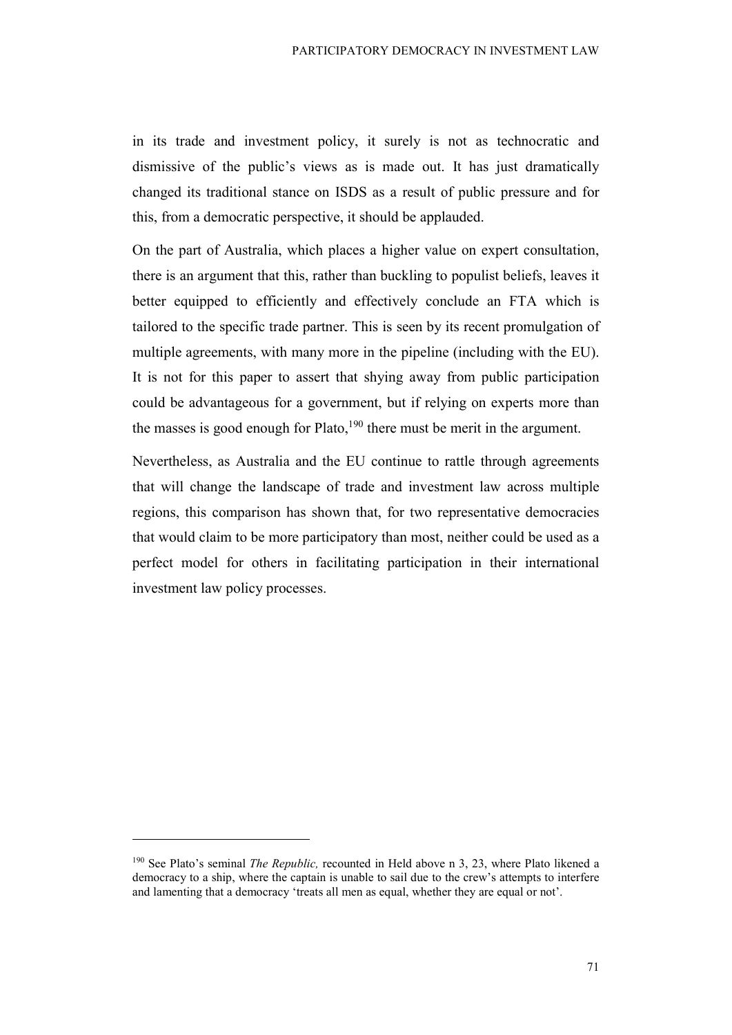in its trade and investment policy, it surely is not as technocratic and dismissive of the public's views as is made out. It has just dramatically changed its traditional stance on ISDS as a result of public pressure and for this, from a democratic perspective, it should be applauded.

On the part of Australia, which places a higher value on expert consultation, there is an argument that this, rather than buckling to populist beliefs, leaves it better equipped to efficiently and effectively conclude an FTA which is tailored to the specific trade partner. This is seen by its recent promulgation of multiple agreements, with many more in the pipeline (including with the EU). It is not for this paper to assert that shying away from public participation could be advantageous for a government, but if relying on experts more than the masses is good enough for Plato,[190] there must be merit in the argument.

Nevertheless, as Australia and the EU continue to rattle through agreements that will change the landscape of trade and investment law across multiple regions, this comparison has shown that, for two representative democracies that would claim to be more participatory than most, neither could be used as a perfect model for others in facilitating participation in their international investment law policy processes.

---

[190] See Plato's seminal *The Republic,* recounted in Held above n 3, 23, where Plato likened a democracy to a ship, where the captain is unable to sail due to the crew's attempts to interfere and lamenting that a democracy 'treats all men as equal, whether they are equal or not'.